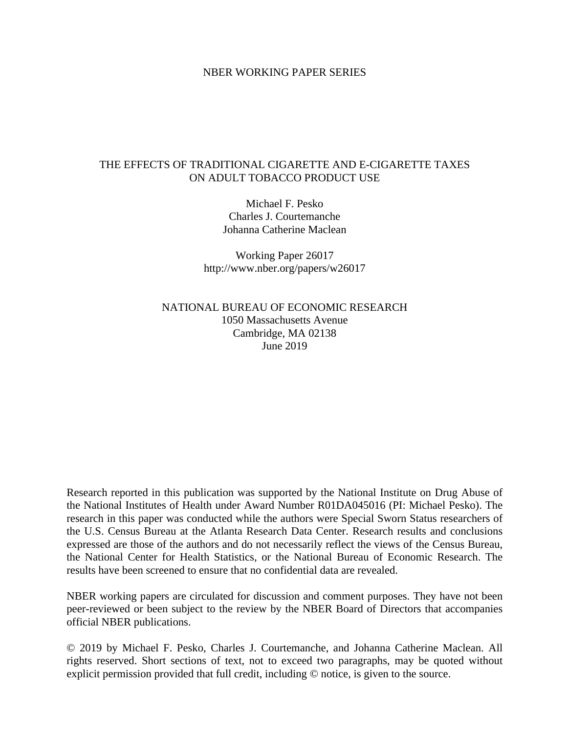NBER WORKING PAPER SERIES

# THE EFFECTS OF TRADITIONAL CIGARETTE AND E-CIGARETTE TAXES ON ADULT TOBACCO PRODUCT USE

Michael F. Pesko
Charles J. Courtemanche
Johanna Catherine Maclean

Working Paper 26017
http://www.nber.org/papers/w26017

NATIONAL BUREAU OF ECONOMIC RESEARCH
1050 Massachusetts Avenue
Cambridge, MA 02138
June 2019

Research reported in this publication was supported by the National Institute on Drug Abuse of the National Institutes of Health under Award Number R01DA045016 (PI: Michael Pesko). The research in this paper was conducted while the authors were Special Sworn Status researchers of the U.S. Census Bureau at the Atlanta Research Data Center. Research results and conclusions expressed are those of the authors and do not necessarily reflect the views of the Census Bureau, the National Center for Health Statistics, or the National Bureau of Economic Research. The results have been screened to ensure that no confidential data are revealed.

NBER working papers are circulated for discussion and comment purposes. They have not been peer-reviewed or been subject to the review by the NBER Board of Directors that accompanies official NBER publications.

© 2019 by Michael F. Pesko, Charles J. Courtemanche, and Johanna Catherine Maclean. All rights reserved. Short sections of text, not to exceed two paragraphs, may be quoted without explicit permission provided that full credit, including © notice, is given to the source.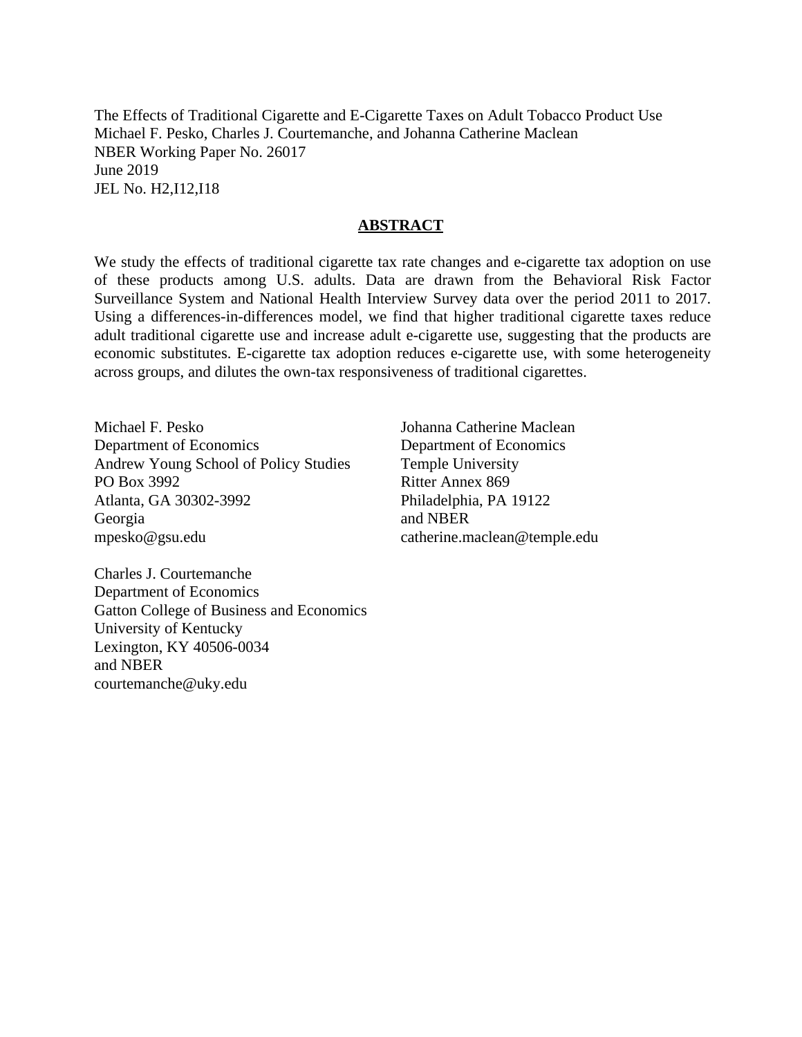The Effects of Traditional Cigarette and E-Cigarette Taxes on Adult Tobacco Product Use
Michael F. Pesko, Charles J. Courtemanche, and Johanna Catherine Maclean
NBER Working Paper No. 26017
June 2019
JEL No. H2,I12,I18

## ABSTRACT

We study the effects of traditional cigarette tax rate changes and e-cigarette tax adoption on use of these products among U.S. adults. Data are drawn from the Behavioral Risk Factor Surveillance System and National Health Interview Survey data over the period 2011 to 2017. Using a differences-in-differences model, we find that higher traditional cigarette taxes reduce adult traditional cigarette use and increase adult e-cigarette use, suggesting that the products are economic substitutes. E-cigarette tax adoption reduces e-cigarette use, with some heterogeneity across groups, and dilutes the own-tax responsiveness of traditional cigarettes.

Michael F. Pesko
Department of Economics
Andrew Young School of Policy Studies
PO Box 3992
Atlanta, GA 30302-3992
Georgia
mpesko@gsu.edu

Charles J. Courtemanche
Department of Economics
Gatton College of Business and Economics
University of Kentucky
Lexington, KY 40506-0034
and NBER
courtemanche@uky.edu

Johanna Catherine Maclean
Department of Economics
Temple University
Ritter Annex 869
Philadelphia, PA 19122
and NBER
catherine.maclean@temple.edu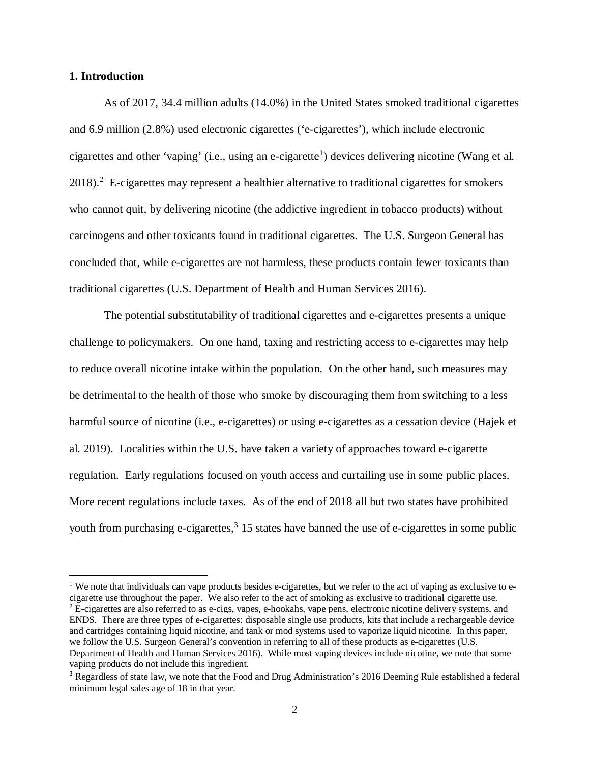## 1. Introduction

As of 2017, 34.4 million adults (14.0%) in the United States smoked traditional cigarettes and 6.9 million (2.8%) used electronic cigarettes ('e-cigarettes'), which include electronic cigarettes and other 'vaping' (i.e., using an e-cigarette[1]) devices delivering nicotine (Wang et al. 2018).[2] E-cigarettes may represent a healthier alternative to traditional cigarettes for smokers who cannot quit, by delivering nicotine (the addictive ingredient in tobacco products) without carcinogens and other toxicants found in traditional cigarettes. The U.S. Surgeon General has concluded that, while e-cigarettes are not harmless, these products contain fewer toxicants than traditional cigarettes (U.S. Department of Health and Human Services 2016).

The potential substitutability of traditional cigarettes and e-cigarettes presents a unique challenge to policymakers. On one hand, taxing and restricting access to e-cigarettes may help to reduce overall nicotine intake within the population. On the other hand, such measures may be detrimental to the health of those who smoke by discouraging them from switching to a less harmful source of nicotine (i.e., e-cigarettes) or using e-cigarettes as a cessation device (Hajek et al. 2019). Localities within the U.S. have taken a variety of approaches toward e-cigarette regulation. Early regulations focused on youth access and curtailing use in some public places. More recent regulations include taxes. As of the end of 2018 all but two states have prohibited youth from purchasing e-cigarettes,[3] 15 states have banned the use of e-cigarettes in some public

---

[1] We note that individuals can vape products besides e-cigarettes, but we refer to the act of vaping as exclusive to e-cigarette use throughout the paper. We also refer to the act of smoking as exclusive to traditional cigarette use.

[2] E-cigarettes are also referred to as e-cigs, vapes, e-hookahs, vape pens, electronic nicotine delivery systems, and ENDS. There are three types of e-cigarettes: disposable single use products, kits that include a rechargeable device and cartridges containing liquid nicotine, and tank or mod systems used to vaporize liquid nicotine. In this paper, we follow the U.S. Surgeon General's convention in referring to all of these products as e-cigarettes (U.S. Department of Health and Human Services 2016). While most vaping devices include nicotine, we note that some vaping products do not include this ingredient.

[3] Regardless of state law, we note that the Food and Drug Administration's 2016 Deeming Rule established a federal minimum legal sales age of 18 in that year.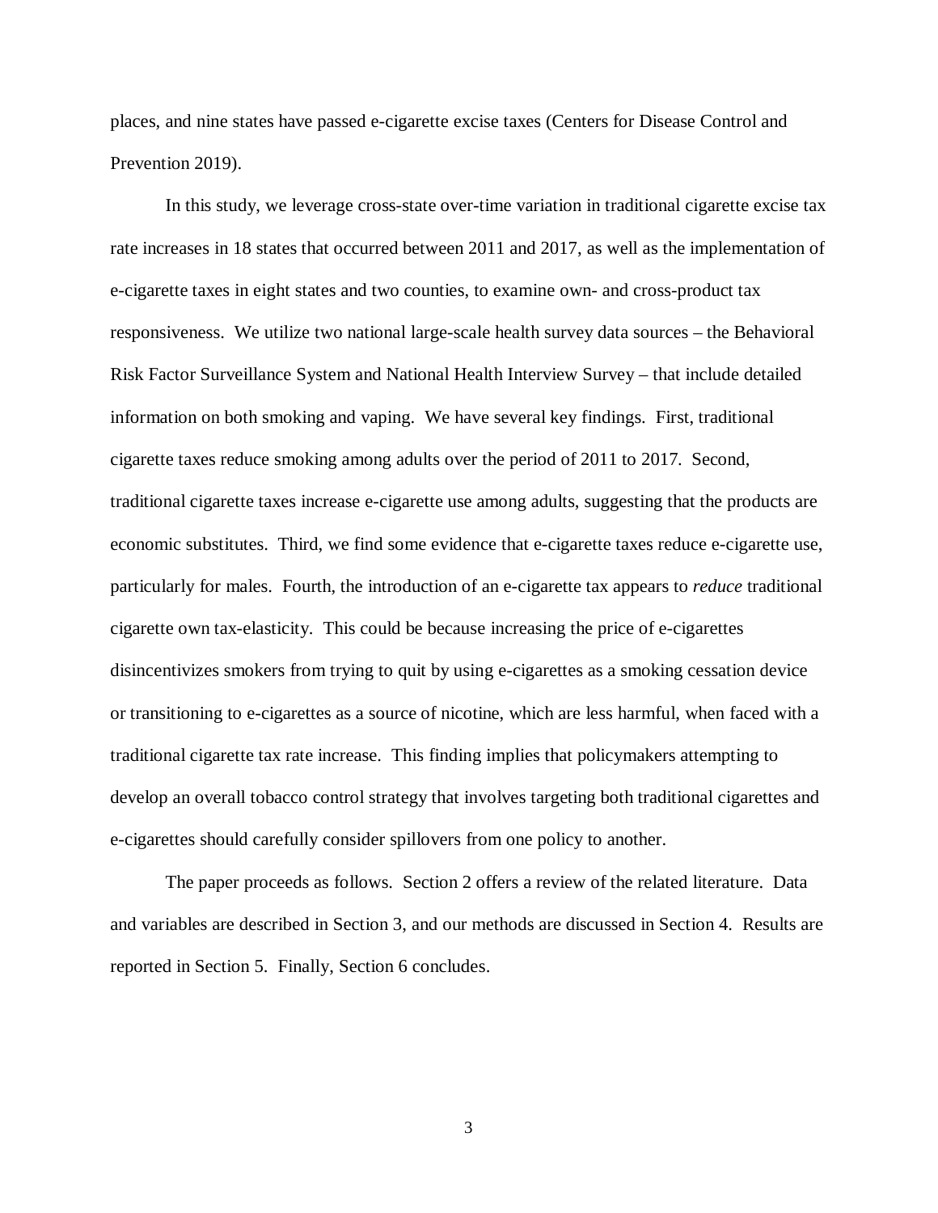places, and nine states have passed e-cigarette excise taxes (Centers for Disease Control and Prevention 2019).

In this study, we leverage cross-state over-time variation in traditional cigarette excise tax rate increases in 18 states that occurred between 2011 and 2017, as well as the implementation of e-cigarette taxes in eight states and two counties, to examine own- and cross-product tax responsiveness. We utilize two national large-scale health survey data sources – the Behavioral Risk Factor Surveillance System and National Health Interview Survey – that include detailed information on both smoking and vaping. We have several key findings. First, traditional cigarette taxes reduce smoking among adults over the period of 2011 to 2017. Second, traditional cigarette taxes increase e-cigarette use among adults, suggesting that the products are economic substitutes. Third, we find some evidence that e-cigarette taxes reduce e-cigarette use, particularly for males. Fourth, the introduction of an e-cigarette tax appears to *reduce* traditional cigarette own tax-elasticity. This could be because increasing the price of e-cigarettes disincentivizes smokers from trying to quit by using e-cigarettes as a smoking cessation device or transitioning to e-cigarettes as a source of nicotine, which are less harmful, when faced with a traditional cigarette tax rate increase. This finding implies that policymakers attempting to develop an overall tobacco control strategy that involves targeting both traditional cigarettes and e-cigarettes should carefully consider spillovers from one policy to another.

The paper proceeds as follows. Section 2 offers a review of the related literature. Data and variables are described in Section 3, and our methods are discussed in Section 4. Results are reported in Section 5. Finally, Section 6 concludes.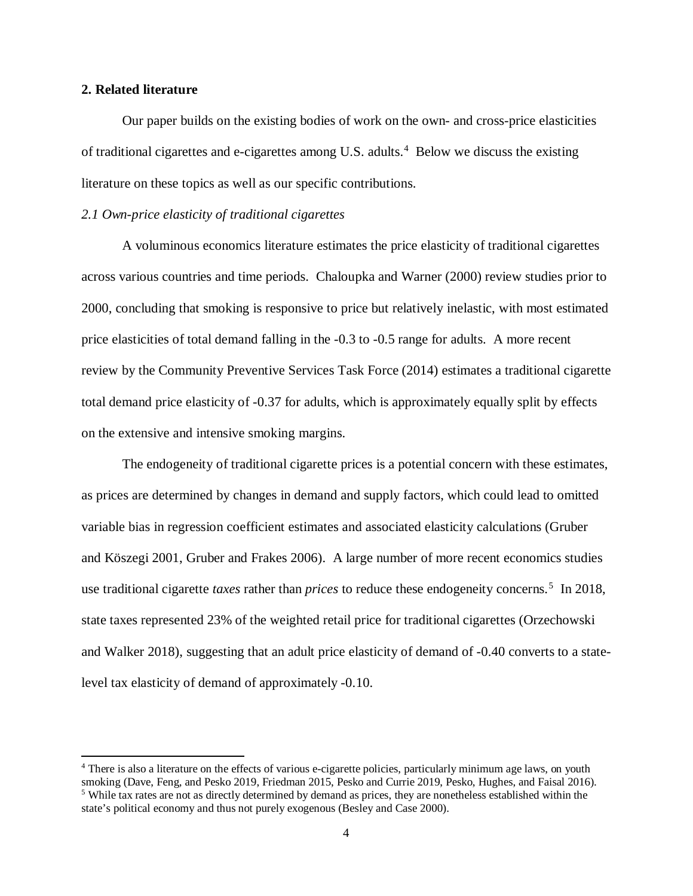## 2. Related literature

Our paper builds on the existing bodies of work on the own- and cross-price elasticities of traditional cigarettes and e-cigarettes among U.S. adults.[4] Below we discuss the existing literature on these topics as well as our specific contributions.

*2.1 Own-price elasticity of traditional cigarettes*

A voluminous economics literature estimates the price elasticity of traditional cigarettes across various countries and time periods. Chaloupka and Warner (2000) review studies prior to 2000, concluding that smoking is responsive to price but relatively inelastic, with most estimated price elasticities of total demand falling in the -0.3 to -0.5 range for adults. A more recent review by the Community Preventive Services Task Force (2014) estimates a traditional cigarette total demand price elasticity of -0.37 for adults, which is approximately equally split by effects on the extensive and intensive smoking margins.

The endogeneity of traditional cigarette prices is a potential concern with these estimates, as prices are determined by changes in demand and supply factors, which could lead to omitted variable bias in regression coefficient estimates and associated elasticity calculations (Gruber and Köszegi 2001, Gruber and Frakes 2006). A large number of more recent economics studies use traditional cigarette *taxes* rather than *prices* to reduce these endogeneity concerns.[5] In 2018, state taxes represented 23% of the weighted retail price for traditional cigarettes (Orzechowski and Walker 2018), suggesting that an adult price elasticity of demand of -0.40 converts to a state-level tax elasticity of demand of approximately -0.10.

[4] There is also a literature on the effects of various e-cigarette policies, particularly minimum age laws, on youth smoking (Dave, Feng, and Pesko 2019, Friedman 2015, Pesko and Currie 2019, Pesko, Hughes, and Faisal 2016).

[5] While tax rates are not as directly determined by demand as prices, they are nonetheless established within the state's political economy and thus not purely exogenous (Besley and Case 2000).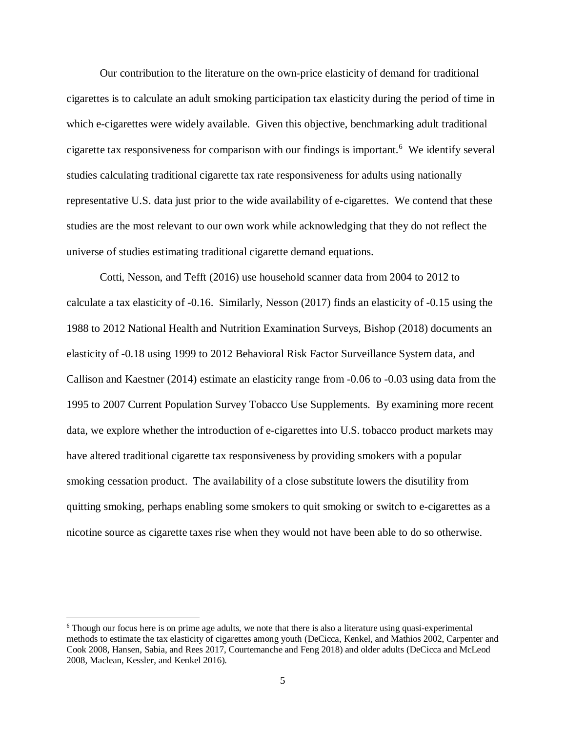Our contribution to the literature on the own-price elasticity of demand for traditional cigarettes is to calculate an adult smoking participation tax elasticity during the period of time in which e-cigarettes were widely available. Given this objective, benchmarking adult traditional cigarette tax responsiveness for comparison with our findings is important.[6] We identify several studies calculating traditional cigarette tax rate responsiveness for adults using nationally representative U.S. data just prior to the wide availability of e-cigarettes. We contend that these studies are the most relevant to our own work while acknowledging that they do not reflect the universe of studies estimating traditional cigarette demand equations.

Cotti, Nesson, and Tefft (2016) use household scanner data from 2004 to 2012 to calculate a tax elasticity of -0.16. Similarly, Nesson (2017) finds an elasticity of -0.15 using the 1988 to 2012 National Health and Nutrition Examination Surveys, Bishop (2018) documents an elasticity of -0.18 using 1999 to 2012 Behavioral Risk Factor Surveillance System data, and Callison and Kaestner (2014) estimate an elasticity range from -0.06 to -0.03 using data from the 1995 to 2007 Current Population Survey Tobacco Use Supplements. By examining more recent data, we explore whether the introduction of e-cigarettes into U.S. tobacco product markets may have altered traditional cigarette tax responsiveness by providing smokers with a popular smoking cessation product. The availability of a close substitute lowers the disutility from quitting smoking, perhaps enabling some smokers to quit smoking or switch to e-cigarettes as a nicotine source as cigarette taxes rise when they would not have been able to do so otherwise.

[6] Though our focus here is on prime age adults, we note that there is also a literature using quasi-experimental methods to estimate the tax elasticity of cigarettes among youth (DeCicca, Kenkel, and Mathios 2002, Carpenter and Cook 2008, Hansen, Sabia, and Rees 2017, Courtemanche and Feng 2018) and older adults (DeCicca and McLeod 2008, Maclean, Kessler, and Kenkel 2016).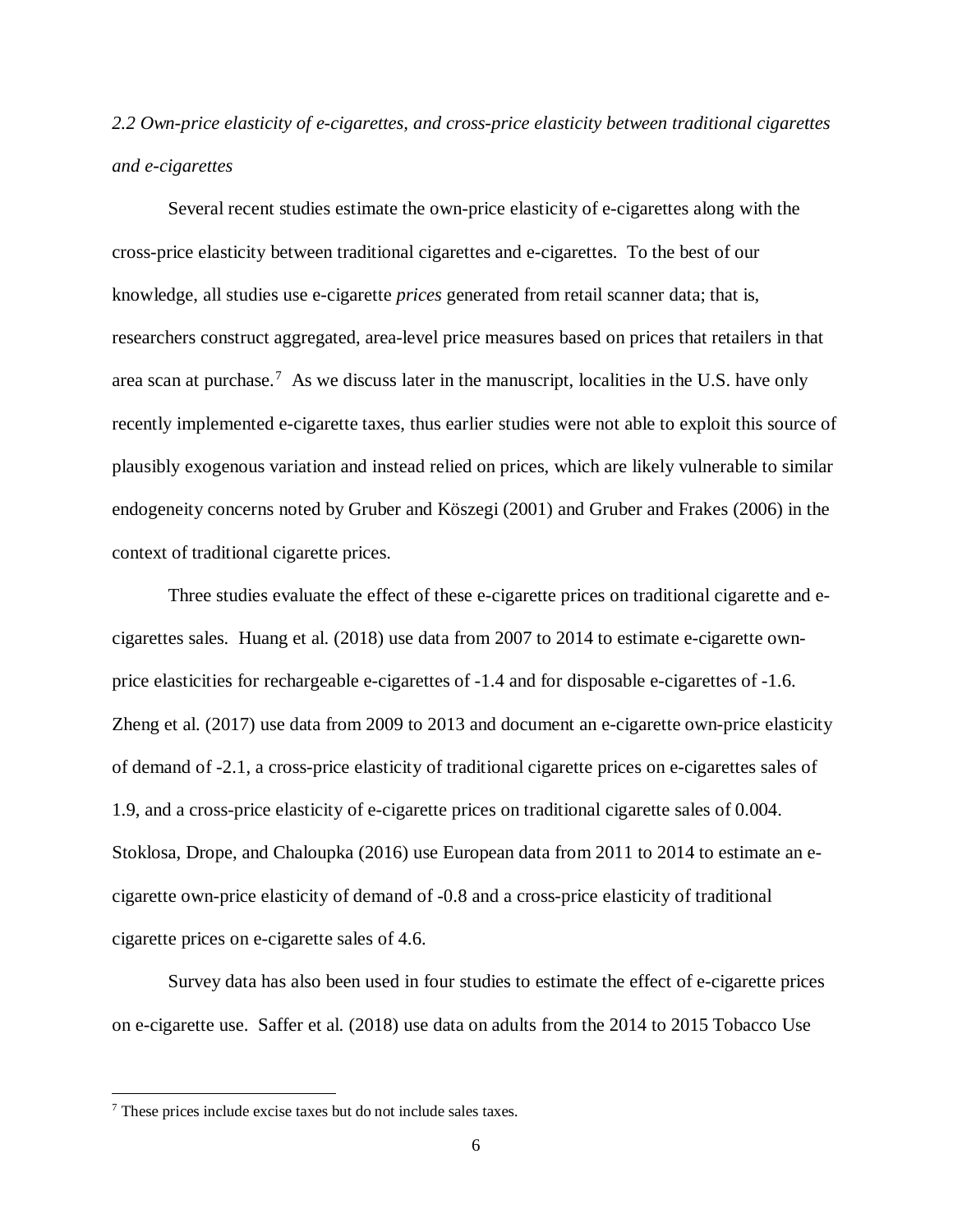*2.2 Own-price elasticity of e-cigarettes, and cross-price elasticity between traditional cigarettes and e-cigarettes*

Several recent studies estimate the own-price elasticity of e-cigarettes along with the cross-price elasticity between traditional cigarettes and e-cigarettes. To the best of our knowledge, all studies use e-cigarette *prices* generated from retail scanner data; that is, researchers construct aggregated, area-level price measures based on prices that retailers in that area scan at purchase.[7] As we discuss later in the manuscript, localities in the U.S. have only recently implemented e-cigarette taxes, thus earlier studies were not able to exploit this source of plausibly exogenous variation and instead relied on prices, which are likely vulnerable to similar endogeneity concerns noted by Gruber and Köszegi (2001) and Gruber and Frakes (2006) in the context of traditional cigarette prices.

Three studies evaluate the effect of these e-cigarette prices on traditional cigarette and e-cigarettes sales. Huang et al. (2018) use data from 2007 to 2014 to estimate e-cigarette own-price elasticities for rechargeable e-cigarettes of -1.4 and for disposable e-cigarettes of -1.6. Zheng et al. (2017) use data from 2009 to 2013 and document an e-cigarette own-price elasticity of demand of -2.1, a cross-price elasticity of traditional cigarette prices on e-cigarettes sales of 1.9, and a cross-price elasticity of e-cigarette prices on traditional cigarette sales of 0.004. Stoklosa, Drope, and Chaloupka (2016) use European data from 2011 to 2014 to estimate an e-cigarette own-price elasticity of demand of -0.8 and a cross-price elasticity of traditional cigarette prices on e-cigarette sales of 4.6.

Survey data has also been used in four studies to estimate the effect of e-cigarette prices on e-cigarette use. Saffer et al. (2018) use data on adults from the 2014 to 2015 Tobacco Use

---

[7] These prices include excise taxes but do not include sales taxes.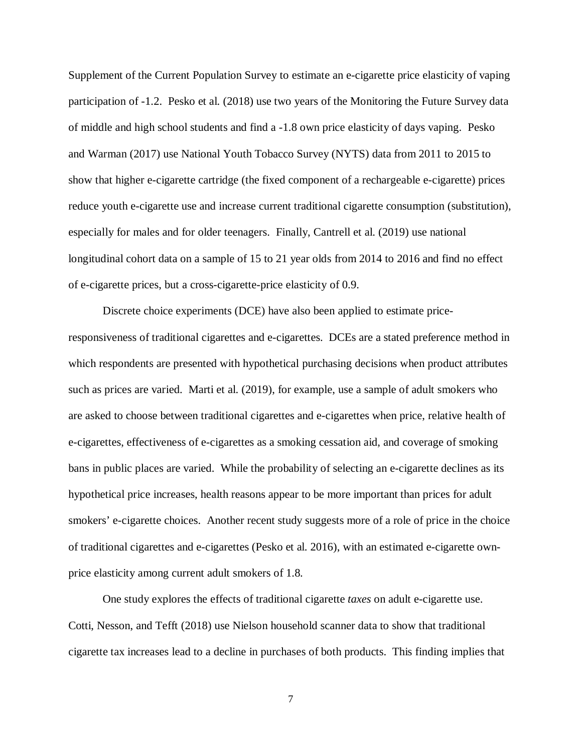Supplement of the Current Population Survey to estimate an e-cigarette price elasticity of vaping participation of -1.2. Pesko et al. (2018) use two years of the Monitoring the Future Survey data of middle and high school students and find a -1.8 own price elasticity of days vaping. Pesko and Warman (2017) use National Youth Tobacco Survey (NYTS) data from 2011 to 2015 to show that higher e-cigarette cartridge (the fixed component of a rechargeable e-cigarette) prices reduce youth e-cigarette use and increase current traditional cigarette consumption (substitution), especially for males and for older teenagers. Finally, Cantrell et al. (2019) use national longitudinal cohort data on a sample of 15 to 21 year olds from 2014 to 2016 and find no effect of e-cigarette prices, but a cross-cigarette-price elasticity of 0.9.

Discrete choice experiments (DCE) have also been applied to estimate price-responsiveness of traditional cigarettes and e-cigarettes. DCEs are a stated preference method in which respondents are presented with hypothetical purchasing decisions when product attributes such as prices are varied. Marti et al. (2019), for example, use a sample of adult smokers who are asked to choose between traditional cigarettes and e-cigarettes when price, relative health of e-cigarettes, effectiveness of e-cigarettes as a smoking cessation aid, and coverage of smoking bans in public places are varied. While the probability of selecting an e-cigarette declines as its hypothetical price increases, health reasons appear to be more important than prices for adult smokers' e-cigarette choices. Another recent study suggests more of a role of price in the choice of traditional cigarettes and e-cigarettes (Pesko et al. 2016), with an estimated e-cigarette own-price elasticity among current adult smokers of 1.8.

One study explores the effects of traditional cigarette *taxes* on adult e-cigarette use. Cotti, Nesson, and Tefft (2018) use Nielson household scanner data to show that traditional cigarette tax increases lead to a decline in purchases of both products. This finding implies that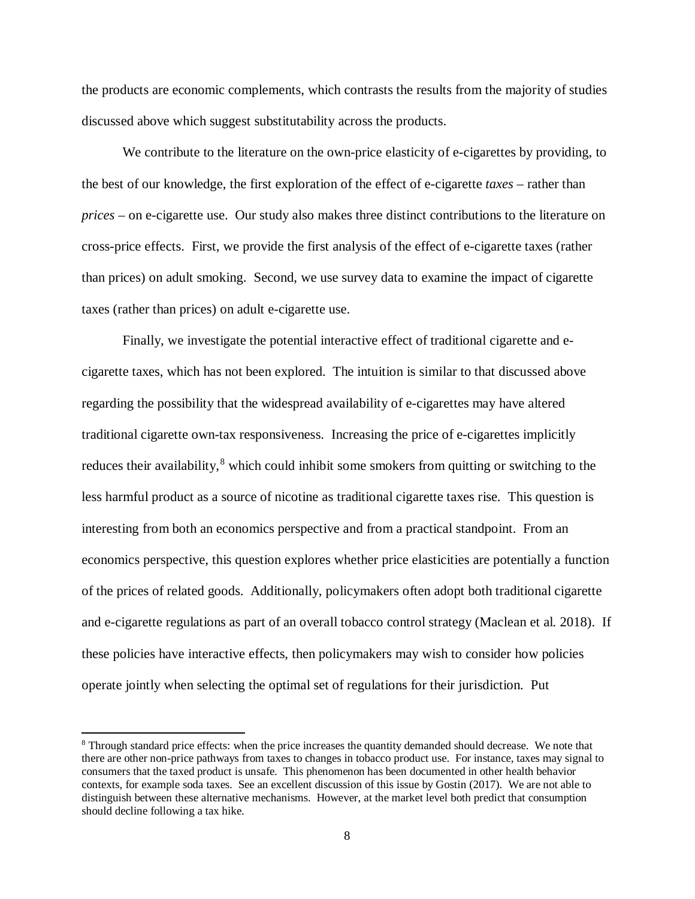the products are economic complements, which contrasts the results from the majority of studies discussed above which suggest substitutability across the products.

We contribute to the literature on the own-price elasticity of e-cigarettes by providing, to the best of our knowledge, the first exploration of the effect of e-cigarette *taxes* – rather than *prices* – on e-cigarette use. Our study also makes three distinct contributions to the literature on cross-price effects. First, we provide the first analysis of the effect of e-cigarette taxes (rather than prices) on adult smoking. Second, we use survey data to examine the impact of cigarette taxes (rather than prices) on adult e-cigarette use.

Finally, we investigate the potential interactive effect of traditional cigarette and e-cigarette taxes, which has not been explored. The intuition is similar to that discussed above regarding the possibility that the widespread availability of e-cigarettes may have altered traditional cigarette own-tax responsiveness. Increasing the price of e-cigarettes implicitly reduces their availability,[8] which could inhibit some smokers from quitting or switching to the less harmful product as a source of nicotine as traditional cigarette taxes rise. This question is interesting from both an economics perspective and from a practical standpoint. From an economics perspective, this question explores whether price elasticities are potentially a function of the prices of related goods. Additionally, policymakers often adopt both traditional cigarette and e-cigarette regulations as part of an overall tobacco control strategy (Maclean et al. 2018). If these policies have interactive effects, then policymakers may wish to consider how policies operate jointly when selecting the optimal set of regulations for their jurisdiction. Put

---

[8] Through standard price effects: when the price increases the quantity demanded should decrease. We note that there are other non-price pathways from taxes to changes in tobacco product use. For instance, taxes may signal to consumers that the taxed product is unsafe. This phenomenon has been documented in other health behavior contexts, for example soda taxes. See an excellent discussion of this issue by Gostin (2017). We are not able to distinguish between these alternative mechanisms. However, at the market level both predict that consumption should decline following a tax hike.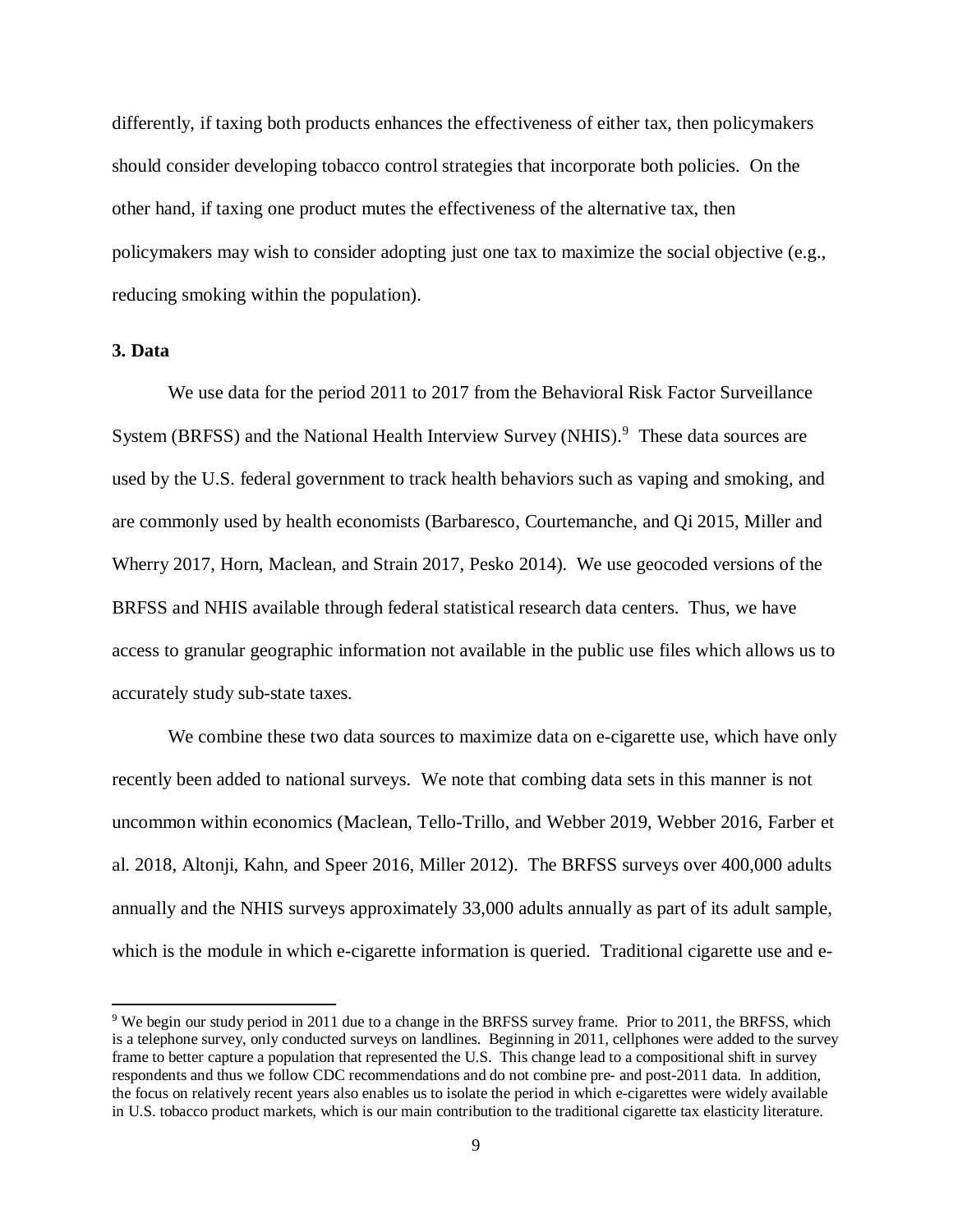differently, if taxing both products enhances the effectiveness of either tax, then policymakers should consider developing tobacco control strategies that incorporate both policies. On the other hand, if taxing one product mutes the effectiveness of the alternative tax, then policymakers may wish to consider adopting just one tax to maximize the social objective (e.g., reducing smoking within the population).

### 3. Data

We use data for the period 2011 to 2017 from the Behavioral Risk Factor Surveillance System (BRFSS) and the National Health Interview Survey (NHIS).[9] These data sources are used by the U.S. federal government to track health behaviors such as vaping and smoking, and are commonly used by health economists (Barbaresco, Courtemanche, and Qi 2015, Miller and Wherry 2017, Horn, Maclean, and Strain 2017, Pesko 2014). We use geocoded versions of the BRFSS and NHIS available through federal statistical research data centers. Thus, we have access to granular geographic information not available in the public use files which allows us to accurately study sub-state taxes.

We combine these two data sources to maximize data on e-cigarette use, which have only recently been added to national surveys. We note that combing data sets in this manner is not uncommon within economics (Maclean, Tello-Trillo, and Webber 2019, Webber 2016, Farber et al. 2018, Altonji, Kahn, and Speer 2016, Miller 2012). The BRFSS surveys over 400,000 adults annually and the NHIS surveys approximately 33,000 adults annually as part of its adult sample, which is the module in which e-cigarette information is queried. Traditional cigarette use and e-

[9] We begin our study period in 2011 due to a change in the BRFSS survey frame. Prior to 2011, the BRFSS, which is a telephone survey, only conducted surveys on landlines. Beginning in 2011, cellphones were added to the survey frame to better capture a population that represented the U.S. This change lead to a compositional shift in survey respondents and thus we follow CDC recommendations and do not combine pre- and post-2011 data. In addition, the focus on relatively recent years also enables us to isolate the period in which e-cigarettes were widely available in U.S. tobacco product markets, which is our main contribution to the traditional cigarette tax elasticity literature.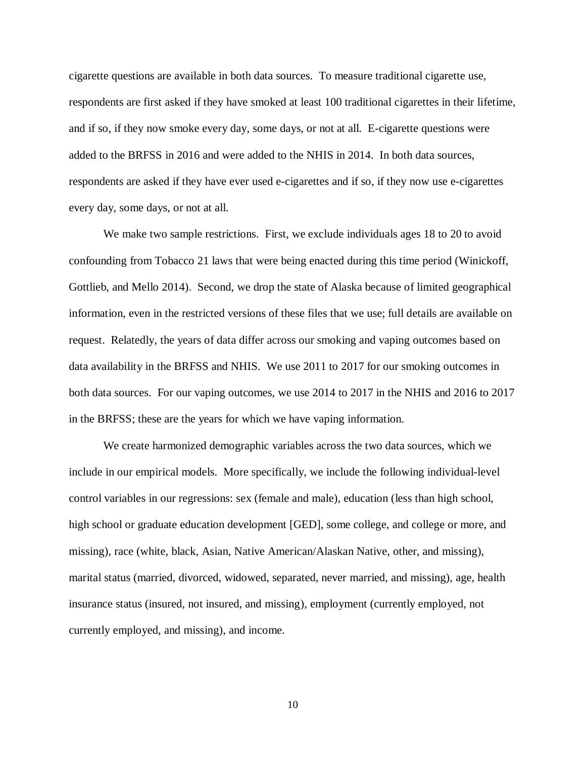cigarette questions are available in both data sources. To measure traditional cigarette use, respondents are first asked if they have smoked at least 100 traditional cigarettes in their lifetime, and if so, if they now smoke every day, some days, or not at all. E-cigarette questions were added to the BRFSS in 2016 and were added to the NHIS in 2014. In both data sources, respondents are asked if they have ever used e-cigarettes and if so, if they now use e-cigarettes every day, some days, or not at all.

We make two sample restrictions. First, we exclude individuals ages 18 to 20 to avoid confounding from Tobacco 21 laws that were being enacted during this time period (Winickoff, Gottlieb, and Mello 2014). Second, we drop the state of Alaska because of limited geographical information, even in the restricted versions of these files that we use; full details are available on request. Relatedly, the years of data differ across our smoking and vaping outcomes based on data availability in the BRFSS and NHIS. We use 2011 to 2017 for our smoking outcomes in both data sources. For our vaping outcomes, we use 2014 to 2017 in the NHIS and 2016 to 2017 in the BRFSS; these are the years for which we have vaping information.

We create harmonized demographic variables across the two data sources, which we include in our empirical models. More specifically, we include the following individual-level control variables in our regressions: sex (female and male), education (less than high school, high school or graduate education development [GED], some college, and college or more, and missing), race (white, black, Asian, Native American/Alaskan Native, other, and missing), marital status (married, divorced, widowed, separated, never married, and missing), age, health insurance status (insured, not insured, and missing), employment (currently employed, not currently employed, and missing), and income.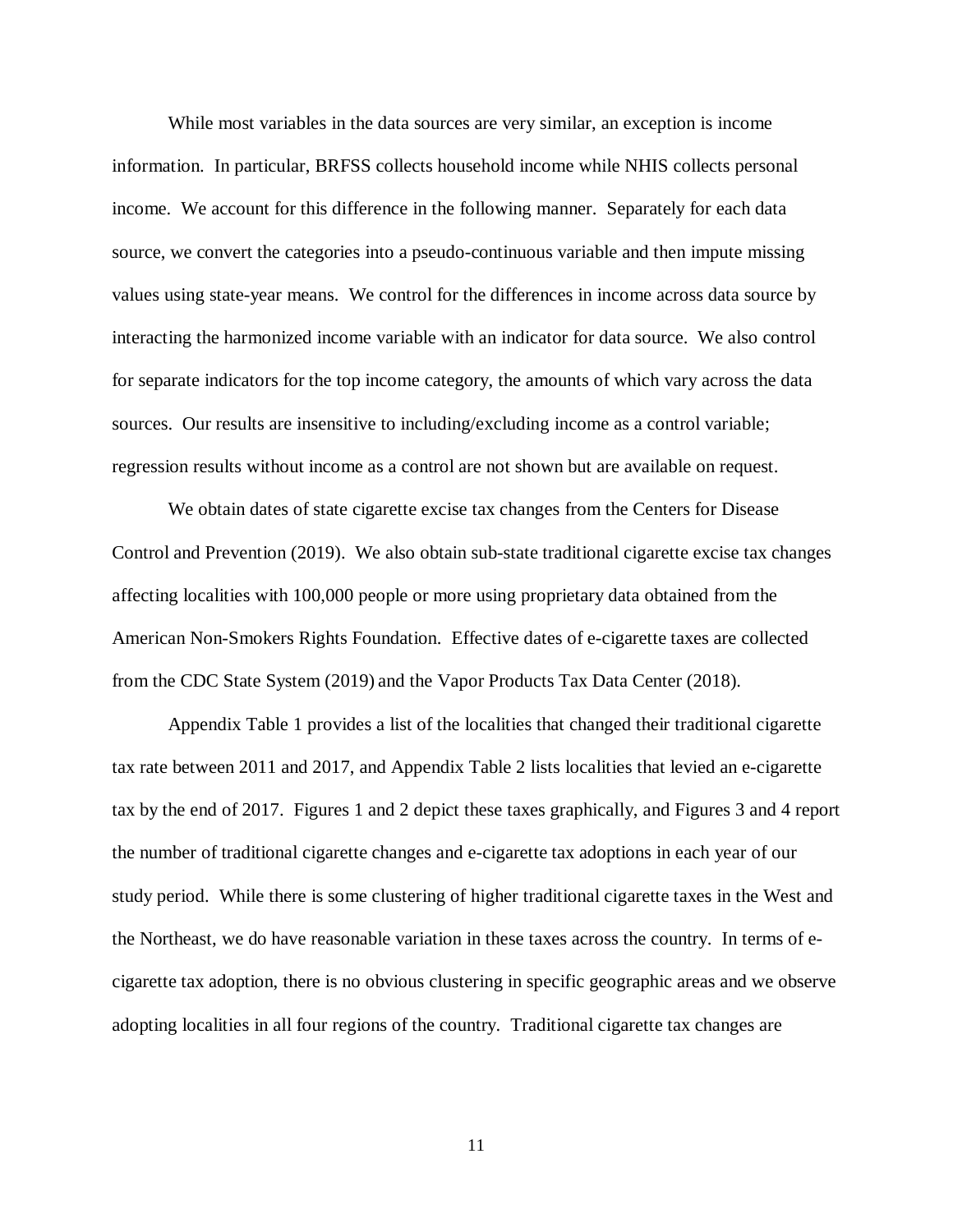While most variables in the data sources are very similar, an exception is income information. In particular, BRFSS collects household income while NHIS collects personal income. We account for this difference in the following manner. Separately for each data source, we convert the categories into a pseudo-continuous variable and then impute missing values using state-year means. We control for the differences in income across data source by interacting the harmonized income variable with an indicator for data source. We also control for separate indicators for the top income category, the amounts of which vary across the data sources. Our results are insensitive to including/excluding income as a control variable; regression results without income as a control are not shown but are available on request.

We obtain dates of state cigarette excise tax changes from the Centers for Disease Control and Prevention (2019). We also obtain sub-state traditional cigarette excise tax changes affecting localities with 100,000 people or more using proprietary data obtained from the American Non-Smokers Rights Foundation. Effective dates of e-cigarette taxes are collected from the CDC State System (2019) and the Vapor Products Tax Data Center (2018).

Appendix Table 1 provides a list of the localities that changed their traditional cigarette tax rate between 2011 and 2017, and Appendix Table 2 lists localities that levied an e-cigarette tax by the end of 2017. Figures 1 and 2 depict these taxes graphically, and Figures 3 and 4 report the number of traditional cigarette changes and e-cigarette tax adoptions in each year of our study period. While there is some clustering of higher traditional cigarette taxes in the West and the Northeast, we do have reasonable variation in these taxes across the country. In terms of e-cigarette tax adoption, there is no obvious clustering in specific geographic areas and we observe adopting localities in all four regions of the country. Traditional cigarette tax changes are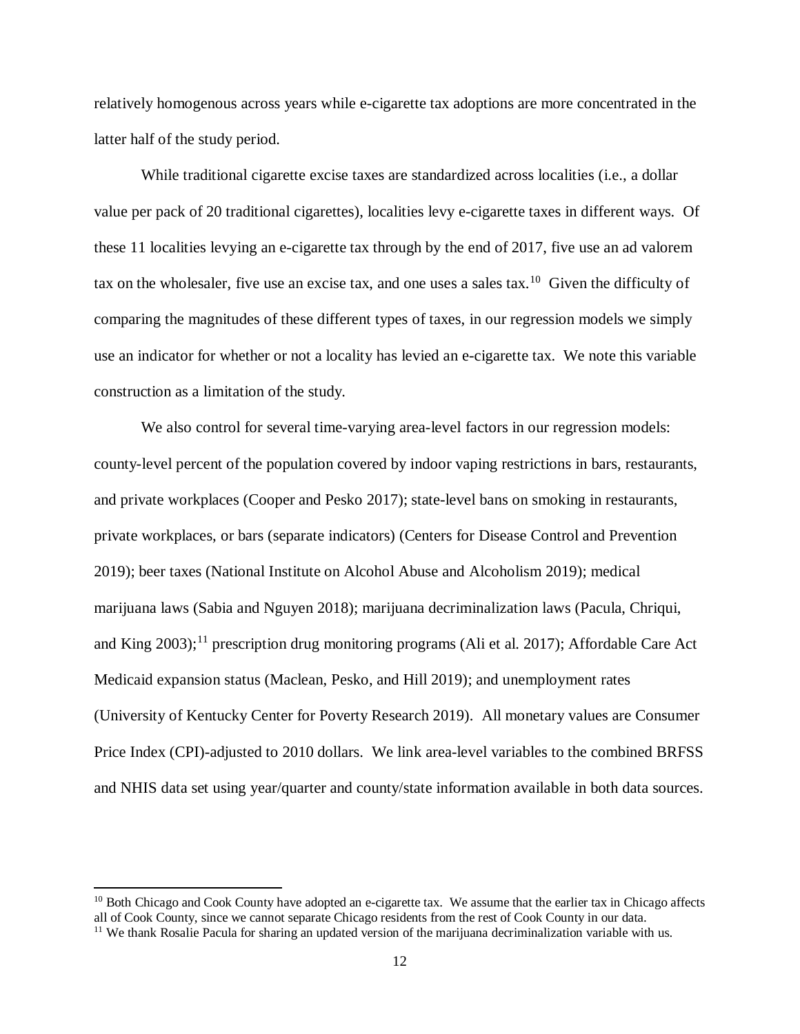relatively homogenous across years while e-cigarette tax adoptions are more concentrated in the latter half of the study period.

While traditional cigarette excise taxes are standardized across localities (i.e., a dollar value per pack of 20 traditional cigarettes), localities levy e-cigarette taxes in different ways. Of these 11 localities levying an e-cigarette tax through by the end of 2017, five use an ad valorem tax on the wholesaler, five use an excise tax, and one uses a sales tax.[10] Given the difficulty of comparing the magnitudes of these different types of taxes, in our regression models we simply use an indicator for whether or not a locality has levied an e-cigarette tax. We note this variable construction as a limitation of the study.

We also control for several time-varying area-level factors in our regression models: county-level percent of the population covered by indoor vaping restrictions in bars, restaurants, and private workplaces (Cooper and Pesko 2017); state-level bans on smoking in restaurants, private workplaces, or bars (separate indicators) (Centers for Disease Control and Prevention 2019); beer taxes (National Institute on Alcohol Abuse and Alcoholism 2019); medical marijuana laws (Sabia and Nguyen 2018); marijuana decriminalization laws (Pacula, Chriqui, and King 2003);[11] prescription drug monitoring programs (Ali et al. 2017); Affordable Care Act Medicaid expansion status (Maclean, Pesko, and Hill 2019); and unemployment rates (University of Kentucky Center for Poverty Research 2019). All monetary values are Consumer Price Index (CPI)-adjusted to 2010 dollars. We link area-level variables to the combined BRFSS and NHIS data set using year/quarter and county/state information available in both data sources.

---

[10] Both Chicago and Cook County have adopted an e-cigarette tax. We assume that the earlier tax in Chicago affects all of Cook County, since we cannot separate Chicago residents from the rest of Cook County in our data.

[11] We thank Rosalie Pacula for sharing an updated version of the marijuana decriminalization variable with us.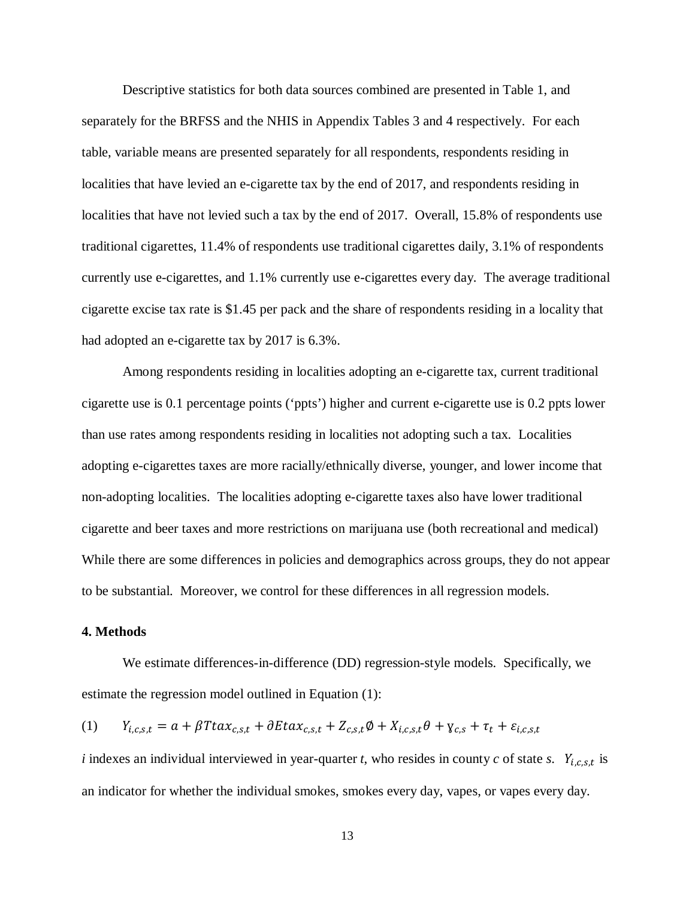Descriptive statistics for both data sources combined are presented in Table 1, and separately for the BRFSS and the NHIS in Appendix Tables 3 and 4 respectively. For each table, variable means are presented separately for all respondents, respondents residing in localities that have levied an e-cigarette tax by the end of 2017, and respondents residing in localities that have not levied such a tax by the end of 2017. Overall, 15.8% of respondents use traditional cigarettes, 11.4% of respondents use traditional cigarettes daily, 3.1% of respondents currently use e-cigarettes, and 1.1% currently use e-cigarettes every day. The average traditional cigarette excise tax rate is \$1.45 per pack and the share of respondents residing in a locality that had adopted an e-cigarette tax by 2017 is 6.3%.

Among respondents residing in localities adopting an e-cigarette tax, current traditional cigarette use is 0.1 percentage points ('ppts') higher and current e-cigarette use is 0.2 ppts lower than use rates among respondents residing in localities not adopting such a tax. Localities adopting e-cigarettes taxes are more racially/ethnically diverse, younger, and lower income that non-adopting localities. The localities adopting e-cigarette taxes also have lower traditional cigarette and beer taxes and more restrictions on marijuana use (both recreational and medical) While there are some differences in policies and demographics across groups, they do not appear to be substantial. Moreover, we control for these differences in all regression models.

## 4. Methods

We estimate differences-in-difference (DD) regression-style models. Specifically, we estimate the regression model outlined in Equation (1):

$$(1) \qquad Y_{i,c,s,t} = a + \beta Ttax_{c,s,t} + \partial Etax_{c,s,t} + Z_{c,s,t}\emptyset + X_{i,c,s,t}\theta + \gamma_{c,s} + \tau_t + \varepsilon_{i,c,s,t}$$

*i* indexes an individual interviewed in year-quarter *t*, who resides in county *c* of state *s*. $Y_{i,c,s,t}$ is an indicator for whether the individual smokes, smokes every day, vapes, or vapes every day.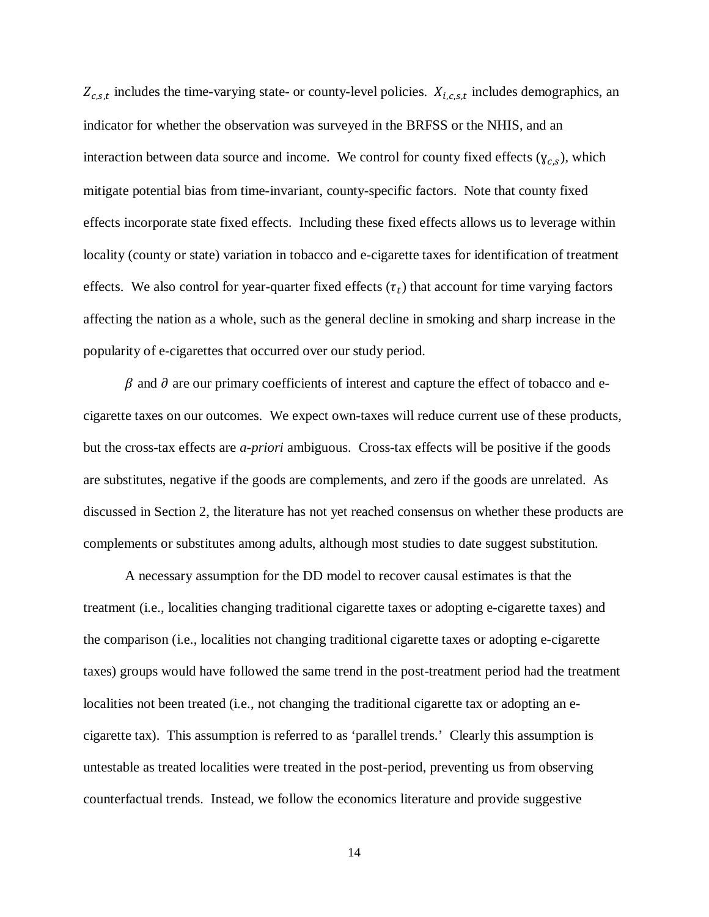$Z_{c,s,t}$ includes the time-varying state- or county-level policies. $X_{i,c,s,t}$ includes demographics, an indicator for whether the observation was surveyed in the BRFSS or the NHIS, and an interaction between data source and income. We control for county fixed effects ($\gamma_{c,s}$), which mitigate potential bias from time-invariant, county-specific factors. Note that county fixed effects incorporate state fixed effects. Including these fixed effects allows us to leverage within locality (county or state) variation in tobacco and e-cigarette taxes for identification of treatment effects. We also control for year-quarter fixed effects ($\tau_t$) that account for time varying factors affecting the nation as a whole, such as the general decline in smoking and sharp increase in the popularity of e-cigarettes that occurred over our study period.

$\beta$ and $\partial$ are our primary coefficients of interest and capture the effect of tobacco and e-cigarette taxes on our outcomes. We expect own-taxes will reduce current use of these products, but the cross-tax effects are *a-priori* ambiguous. Cross-tax effects will be positive if the goods are substitutes, negative if the goods are complements, and zero if the goods are unrelated. As discussed in Section 2, the literature has not yet reached consensus on whether these products are complements or substitutes among adults, although most studies to date suggest substitution.

A necessary assumption for the DD model to recover causal estimates is that the treatment (i.e., localities changing traditional cigarette taxes or adopting e-cigarette taxes) and the comparison (i.e., localities not changing traditional cigarette taxes or adopting e-cigarette taxes) groups would have followed the same trend in the post-treatment period had the treatment localities not been treated (i.e., not changing the traditional cigarette tax or adopting an e-cigarette tax). This assumption is referred to as 'parallel trends.' Clearly this assumption is untestable as treated localities were treated in the post-period, preventing us from observing counterfactual trends. Instead, we follow the economics literature and provide suggestive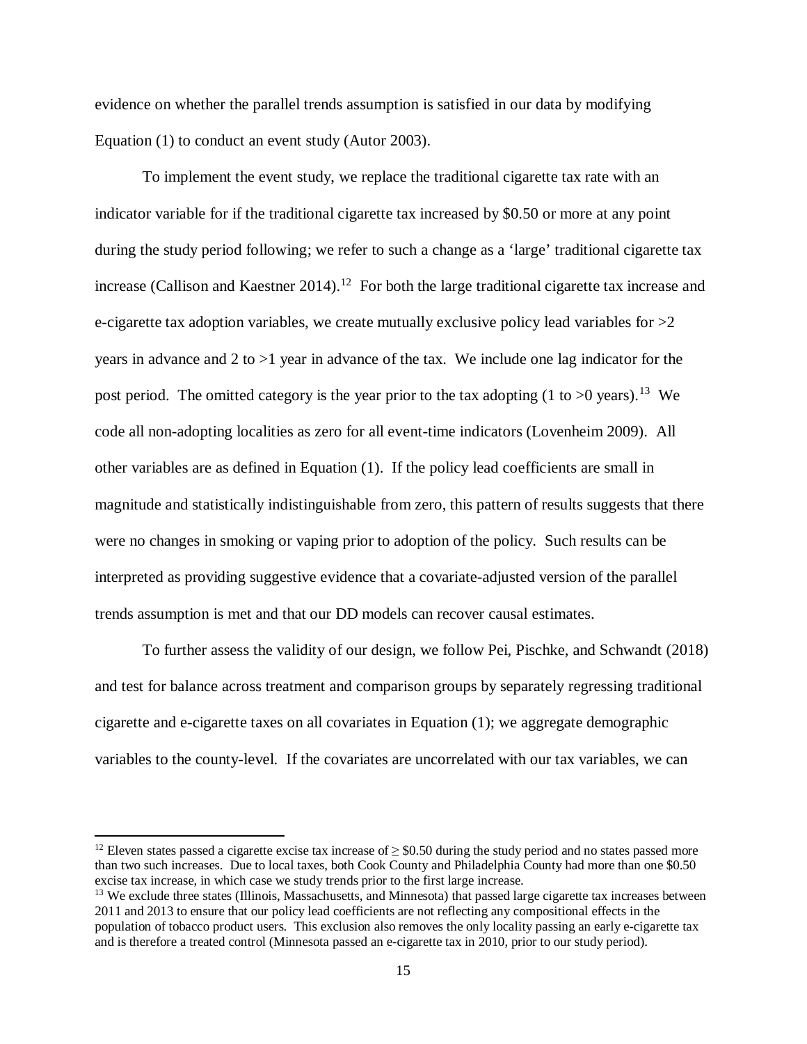evidence on whether the parallel trends assumption is satisfied in our data by modifying Equation (1) to conduct an event study (Autor 2003).

To implement the event study, we replace the traditional cigarette tax rate with an indicator variable for if the traditional cigarette tax increased by $0.50 or more at any point during the study period following; we refer to such a change as a 'large' traditional cigarette tax increase (Callison and Kaestner 2014).[12] For both the large traditional cigarette tax increase and e-cigarette tax adoption variables, we create mutually exclusive policy lead variables for >2 years in advance and 2 to >1 year in advance of the tax. We include one lag indicator for the post period. The omitted category is the year prior to the tax adopting (1 to >0 years).[13] We code all non-adopting localities as zero for all event-time indicators (Lovenheim 2009). All other variables are as defined in Equation (1). If the policy lead coefficients are small in magnitude and statistically indistinguishable from zero, this pattern of results suggests that there were no changes in smoking or vaping prior to adoption of the policy. Such results can be interpreted as providing suggestive evidence that a covariate-adjusted version of the parallel trends assumption is met and that our DD models can recover causal estimates.

To further assess the validity of our design, we follow Pei, Pischke, and Schwandt (2018) and test for balance across treatment and comparison groups by separately regressing traditional cigarette and e-cigarette taxes on all covariates in Equation (1); we aggregate demographic variables to the county-level. If the covariates are uncorrelated with our tax variables, we can

---

[12] Eleven states passed a cigarette excise tax increase of ≥ $0.50 during the study period and no states passed more than two such increases. Due to local taxes, both Cook County and Philadelphia County had more than one $0.50 excise tax increase, in which case we study trends prior to the first large increase.

[13] We exclude three states (Illinois, Massachusetts, and Minnesota) that passed large cigarette tax increases between 2011 and 2013 to ensure that our policy lead coefficients are not reflecting any compositional effects in the population of tobacco product users. This exclusion also removes the only locality passing an early e-cigarette tax and is therefore a treated control (Minnesota passed an e-cigarette tax in 2010, prior to our study period).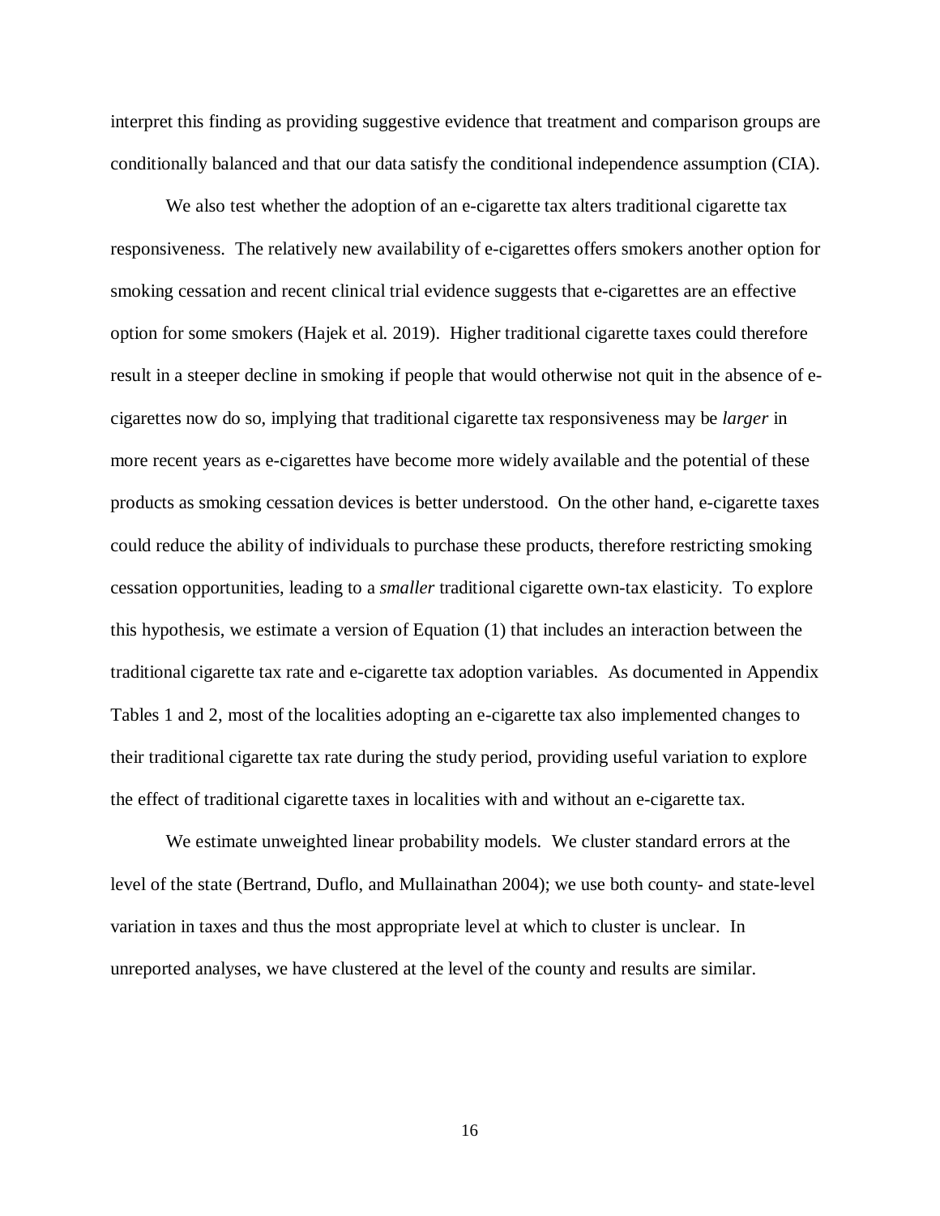interpret this finding as providing suggestive evidence that treatment and comparison groups are conditionally balanced and that our data satisfy the conditional independence assumption (CIA).

We also test whether the adoption of an e-cigarette tax alters traditional cigarette tax responsiveness. The relatively new availability of e-cigarettes offers smokers another option for smoking cessation and recent clinical trial evidence suggests that e-cigarettes are an effective option for some smokers (Hajek et al. 2019). Higher traditional cigarette taxes could therefore result in a steeper decline in smoking if people that would otherwise not quit in the absence of e-cigarettes now do so, implying that traditional cigarette tax responsiveness may be *larger* in more recent years as e-cigarettes have become more widely available and the potential of these products as smoking cessation devices is better understood. On the other hand, e-cigarette taxes could reduce the ability of individuals to purchase these products, therefore restricting smoking cessation opportunities, leading to a *smaller* traditional cigarette own-tax elasticity. To explore this hypothesis, we estimate a version of Equation (1) that includes an interaction between the traditional cigarette tax rate and e-cigarette tax adoption variables. As documented in Appendix Tables 1 and 2, most of the localities adopting an e-cigarette tax also implemented changes to their traditional cigarette tax rate during the study period, providing useful variation to explore the effect of traditional cigarette taxes in localities with and without an e-cigarette tax.

We estimate unweighted linear probability models. We cluster standard errors at the level of the state (Bertrand, Duflo, and Mullainathan 2004); we use both county- and state-level variation in taxes and thus the most appropriate level at which to cluster is unclear. In unreported analyses, we have clustered at the level of the county and results are similar.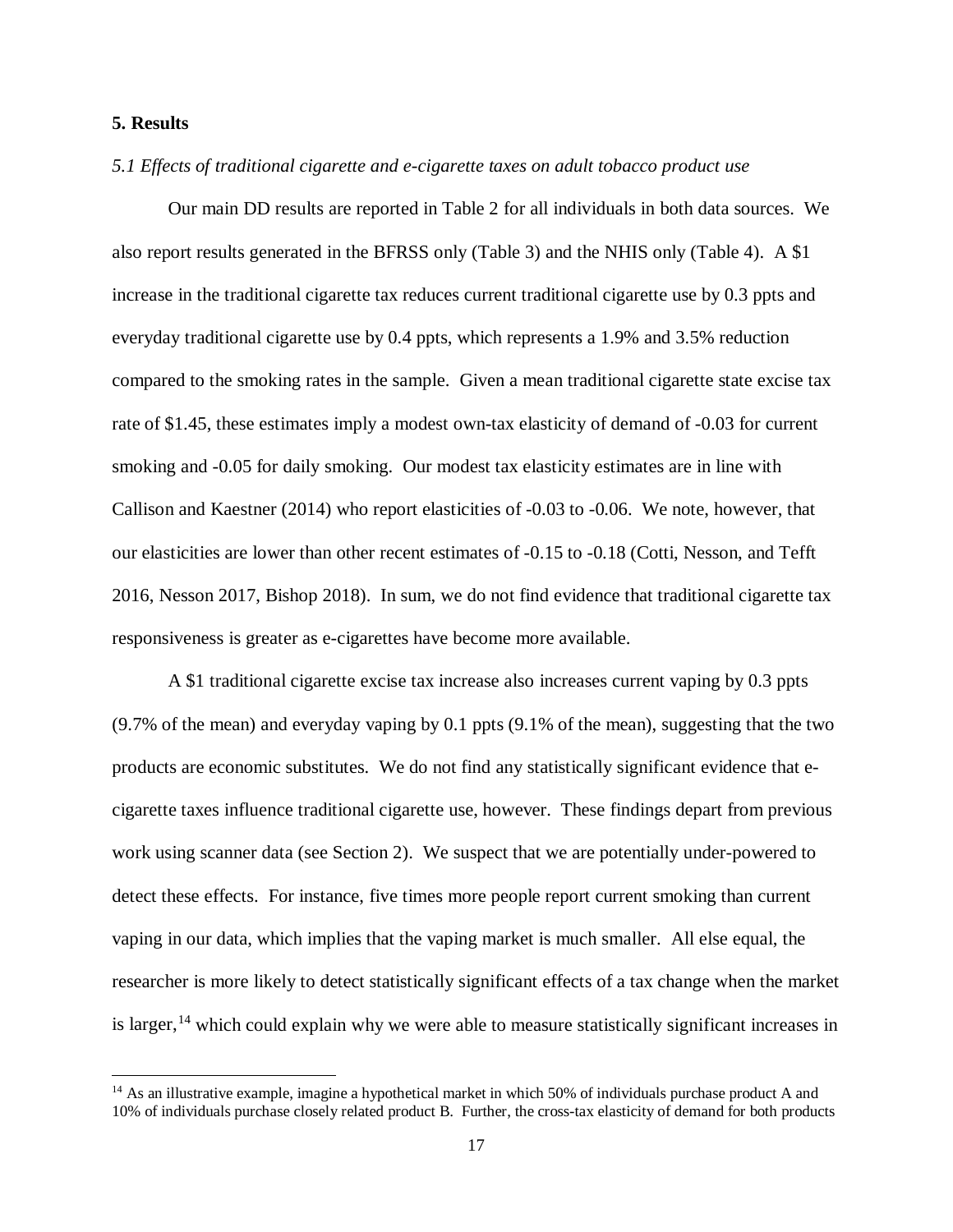## 5. Results

### *5.1 Effects of traditional cigarette and e-cigarette taxes on adult tobacco product use*

Our main DD results are reported in Table 2 for all individuals in both data sources. We also report results generated in the BFRSS only (Table 3) and the NHIS only (Table 4). A $1 increase in the traditional cigarette tax reduces current traditional cigarette use by 0.3 ppts and everyday traditional cigarette use by 0.4 ppts, which represents a 1.9% and 3.5% reduction compared to the smoking rates in the sample. Given a mean traditional cigarette state excise tax rate of $1.45, these estimates imply a modest own-tax elasticity of demand of -0.03 for current smoking and -0.05 for daily smoking. Our modest tax elasticity estimates are in line with Callison and Kaestner (2014) who report elasticities of -0.03 to -0.06. We note, however, that our elasticities are lower than other recent estimates of -0.15 to -0.18 (Cotti, Nesson, and Tefft 2016, Nesson 2017, Bishop 2018). In sum, we do not find evidence that traditional cigarette tax responsiveness is greater as e-cigarettes have become more available.

A $1 traditional cigarette excise tax increase also increases current vaping by 0.3 ppts (9.7% of the mean) and everyday vaping by 0.1 ppts (9.1% of the mean), suggesting that the two products are economic substitutes. We do not find any statistically significant evidence that e-cigarette taxes influence traditional cigarette use, however. These findings depart from previous work using scanner data (see Section 2). We suspect that we are potentially under-powered to detect these effects. For instance, five times more people report current smoking than current vaping in our data, which implies that the vaping market is much smaller. All else equal, the researcher is more likely to detect statistically significant effects of a tax change when the market is larger,[14] which could explain why we were able to measure statistically significant increases in

[14] As an illustrative example, imagine a hypothetical market in which 50% of individuals purchase product A and 10% of individuals purchase closely related product B. Further, the cross-tax elasticity of demand for both products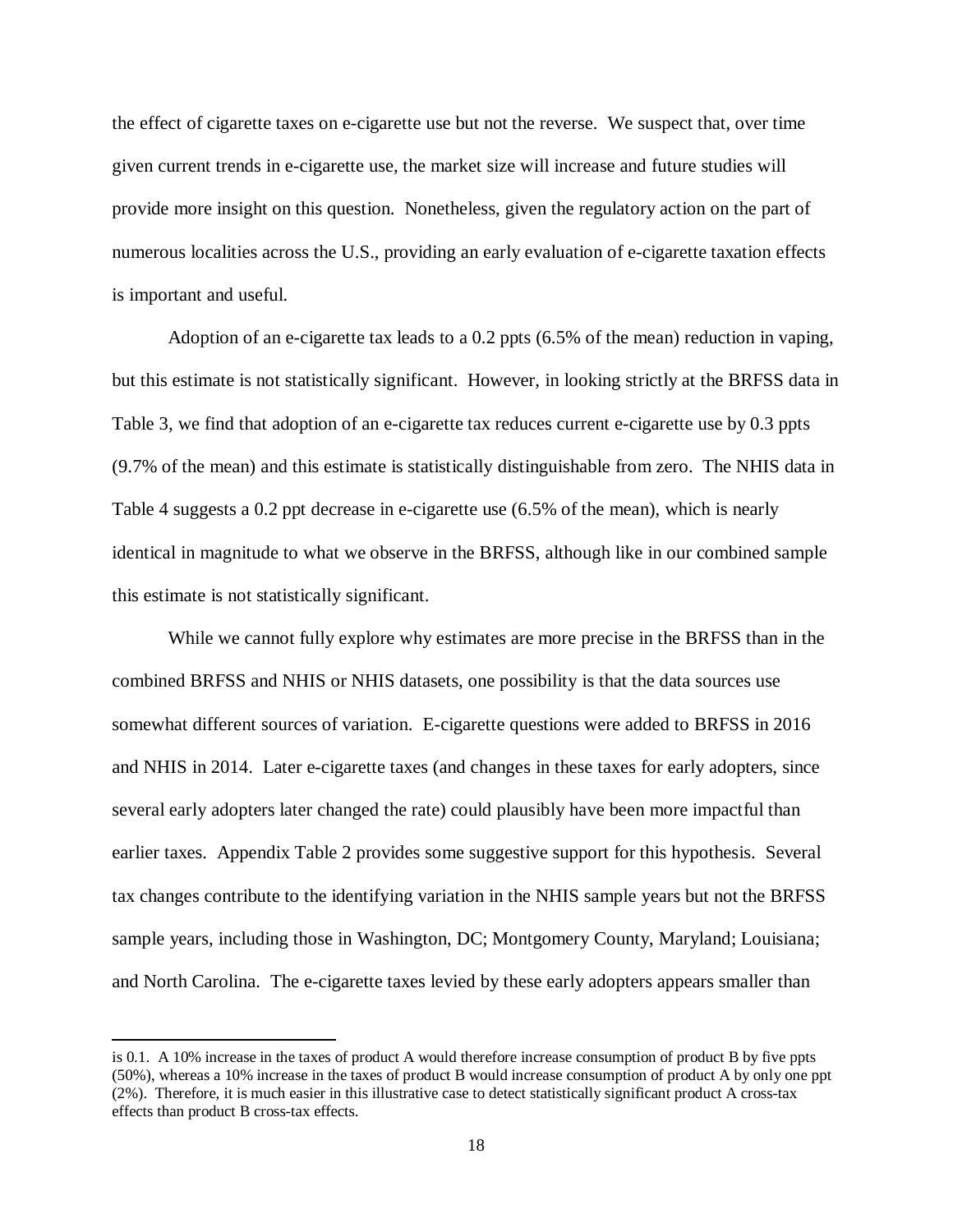the effect of cigarette taxes on e-cigarette use but not the reverse. We suspect that, over time given current trends in e-cigarette use, the market size will increase and future studies will provide more insight on this question. Nonetheless, given the regulatory action on the part of numerous localities across the U.S., providing an early evaluation of e-cigarette taxation effects is important and useful.

Adoption of an e-cigarette tax leads to a 0.2 ppts (6.5% of the mean) reduction in vaping, but this estimate is not statistically significant. However, in looking strictly at the BRFSS data in Table 3, we find that adoption of an e-cigarette tax reduces current e-cigarette use by 0.3 ppts (9.7% of the mean) and this estimate is statistically distinguishable from zero. The NHIS data in Table 4 suggests a 0.2 ppt decrease in e-cigarette use (6.5% of the mean), which is nearly identical in magnitude to what we observe in the BRFSS, although like in our combined sample this estimate is not statistically significant.

While we cannot fully explore why estimates are more precise in the BRFSS than in the combined BRFSS and NHIS or NHIS datasets, one possibility is that the data sources use somewhat different sources of variation. E-cigarette questions were added to BRFSS in 2016 and NHIS in 2014. Later e-cigarette taxes (and changes in these taxes for early adopters, since several early adopters later changed the rate) could plausibly have been more impactful than earlier taxes. Appendix Table 2 provides some suggestive support for this hypothesis. Several tax changes contribute to the identifying variation in the NHIS sample years but not the BRFSS sample years, including those in Washington, DC; Montgomery County, Maryland; Louisiana; and North Carolina. The e-cigarette taxes levied by these early adopters appears smaller than

---

is 0.1. A 10% increase in the taxes of product A would therefore increase consumption of product B by five ppts (50%), whereas a 10% increase in the taxes of product B would increase consumption of product A by only one ppt (2%). Therefore, it is much easier in this illustrative case to detect statistically significant product A cross-tax effects than product B cross-tax effects.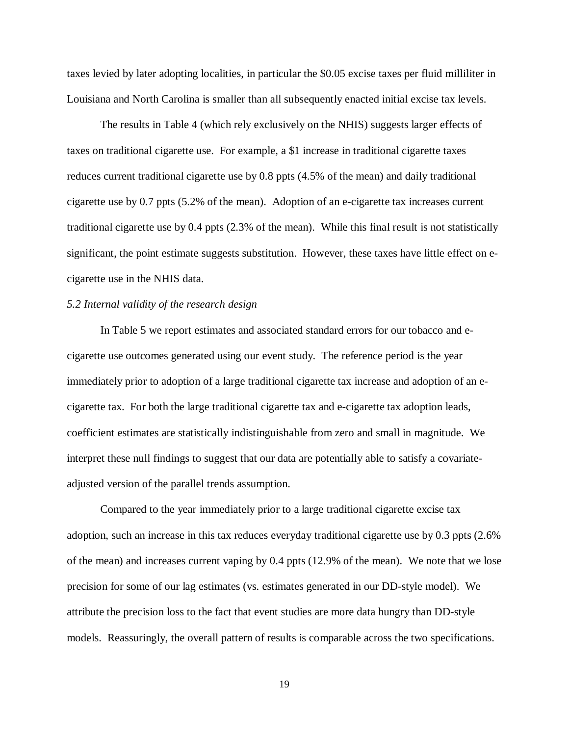taxes levied by later adopting localities, in particular the $0.05 excise taxes per fluid milliliter in Louisiana and North Carolina is smaller than all subsequently enacted initial excise tax levels.

The results in Table 4 (which rely exclusively on the NHIS) suggests larger effects of taxes on traditional cigarette use. For example, a $1 increase in traditional cigarette taxes reduces current traditional cigarette use by 0.8 ppts (4.5% of the mean) and daily traditional cigarette use by 0.7 ppts (5.2% of the mean). Adoption of an e-cigarette tax increases current traditional cigarette use by 0.4 ppts (2.3% of the mean). While this final result is not statistically significant, the point estimate suggests substitution. However, these taxes have little effect on e-cigarette use in the NHIS data.

*5.2 Internal validity of the research design*

In Table 5 we report estimates and associated standard errors for our tobacco and e-cigarette use outcomes generated using our event study. The reference period is the year immediately prior to adoption of a large traditional cigarette tax increase and adoption of an e-cigarette tax. For both the large traditional cigarette tax and e-cigarette tax adoption leads, coefficient estimates are statistically indistinguishable from zero and small in magnitude. We interpret these null findings to suggest that our data are potentially able to satisfy a covariate-adjusted version of the parallel trends assumption.

Compared to the year immediately prior to a large traditional cigarette excise tax adoption, such an increase in this tax reduces everyday traditional cigarette use by 0.3 ppts (2.6% of the mean) and increases current vaping by 0.4 ppts (12.9% of the mean). We note that we lose precision for some of our lag estimates (vs. estimates generated in our DD-style model). We attribute the precision loss to the fact that event studies are more data hungry than DD-style models. Reassuringly, the overall pattern of results is comparable across the two specifications.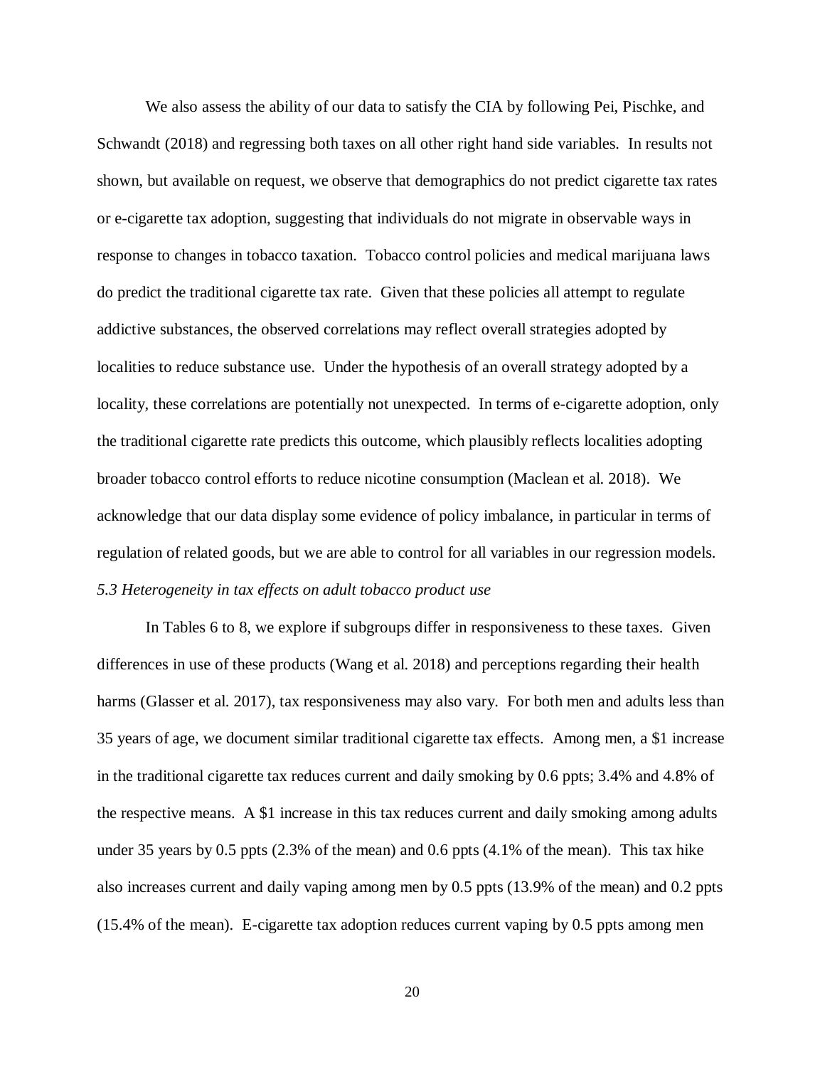We also assess the ability of our data to satisfy the CIA by following Pei, Pischke, and Schwandt (2018) and regressing both taxes on all other right hand side variables. In results not shown, but available on request, we observe that demographics do not predict cigarette tax rates or e-cigarette tax adoption, suggesting that individuals do not migrate in observable ways in response to changes in tobacco taxation. Tobacco control policies and medical marijuana laws do predict the traditional cigarette tax rate. Given that these policies all attempt to regulate addictive substances, the observed correlations may reflect overall strategies adopted by localities to reduce substance use. Under the hypothesis of an overall strategy adopted by a locality, these correlations are potentially not unexpected. In terms of e-cigarette adoption, only the traditional cigarette rate predicts this outcome, which plausibly reflects localities adopting broader tobacco control efforts to reduce nicotine consumption (Maclean et al. 2018). We acknowledge that our data display some evidence of policy imbalance, in particular in terms of regulation of related goods, but we are able to control for all variables in our regression models.

### *5.3 Heterogeneity in tax effects on adult tobacco product use*

In Tables 6 to 8, we explore if subgroups differ in responsiveness to these taxes. Given differences in use of these products (Wang et al. 2018) and perceptions regarding their health harms (Glasser et al. 2017), tax responsiveness may also vary. For both men and adults less than 35 years of age, we document similar traditional cigarette tax effects. Among men, a $1 increase in the traditional cigarette tax reduces current and daily smoking by 0.6 ppts; 3.4% and 4.8% of the respective means. A $1 increase in this tax reduces current and daily smoking among adults under 35 years by 0.5 ppts (2.3% of the mean) and 0.6 ppts (4.1% of the mean). This tax hike also increases current and daily vaping among men by 0.5 ppts (13.9% of the mean) and 0.2 ppts (15.4% of the mean). E-cigarette tax adoption reduces current vaping by 0.5 ppts among men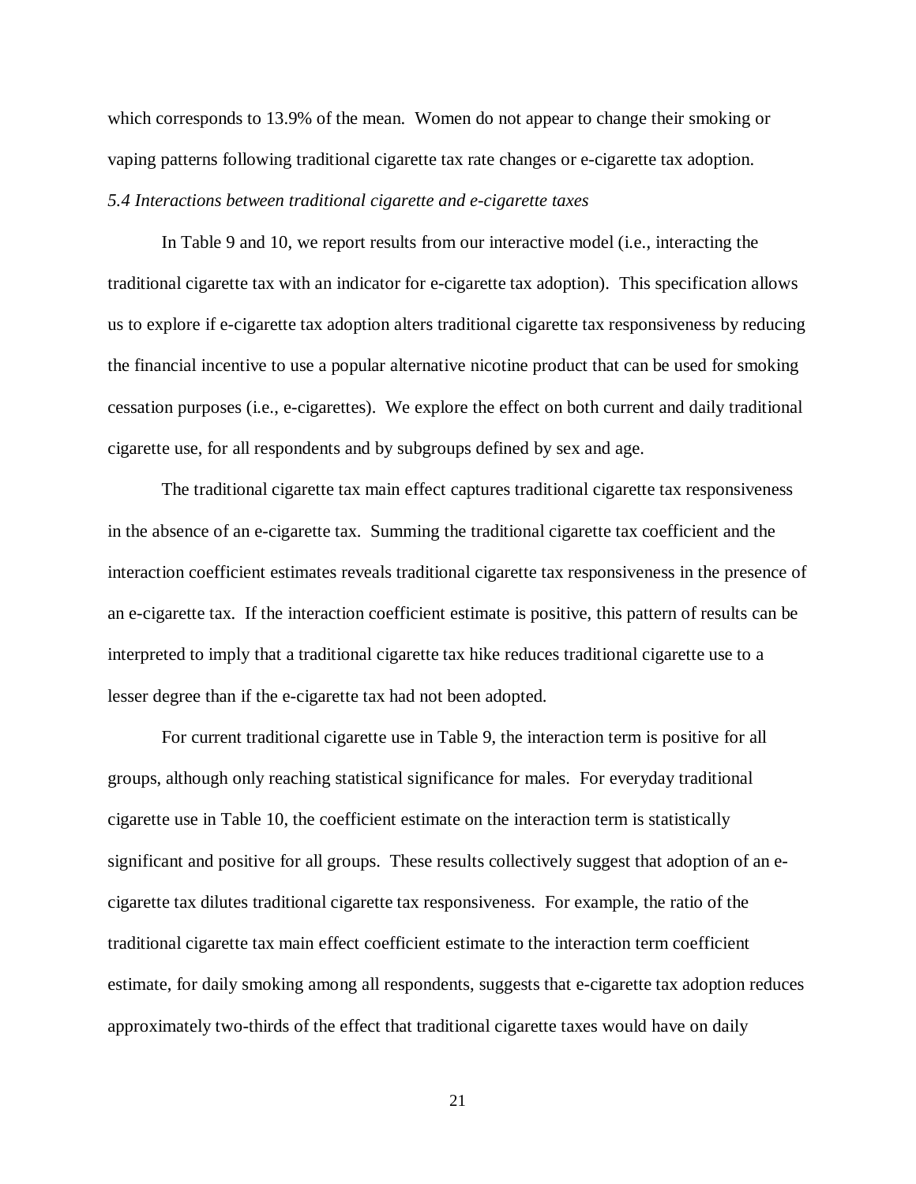which corresponds to 13.9% of the mean. Women do not appear to change their smoking or vaping patterns following traditional cigarette tax rate changes or e-cigarette tax adoption.

### *5.4 Interactions between traditional cigarette and e-cigarette taxes*

In Table 9 and 10, we report results from our interactive model (i.e., interacting the traditional cigarette tax with an indicator for e-cigarette tax adoption). This specification allows us to explore if e-cigarette tax adoption alters traditional cigarette tax responsiveness by reducing the financial incentive to use a popular alternative nicotine product that can be used for smoking cessation purposes (i.e., e-cigarettes). We explore the effect on both current and daily traditional cigarette use, for all respondents and by subgroups defined by sex and age.

The traditional cigarette tax main effect captures traditional cigarette tax responsiveness in the absence of an e-cigarette tax. Summing the traditional cigarette tax coefficient and the interaction coefficient estimates reveals traditional cigarette tax responsiveness in the presence of an e-cigarette tax. If the interaction coefficient estimate is positive, this pattern of results can be interpreted to imply that a traditional cigarette tax hike reduces traditional cigarette use to a lesser degree than if the e-cigarette tax had not been adopted.

For current traditional cigarette use in Table 9, the interaction term is positive for all groups, although only reaching statistical significance for males. For everyday traditional cigarette use in Table 10, the coefficient estimate on the interaction term is statistically significant and positive for all groups. These results collectively suggest that adoption of an e-cigarette tax dilutes traditional cigarette tax responsiveness. For example, the ratio of the traditional cigarette tax main effect coefficient estimate to the interaction term coefficient estimate, for daily smoking among all respondents, suggests that e-cigarette tax adoption reduces approximately two-thirds of the effect that traditional cigarette taxes would have on daily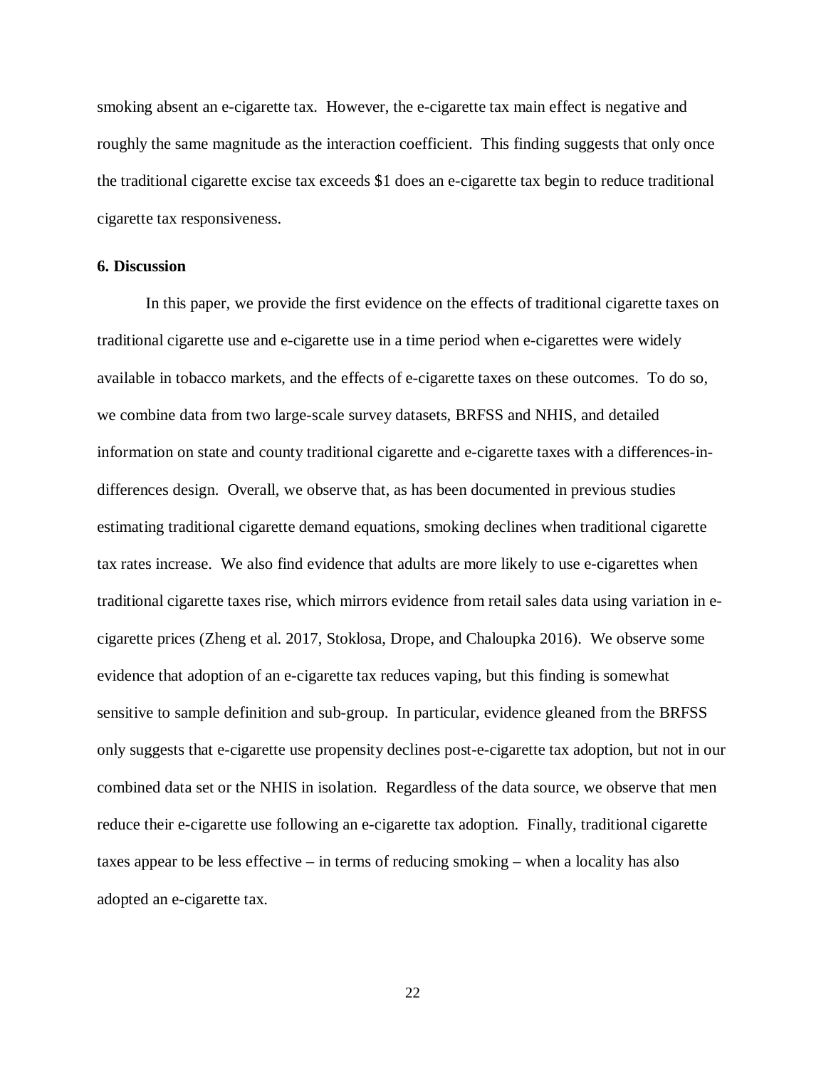smoking absent an e-cigarette tax. However, the e-cigarette tax main effect is negative and roughly the same magnitude as the interaction coefficient. This finding suggests that only once the traditional cigarette excise tax exceeds $1 does an e-cigarette tax begin to reduce traditional cigarette tax responsiveness.

## 6. Discussion

In this paper, we provide the first evidence on the effects of traditional cigarette taxes on traditional cigarette use and e-cigarette use in a time period when e-cigarettes were widely available in tobacco markets, and the effects of e-cigarette taxes on these outcomes. To do so, we combine data from two large-scale survey datasets, BRFSS and NHIS, and detailed information on state and county traditional cigarette and e-cigarette taxes with a differences-in-differences design. Overall, we observe that, as has been documented in previous studies estimating traditional cigarette demand equations, smoking declines when traditional cigarette tax rates increase. We also find evidence that adults are more likely to use e-cigarettes when traditional cigarette taxes rise, which mirrors evidence from retail sales data using variation in e-cigarette prices (Zheng et al. 2017, Stoklosa, Drope, and Chaloupka 2016). We observe some evidence that adoption of an e-cigarette tax reduces vaping, but this finding is somewhat sensitive to sample definition and sub-group. In particular, evidence gleaned from the BRFSS only suggests that e-cigarette use propensity declines post-e-cigarette tax adoption, but not in our combined data set or the NHIS in isolation. Regardless of the data source, we observe that men reduce their e-cigarette use following an e-cigarette tax adoption. Finally, traditional cigarette taxes appear to be less effective – in terms of reducing smoking – when a locality has also adopted an e-cigarette tax.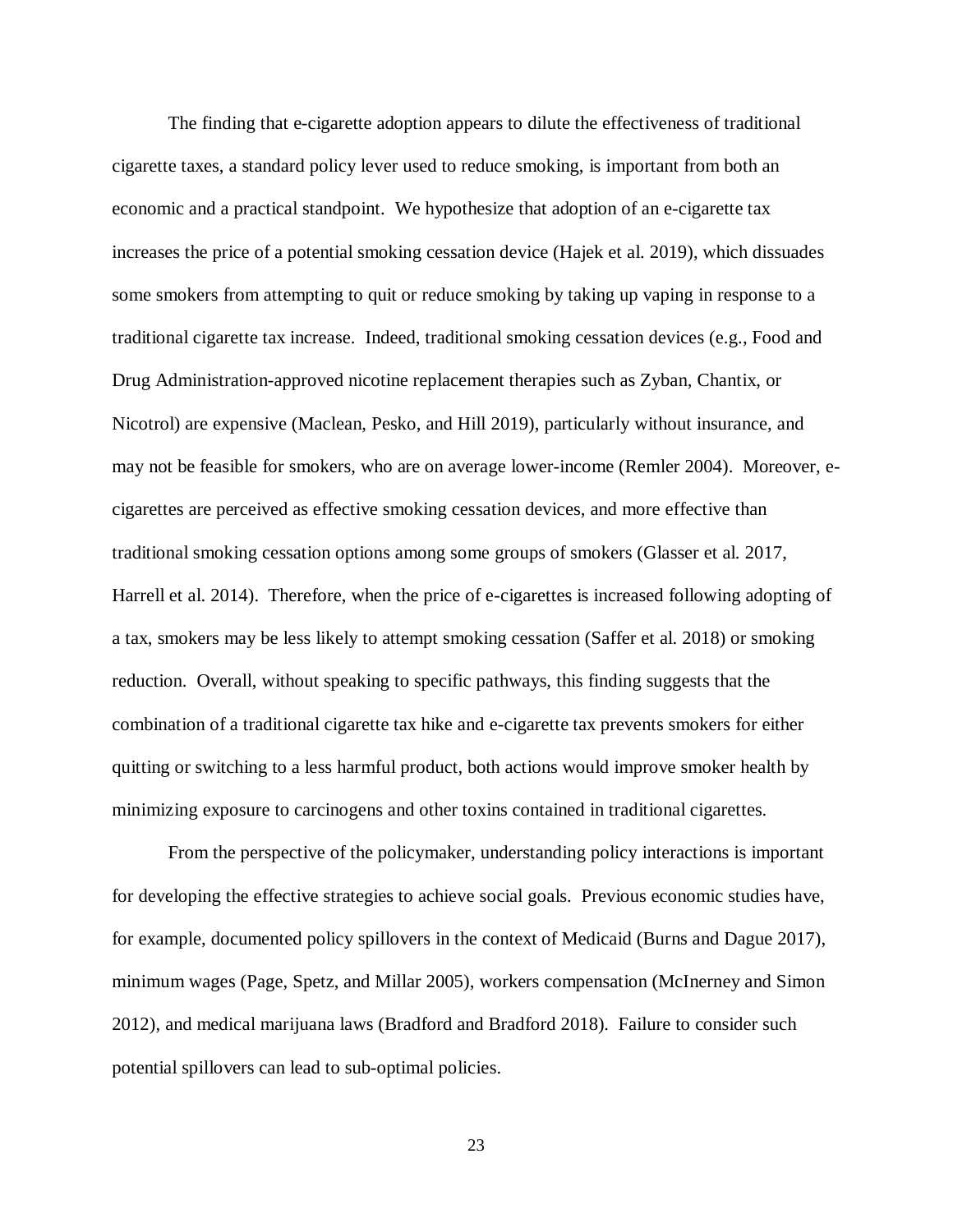The finding that e-cigarette adoption appears to dilute the effectiveness of traditional cigarette taxes, a standard policy lever used to reduce smoking, is important from both an economic and a practical standpoint. We hypothesize that adoption of an e-cigarette tax increases the price of a potential smoking cessation device (Hajek et al. 2019), which dissuades some smokers from attempting to quit or reduce smoking by taking up vaping in response to a traditional cigarette tax increase. Indeed, traditional smoking cessation devices (e.g., Food and Drug Administration-approved nicotine replacement therapies such as Zyban, Chantix, or Nicotrol) are expensive (Maclean, Pesko, and Hill 2019), particularly without insurance, and may not be feasible for smokers, who are on average lower-income (Remler 2004). Moreover, e-cigarettes are perceived as effective smoking cessation devices, and more effective than traditional smoking cessation options among some groups of smokers (Glasser et al. 2017, Harrell et al. 2014). Therefore, when the price of e-cigarettes is increased following adopting of a tax, smokers may be less likely to attempt smoking cessation (Saffer et al. 2018) or smoking reduction. Overall, without speaking to specific pathways, this finding suggests that the combination of a traditional cigarette tax hike and e-cigarette tax prevents smokers for either quitting or switching to a less harmful product, both actions would improve smoker health by minimizing exposure to carcinogens and other toxins contained in traditional cigarettes.

From the perspective of the policymaker, understanding policy interactions is important for developing the effective strategies to achieve social goals. Previous economic studies have, for example, documented policy spillovers in the context of Medicaid (Burns and Dague 2017), minimum wages (Page, Spetz, and Millar 2005), workers compensation (McInerney and Simon 2012), and medical marijuana laws (Bradford and Bradford 2018). Failure to consider such potential spillovers can lead to sub-optimal policies.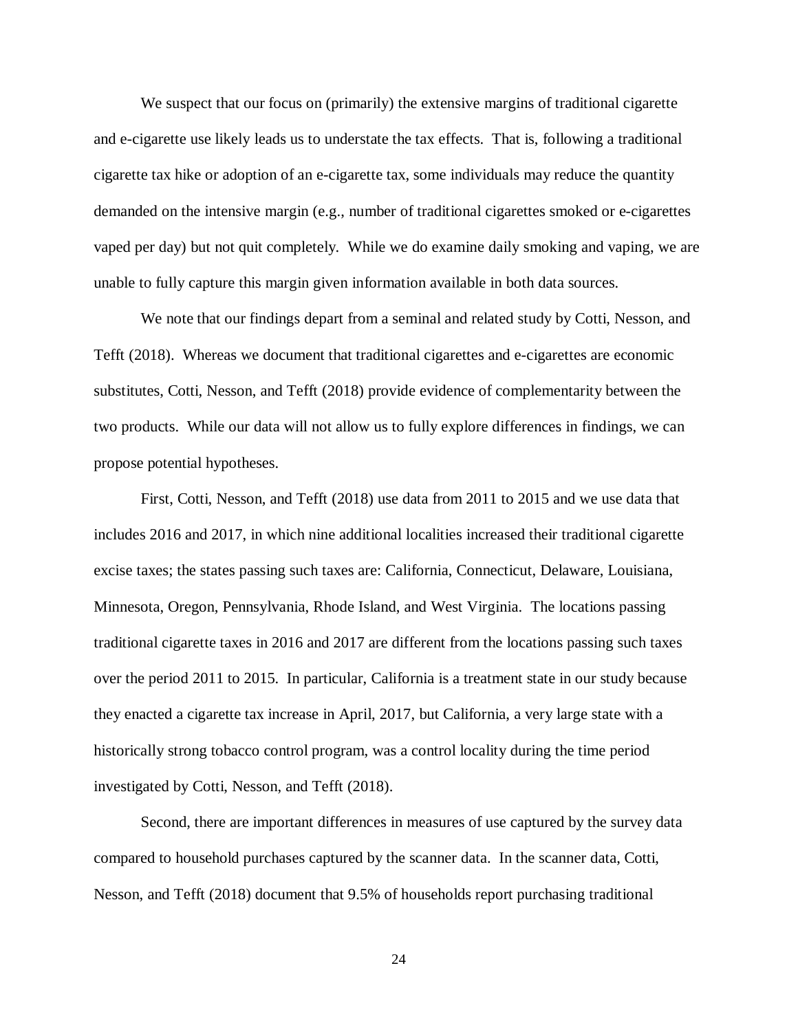We suspect that our focus on (primarily) the extensive margins of traditional cigarette and e-cigarette use likely leads us to understate the tax effects. That is, following a traditional cigarette tax hike or adoption of an e-cigarette tax, some individuals may reduce the quantity demanded on the intensive margin (e.g., number of traditional cigarettes smoked or e-cigarettes vaped per day) but not quit completely. While we do examine daily smoking and vaping, we are unable to fully capture this margin given information available in both data sources.

We note that our findings depart from a seminal and related study by Cotti, Nesson, and Tefft (2018). Whereas we document that traditional cigarettes and e-cigarettes are economic substitutes, Cotti, Nesson, and Tefft (2018) provide evidence of complementarity between the two products. While our data will not allow us to fully explore differences in findings, we can propose potential hypotheses.

First, Cotti, Nesson, and Tefft (2018) use data from 2011 to 2015 and we use data that includes 2016 and 2017, in which nine additional localities increased their traditional cigarette excise taxes; the states passing such taxes are: California, Connecticut, Delaware, Louisiana, Minnesota, Oregon, Pennsylvania, Rhode Island, and West Virginia. The locations passing traditional cigarette taxes in 2016 and 2017 are different from the locations passing such taxes over the period 2011 to 2015. In particular, California is a treatment state in our study because they enacted a cigarette tax increase in April, 2017, but California, a very large state with a historically strong tobacco control program, was a control locality during the time period investigated by Cotti, Nesson, and Tefft (2018).

Second, there are important differences in measures of use captured by the survey data compared to household purchases captured by the scanner data. In the scanner data, Cotti, Nesson, and Tefft (2018) document that 9.5% of households report purchasing traditional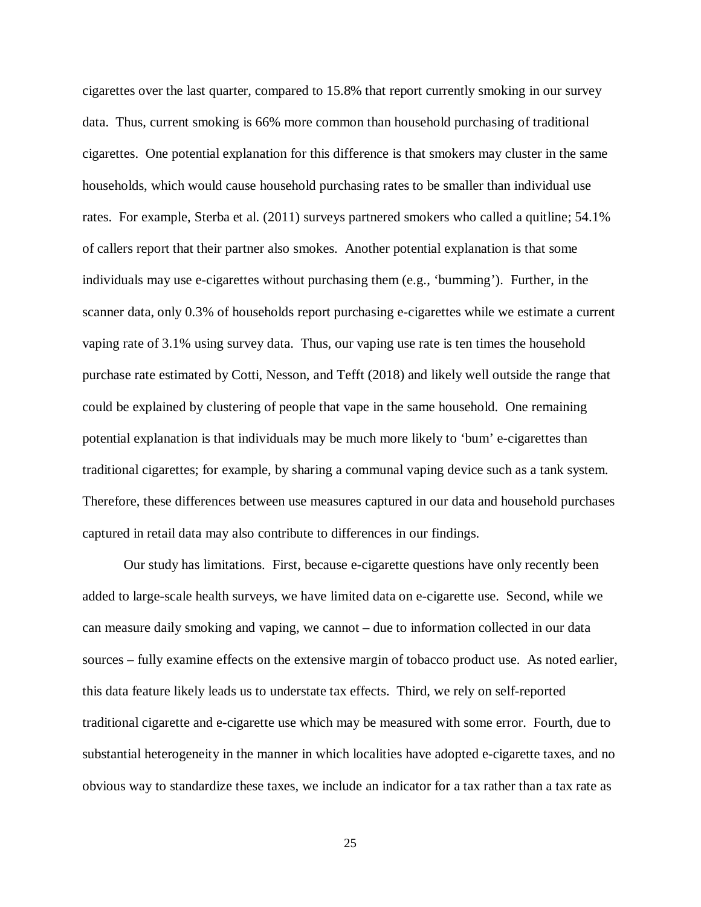cigarettes over the last quarter, compared to 15.8% that report currently smoking in our survey data. Thus, current smoking is 66% more common than household purchasing of traditional cigarettes. One potential explanation for this difference is that smokers may cluster in the same households, which would cause household purchasing rates to be smaller than individual use rates. For example, Sterba et al. (2011) surveys partnered smokers who called a quitline; 54.1% of callers report that their partner also smokes. Another potential explanation is that some individuals may use e-cigarettes without purchasing them (e.g., 'bumming'). Further, in the scanner data, only 0.3% of households report purchasing e-cigarettes while we estimate a current vaping rate of 3.1% using survey data. Thus, our vaping use rate is ten times the household purchase rate estimated by Cotti, Nesson, and Tefft (2018) and likely well outside the range that could be explained by clustering of people that vape in the same household. One remaining potential explanation is that individuals may be much more likely to 'bum' e-cigarettes than traditional cigarettes; for example, by sharing a communal vaping device such as a tank system. Therefore, these differences between use measures captured in our data and household purchases captured in retail data may also contribute to differences in our findings.

Our study has limitations. First, because e-cigarette questions have only recently been added to large-scale health surveys, we have limited data on e-cigarette use. Second, while we can measure daily smoking and vaping, we cannot – due to information collected in our data sources – fully examine effects on the extensive margin of tobacco product use. As noted earlier, this data feature likely leads us to understate tax effects. Third, we rely on self-reported traditional cigarette and e-cigarette use which may be measured with some error. Fourth, due to substantial heterogeneity in the manner in which localities have adopted e-cigarette taxes, and no obvious way to standardize these taxes, we include an indicator for a tax rather than a tax rate as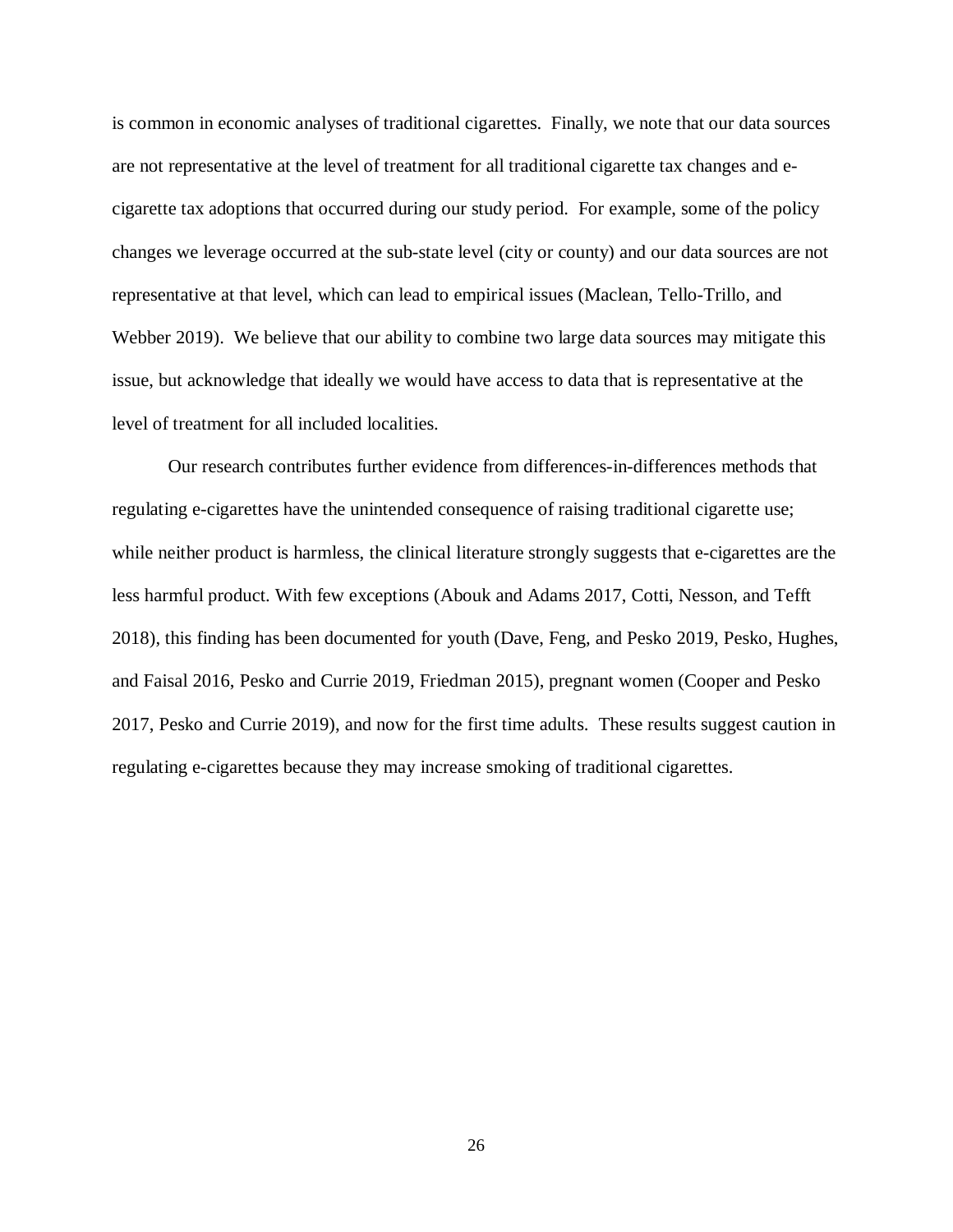is common in economic analyses of traditional cigarettes. Finally, we note that our data sources are not representative at the level of treatment for all traditional cigarette tax changes and e-cigarette tax adoptions that occurred during our study period. For example, some of the policy changes we leverage occurred at the sub-state level (city or county) and our data sources are not representative at that level, which can lead to empirical issues (Maclean, Tello-Trillo, and Webber 2019). We believe that our ability to combine two large data sources may mitigate this issue, but acknowledge that ideally we would have access to data that is representative at the level of treatment for all included localities.

Our research contributes further evidence from differences-in-differences methods that regulating e-cigarettes have the unintended consequence of raising traditional cigarette use; while neither product is harmless, the clinical literature strongly suggests that e-cigarettes are the less harmful product. With few exceptions (Abouk and Adams 2017, Cotti, Nesson, and Tefft 2018), this finding has been documented for youth (Dave, Feng, and Pesko 2019, Pesko, Hughes, and Faisal 2016, Pesko and Currie 2019, Friedman 2015), pregnant women (Cooper and Pesko 2017, Pesko and Currie 2019), and now for the first time adults. These results suggest caution in regulating e-cigarettes because they may increase smoking of traditional cigarettes.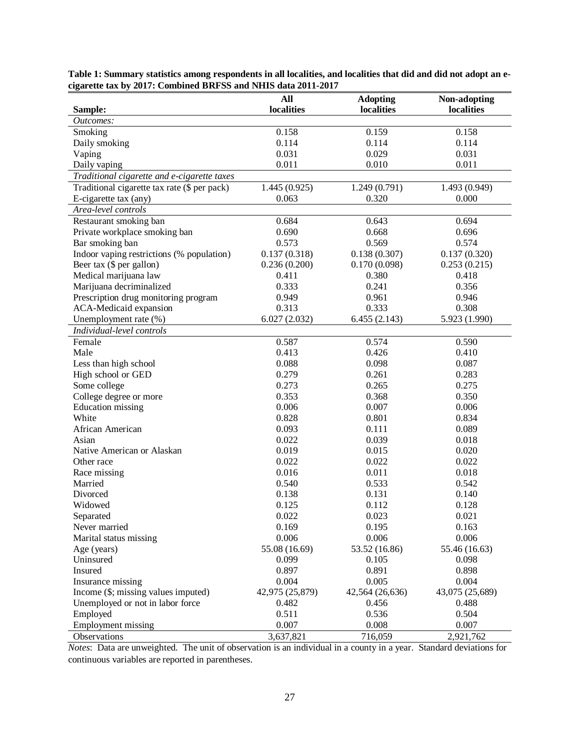**Table 1: Summary statistics among respondents in all localities, and localities that did and did not adopt an e-cigarette tax by 2017: Combined BRFSS and NHIS data 2011-2017**

| Sample: | All localities | Adopting localities | Non-adopting localities |
|---|---|---|---|
| *Outcomes:* | | | |
| Smoking | 0.158 | 0.159 | 0.158 |
| Daily smoking | 0.114 | 0.114 | 0.114 |
| Vaping | 0.031 | 0.029 | 0.031 |
| Daily vaping | 0.011 | 0.010 | 0.011 |
| *Traditional cigarette and e-cigarette taxes* | | | |
| Traditional cigarette tax rate ($ per pack) | 1.445 (0.925) | 1.249 (0.791) | 1.493 (0.949) |
| E-cigarette tax (any) | 0.063 | 0.320 | 0.000 |
| *Area-level controls* | | | |
| Restaurant smoking ban | 0.684 | 0.643 | 0.694 |
| Private workplace smoking ban | 0.690 | 0.668 | 0.696 |
| Bar smoking ban | 0.573 | 0.569 | 0.574 |
| Indoor vaping restrictions (% population) | 0.137 (0.318) | 0.138 (0.307) | 0.137 (0.320) |
| Beer tax ($ per gallon) | 0.236 (0.200) | 0.170 (0.098) | 0.253 (0.215) |
| Medical marijuana law | 0.411 | 0.380 | 0.418 |
| Marijuana decriminalized | 0.333 | 0.241 | 0.356 |
| Prescription drug monitoring program | 0.949 | 0.961 | 0.946 |
| ACA-Medicaid expansion | 0.313 | 0.333 | 0.308 |
| Unemployment rate (%) | 6.027 (2.032) | 6.455 (2.143) | 5.923 (1.990) |
| *Individual-level controls* | | | |
| Female | 0.587 | 0.574 | 0.590 |
| Male | 0.413 | 0.426 | 0.410 |
| Less than high school | 0.088 | 0.098 | 0.087 |
| High school or GED | 0.279 | 0.261 | 0.283 |
| Some college | 0.273 | 0.265 | 0.275 |
| College degree or more | 0.353 | 0.368 | 0.350 |
| Education missing | 0.006 | 0.007 | 0.006 |
| White | 0.828 | 0.801 | 0.834 |
| African American | 0.093 | 0.111 | 0.089 |
| Asian | 0.022 | 0.039 | 0.018 |
| Native American or Alaskan | 0.019 | 0.015 | 0.020 |
| Other race | 0.022 | 0.022 | 0.022 |
| Race missing | 0.016 | 0.011 | 0.018 |
| Married | 0.540 | 0.533 | 0.542 |
| Divorced | 0.138 | 0.131 | 0.140 |
| Widowed | 0.125 | 0.112 | 0.128 |
| Separated | 0.022 | 0.023 | 0.021 |
| Never married | 0.169 | 0.195 | 0.163 |
| Marital status missing | 0.006 | 0.006 | 0.006 |
| Age (years) | 55.08 (16.69) | 53.52 (16.86) | 55.46 (16.63) |
| Uninsured | 0.099 | 0.105 | 0.098 |
| Insured | 0.897 | 0.891 | 0.898 |
| Insurance missing | 0.004 | 0.005 | 0.004 |
| Income ($; missing values imputed) | 42,975 (25,879) | 42,564 (26,636) | 43,075 (25,689) |
| Unemployed or not in labor force | 0.482 | 0.456 | 0.488 |
| Employed | 0.511 | 0.536 | 0.504 |
| Employment missing | 0.007 | 0.008 | 0.007 |
| Observations | 3,637,821 | 716,059 | 2,921,762 |

*Notes*: Data are unweighted. The unit of observation is an individual in a county in a year. Standard deviations for continuous variables are reported in parentheses.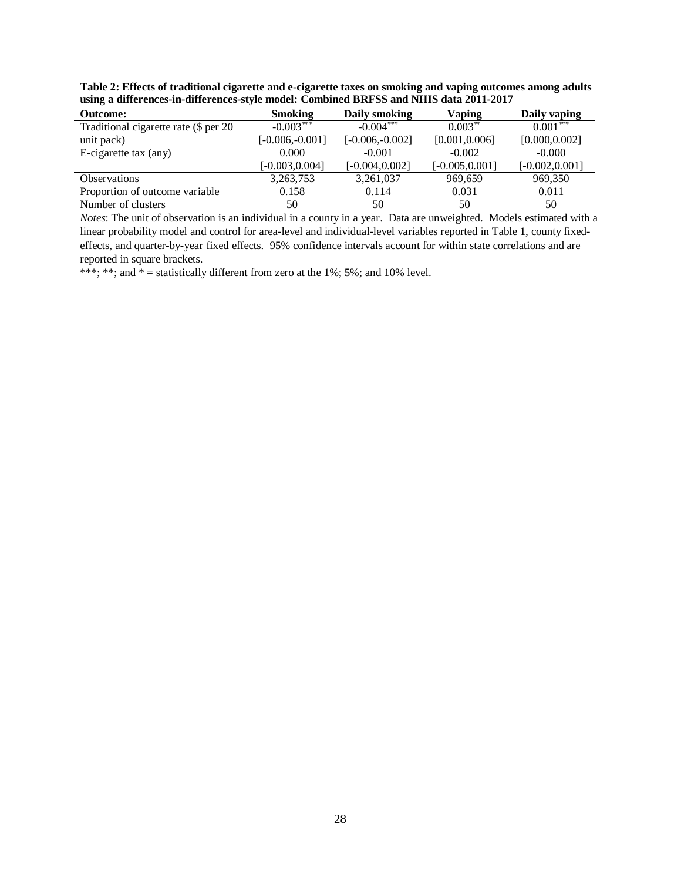**Table 2: Effects of traditional cigarette and e-cigarette taxes on smoking and vaping outcomes among adults using a differences-in-differences-style model: Combined BRFSS and NHIS data 2011-2017**

| Outcome: | Smoking | Daily smoking | Vaping | Daily vaping |
|---|---|---|---|---|
| Traditional cigarette rate ($ per 20 | -0.003*** | -0.004*** | 0.003** | 0.001*** |
| unit pack) | [-0.006,-0.001] | [-0.006,-0.002] | [0.001,0.006] | [0.000,0.002] |
| E-cigarette tax (any) | 0.000 | -0.001 | -0.002 | -0.000 |
| | [-0.003,0.004] | [-0.004,0.002] | [-0.005,0.001] | [-0.002,0.001] |
| Observations | 3,263,753 | 3,261,037 | 969,659 | 969,350 |
| Proportion of outcome variable | 0.158 | 0.114 | 0.031 | 0.011 |
| Number of clusters | 50 | 50 | 50 | 50 |

*Notes*: The unit of observation is an individual in a county in a year. Data are unweighted. Models estimated with a linear probability model and control for area-level and individual-level variables reported in Table 1, county fixed-effects, and quarter-by-year fixed effects. 95% confidence intervals account for within state correlations and are reported in square brackets.

***; **; and * = statistically different from zero at the 1%; 5%; and 10% level.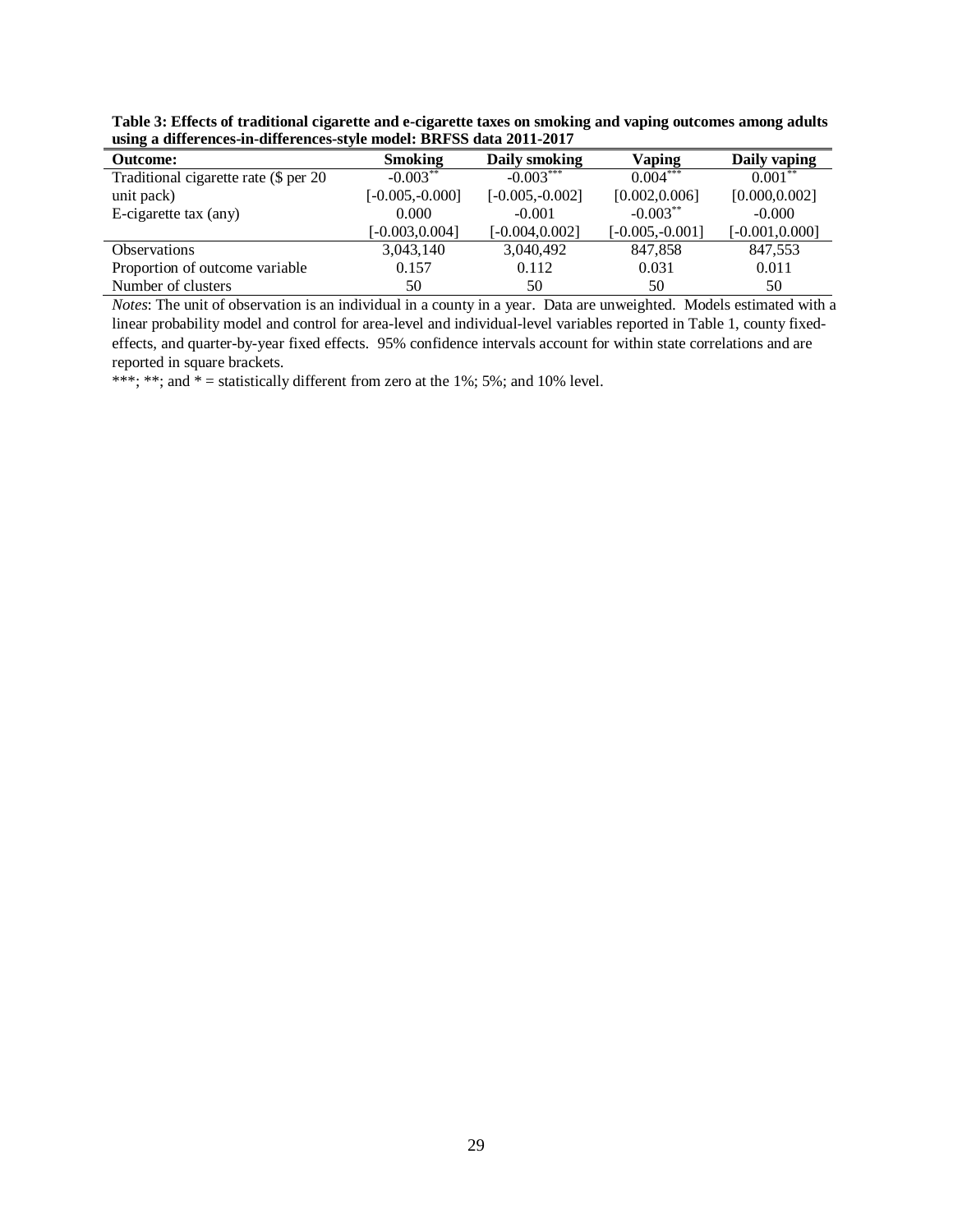**Table 3: Effects of traditional cigarette and e-cigarette taxes on smoking and vaping outcomes among adults using a differences-in-differences-style model: BRFSS data 2011-2017**

| Outcome: | Smoking | Daily smoking | Vaping | Daily vaping |
|---|---|---|---|---|
| Traditional cigarette rate ($ per 20 unit pack) | -0.003** | -0.003*** | 0.004*** | 0.001** |
| | [-0.005,-0.000] | [-0.005,-0.002] | [0.002,0.006] | [0.000,0.002] |
| E-cigarette tax (any) | 0.000 | -0.001 | -0.003** | -0.000 |
| | [-0.003,0.004] | [-0.004,0.002] | [-0.005,-0.001] | [-0.001,0.000] |
| Observations | 3,043,140 | 3,040,492 | 847,858 | 847,553 |
| Proportion of outcome variable | 0.157 | 0.112 | 0.031 | 0.011 |
| Number of clusters | 50 | 50 | 50 | 50 |

*Notes*: The unit of observation is an individual in a county in a year. Data are unweighted. Models estimated with a linear probability model and control for area-level and individual-level variables reported in Table 1, county fixed-effects, and quarter-by-year fixed effects. 95% confidence intervals account for within state correlations and are reported in square brackets.

***; **; and * = statistically different from zero at the 1%; 5%; and 10% level.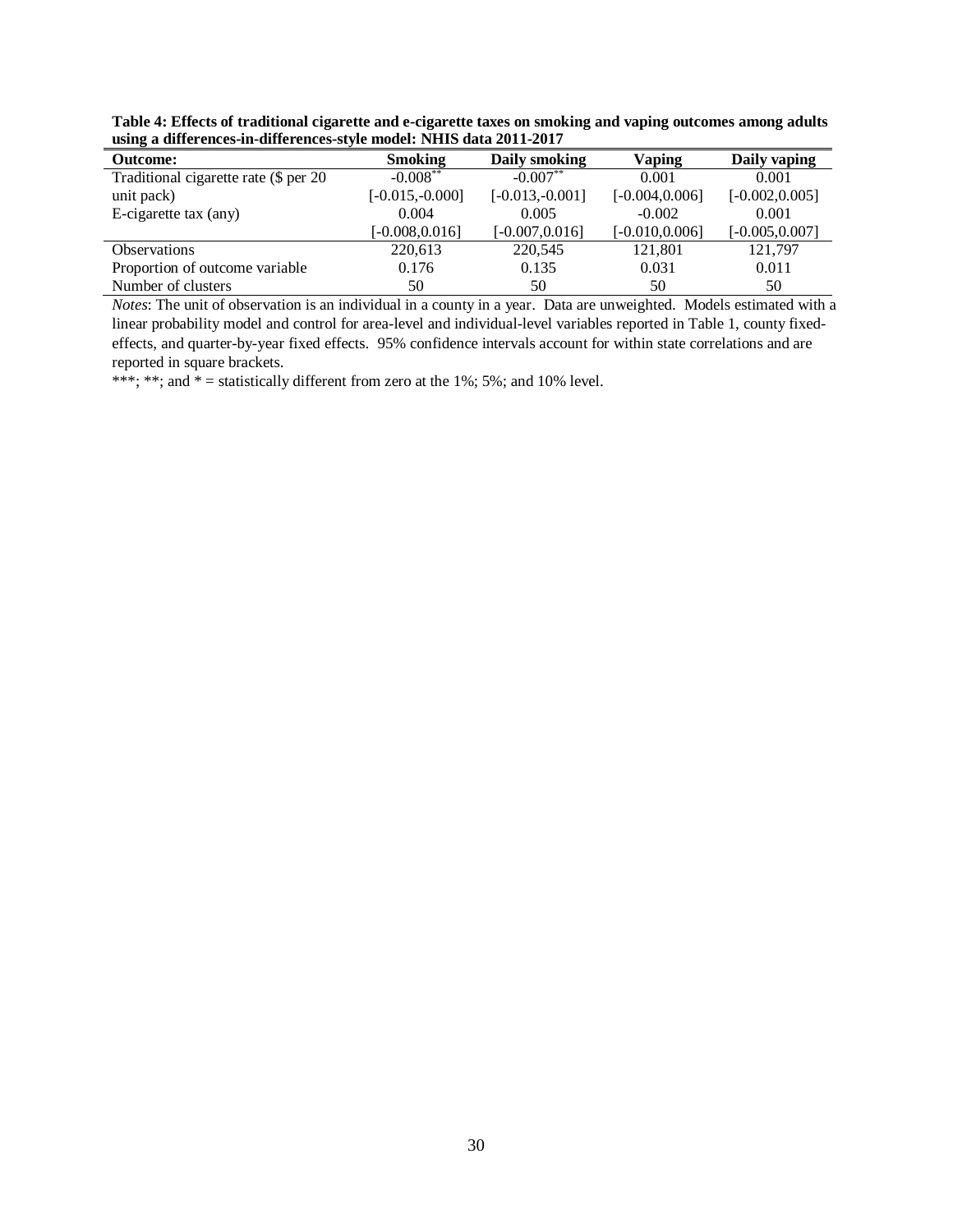**Table 4: Effects of traditional cigarette and e-cigarette taxes on smoking and vaping outcomes among adults using a differences-in-differences-style model: NHIS data 2011-2017**

| Outcome: | Smoking | Daily smoking | Vaping | Daily vaping |
|---|---|---|---|---|
| Traditional cigarette rate ($ per 20 | -0.008** | -0.007** | 0.001 | 0.001 |
| unit pack) | [-0.015,-0.000] | [-0.013,-0.001] | [-0.004,0.006] | [-0.002,0.005] |
| E-cigarette tax (any) | 0.004 | 0.005 | -0.002 | 0.001 |
| | [-0.008,0.016] | [-0.007,0.016] | [-0.010,0.006] | [-0.005,0.007] |
| Observations | 220,613 | 220,545 | 121,801 | 121,797 |
| Proportion of outcome variable | 0.176 | 0.135 | 0.031 | 0.011 |
| Number of clusters | 50 | 50 | 50 | 50 |

*Notes*: The unit of observation is an individual in a county in a year. Data are unweighted. Models estimated with a linear probability model and control for area-level and individual-level variables reported in Table 1, county fixed-effects, and quarter-by-year fixed effects. 95% confidence intervals account for within state correlations and are reported in square brackets.

***; **; and * = statistically different from zero at the 1%; 5%; and 10% level.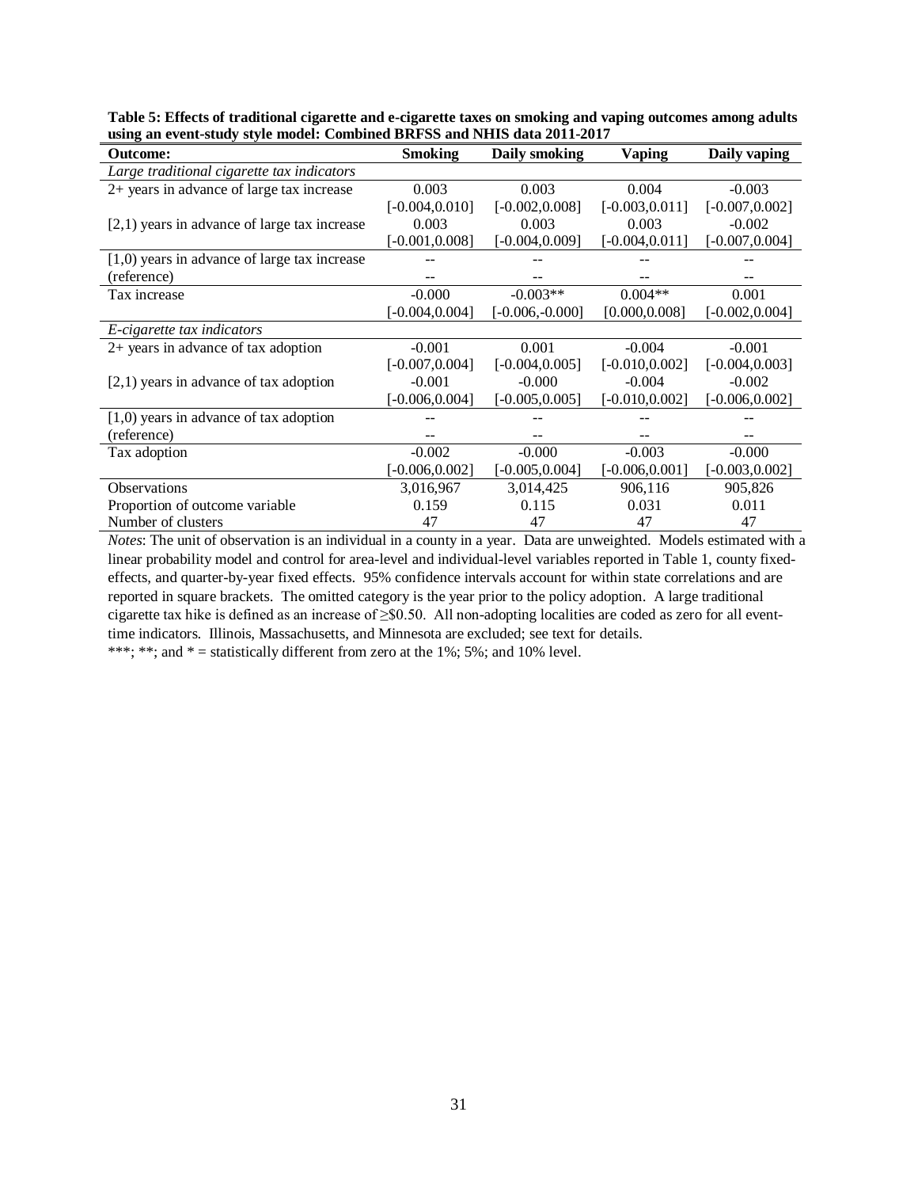**Table 5: Effects of traditional cigarette and e-cigarette taxes on smoking and vaping outcomes among adults using an event-study style model: Combined BRFSS and NHIS data 2011-2017**

| Outcome: | Smoking | Daily smoking | Vaping | Daily vaping |
|---|---|---|---|---|
| *Large traditional cigarette tax indicators* | | | | |
| 2+ years in advance of large tax increase | 0.003 | 0.003 | 0.004 | -0.003 |
| | [-0.004,0.010] | [-0.002,0.008] | [-0.003,0.011] | [-0.007,0.002] |
| [2,1) years in advance of large tax increase | 0.003 | 0.003 | 0.003 | -0.002 |
| | [-0.001,0.008] | [-0.004,0.009] | [-0.004,0.011] | [-0.007,0.004] |
| [1,0) years in advance of large tax increase | -- | -- | -- | -- |
| (reference) | -- | -- | -- | -- |
| Tax increase | -0.000 | -0.003** | 0.004** | 0.001 |
| | [-0.004,0.004] | [-0.006,-0.000] | [0.000,0.008] | [-0.002,0.004] |
| *E-cigarette tax indicators* | | | | |
| 2+ years in advance of tax adoption | -0.001 | 0.001 | -0.004 | -0.001 |
| | [-0.007,0.004] | [-0.004,0.005] | [-0.010,0.002] | [-0.004,0.003] |
| [2,1) years in advance of tax adoption | -0.001 | -0.000 | -0.004 | -0.002 |
| | [-0.006,0.004] | [-0.005,0.005] | [-0.010,0.002] | [-0.006,0.002] |
| [1,0) years in advance of tax adoption | -- | -- | -- | -- |
| (reference) | -- | -- | -- | -- |
| Tax adoption | -0.002 | -0.000 | -0.003 | -0.000 |
| | [-0.006,0.002] | [-0.005,0.004] | [-0.006,0.001] | [-0.003,0.002] |
| Observations | 3,016,967 | 3,014,425 | 906,116 | 905,826 |
| Proportion of outcome variable | 0.159 | 0.115 | 0.031 | 0.011 |
| Number of clusters | 47 | 47 | 47 | 47 |

*Notes*: The unit of observation is an individual in a county in a year. Data are unweighted. Models estimated with a linear probability model and control for area-level and individual-level variables reported in Table 1, county fixed-effects, and quarter-by-year fixed effects. 95% confidence intervals account for within state correlations and are reported in square brackets. The omitted category is the year prior to the policy adoption. A large traditional cigarette tax hike is defined as an increase of ≥\$0.50. All non-adopting localities are coded as zero for all event-time indicators. Illinois, Massachusetts, and Minnesota are excluded; see text for details.

***; **; and * = statistically different from zero at the 1%; 5%; and 10% level.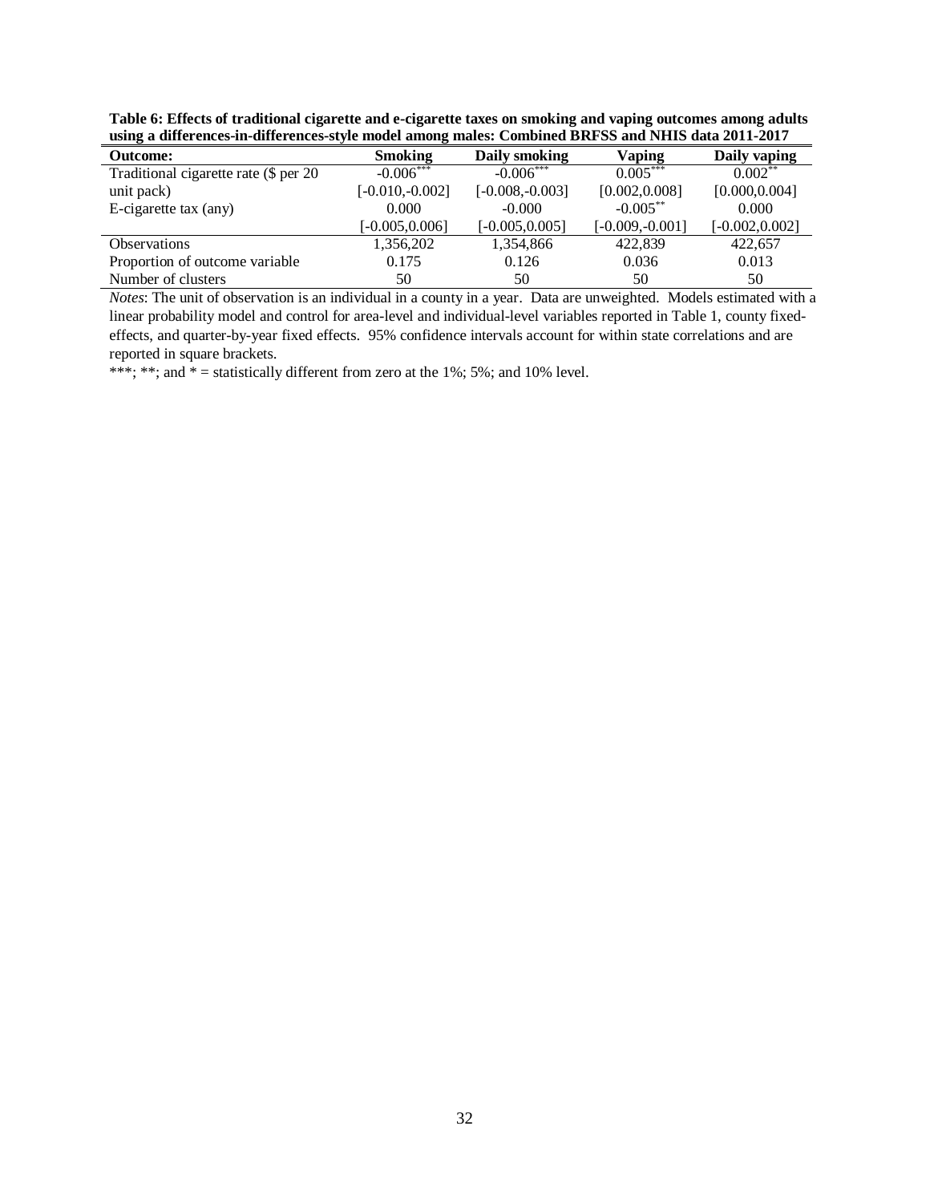**Table 6: Effects of traditional cigarette and e-cigarette taxes on smoking and vaping outcomes among adults using a differences-in-differences-style model among males: Combined BRFSS and NHIS data 2011-2017**

| Outcome: | Smoking | Daily smoking | Vaping | Daily vaping |
|---|---|---|---|---|
| Traditional cigarette rate ($ per 20 | -0.006*** | -0.006*** | 0.005*** | 0.002** |
| unit pack) | [-0.010,-0.002] | [-0.008,-0.003] | [0.002,0.008] | [0.000,0.004] |
| E-cigarette tax (any) | 0.000 | -0.000 | -0.005** | 0.000 |
| | [-0.005,0.006] | [-0.005,0.005] | [-0.009,-0.001] | [-0.002,0.002] |
| Observations | 1,356,202 | 1,354,866 | 422,839 | 422,657 |
| Proportion of outcome variable | 0.175 | 0.126 | 0.036 | 0.013 |
| Number of clusters | 50 | 50 | 50 | 50 |

*Notes*: The unit of observation is an individual in a county in a year. Data are unweighted. Models estimated with a linear probability model and control for area-level and individual-level variables reported in Table 1, county fixed-effects, and quarter-by-year fixed effects. 95% confidence intervals account for within state correlations and are reported in square brackets.

***; **; and * = statistically different from zero at the 1%; 5%; and 10% level.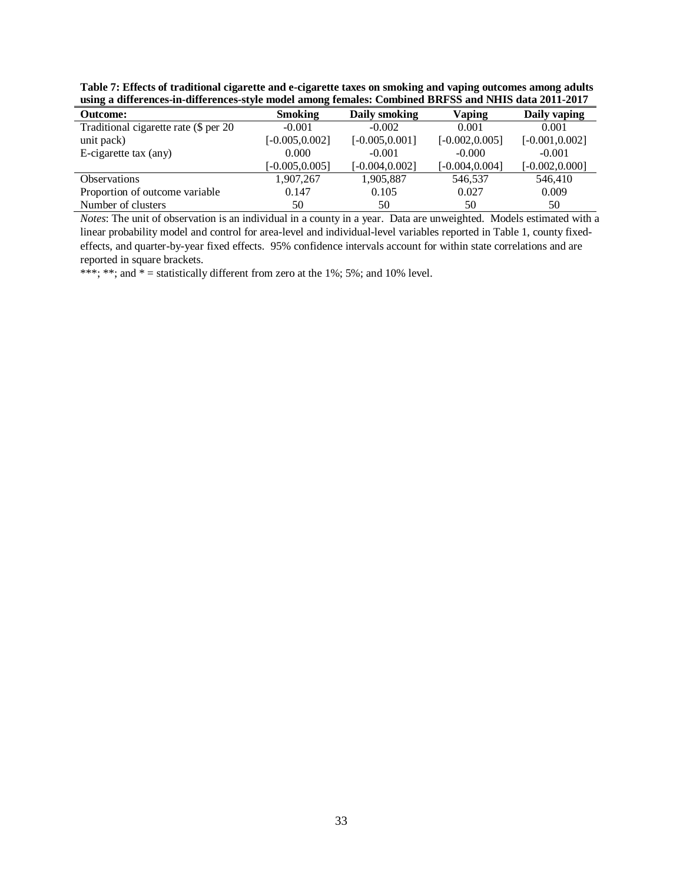**Table 7: Effects of traditional cigarette and e-cigarette taxes on smoking and vaping outcomes among adults using a differences-in-differences-style model among females: Combined BRFSS and NHIS data 2011-2017**

| Outcome: | Smoking | Daily smoking | Vaping | Daily vaping |
|---|---|---|---|---|
| Traditional cigarette rate ($ per 20 | -0.001 | -0.002 | 0.001 | 0.001 |
| unit pack) | [-0.005,0.002] | [-0.005,0.001] | [-0.002,0.005] | [-0.001,0.002] |
| E-cigarette tax (any) | 0.000 | -0.001 | -0.000 | -0.001 |
| | [-0.005,0.005] | [-0.004,0.002] | [-0.004,0.004] | [-0.002,0.000] |
| Observations | 1,907,267 | 1,905,887 | 546,537 | 546,410 |
| Proportion of outcome variable | 0.147 | 0.105 | 0.027 | 0.009 |
| Number of clusters | 50 | 50 | 50 | 50 |

*Notes*: The unit of observation is an individual in a county in a year. Data are unweighted. Models estimated with a linear probability model and control for area-level and individual-level variables reported in Table 1, county fixed-effects, and quarter-by-year fixed effects. 95% confidence intervals account for within state correlations and are reported in square brackets.

***; **; and * = statistically different from zero at the 1%; 5%; and 10% level.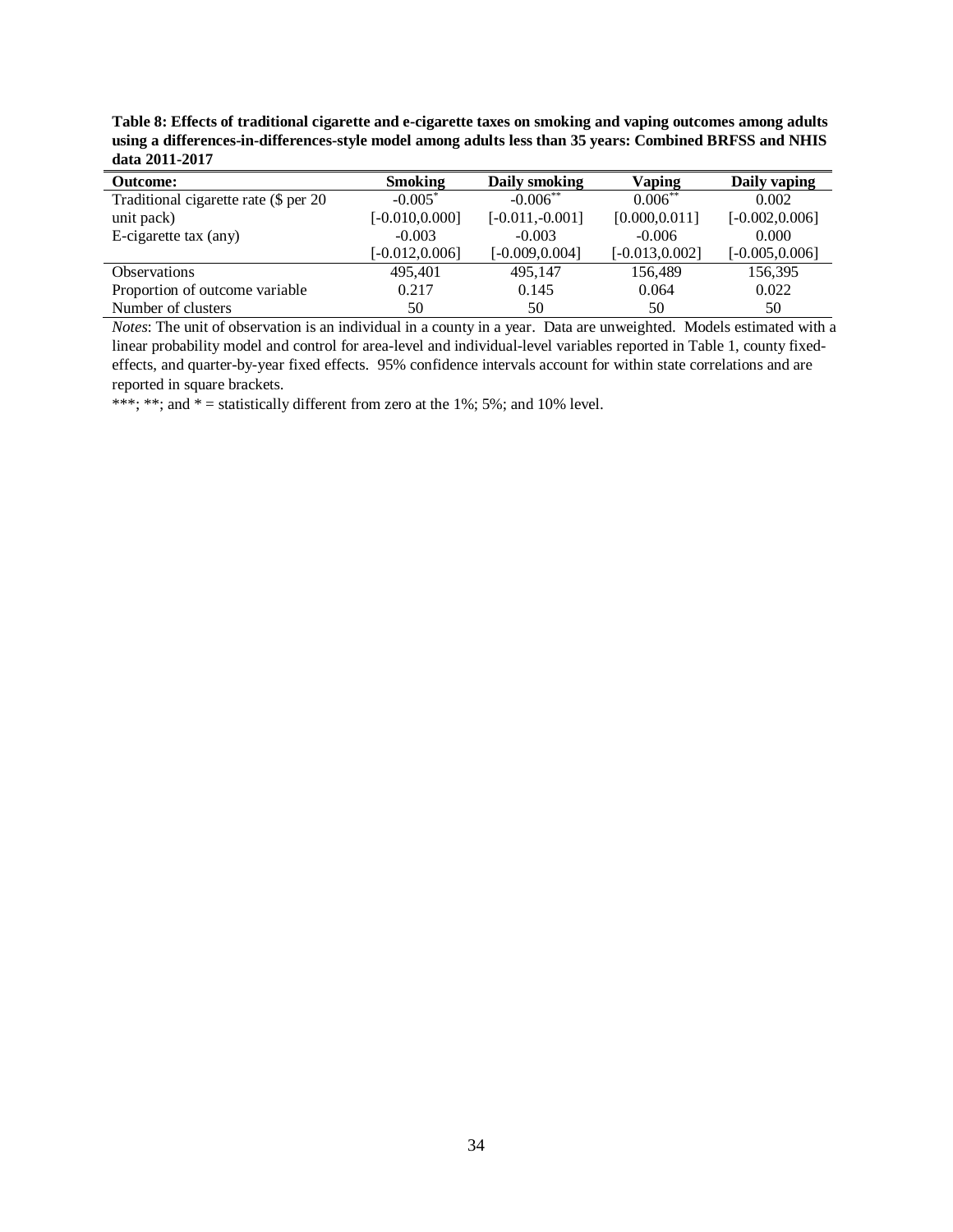**Table 8: Effects of traditional cigarette and e-cigarette taxes on smoking and vaping outcomes among adults using a differences-in-differences-style model among adults less than 35 years: Combined BRFSS and NHIS data 2011-2017**

| Outcome: | Smoking | Daily smoking | Vaping | Daily vaping |
|---|---|---|---|---|
| Traditional cigarette rate ($ per 20 unit pack) | -0.005* | -0.006** | 0.006** | 0.002 |
| | [-0.010,0.000] | [-0.011,-0.001] | [0.000,0.011] | [-0.002,0.006] |
| E-cigarette tax (any) | -0.003 | -0.003 | -0.006 | 0.000 |
| | [-0.012,0.006] | [-0.009,0.004] | [-0.013,0.002] | [-0.005,0.006] |
| Observations | 495,401 | 495,147 | 156,489 | 156,395 |
| Proportion of outcome variable | 0.217 | 0.145 | 0.064 | 0.022 |
| Number of clusters | 50 | 50 | 50 | 50 |

*Notes*: The unit of observation is an individual in a county in a year. Data are unweighted. Models estimated with a linear probability model and control for area-level and individual-level variables reported in Table 1, county fixed-effects, and quarter-by-year fixed effects. 95% confidence intervals account for within state correlations and are reported in square brackets.

***; **; and * = statistically different from zero at the 1%; 5%; and 10% level.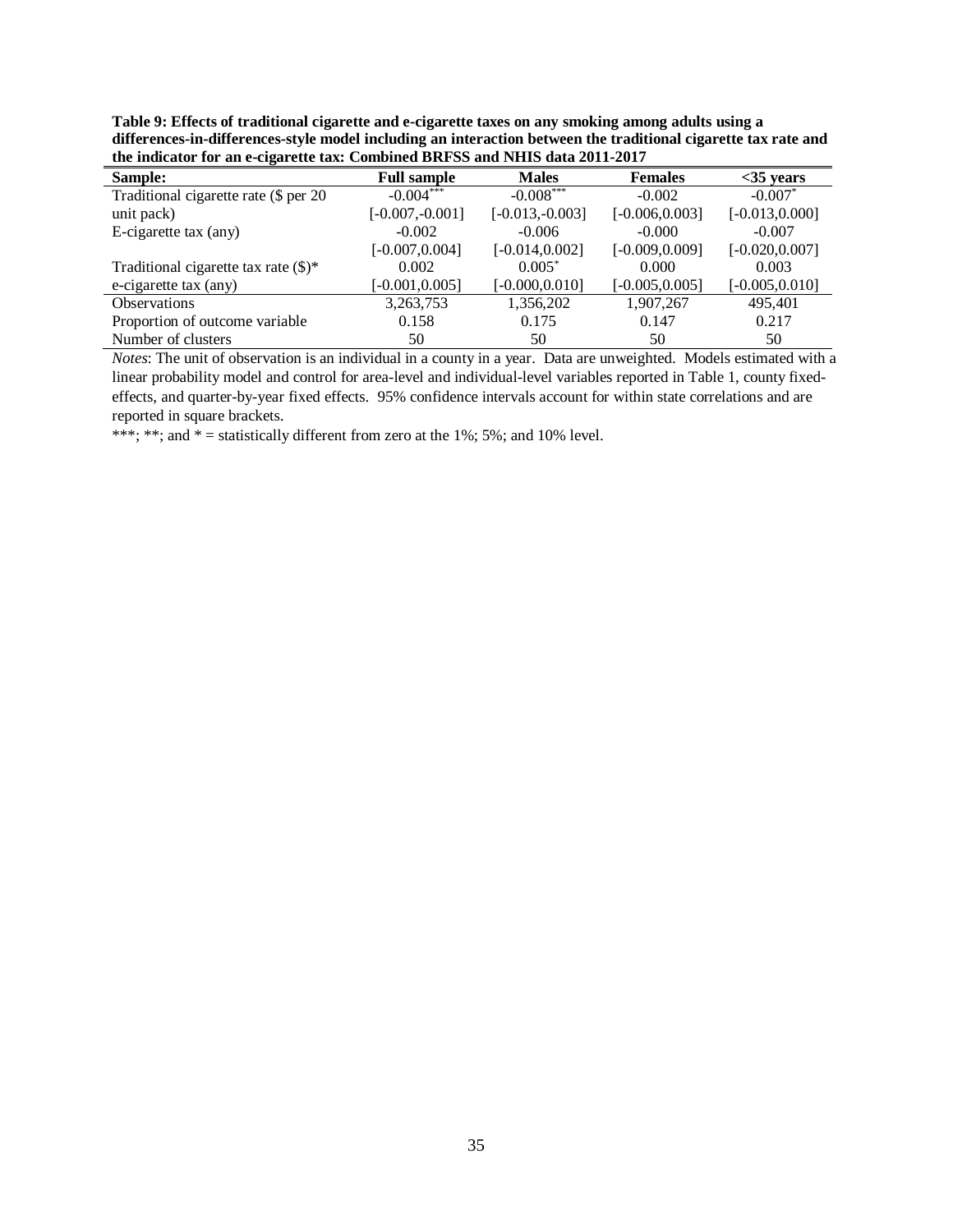**Table 9: Effects of traditional cigarette and e-cigarette taxes on any smoking among adults using a differences-in-differences-style model including an interaction between the traditional cigarette tax rate and the indicator for an e-cigarette tax: Combined BRFSS and NHIS data 2011-2017**

| Sample: | Full sample | Males | Females | <35 years |
|---|---|---|---|---|
| Traditional cigarette rate ($ per 20 unit pack) | -0.004*** | -0.008*** | -0.002 | -0.007* |
| | [-0.007,-0.001] | [-0.013,-0.003] | [-0.006,0.003] | [-0.013,0.000] |
| E-cigarette tax (any) | -0.002 | -0.006 | -0.000 | -0.007 |
| | [-0.007,0.004] | [-0.014,0.002] | [-0.009,0.009] | [-0.020,0.007] |
| Traditional cigarette tax rate ($)* e-cigarette tax (any) | 0.002 | 0.005* | 0.000 | 0.003 |
| | [-0.001,0.005] | [-0.000,0.010] | [-0.005,0.005] | [-0.005,0.010] |
| Observations | 3,263,753 | 1,356,202 | 1,907,267 | 495,401 |
| Proportion of outcome variable | 0.158 | 0.175 | 0.147 | 0.217 |
| Number of clusters | 50 | 50 | 50 | 50 |

*Notes*: The unit of observation is an individual in a county in a year. Data are unweighted. Models estimated with a linear probability model and control for area-level and individual-level variables reported in Table 1, county fixed-effects, and quarter-by-year fixed effects. 95% confidence intervals account for within state correlations and are reported in square brackets.

***; **; and * = statistically different from zero at the 1%; 5%; and 10% level.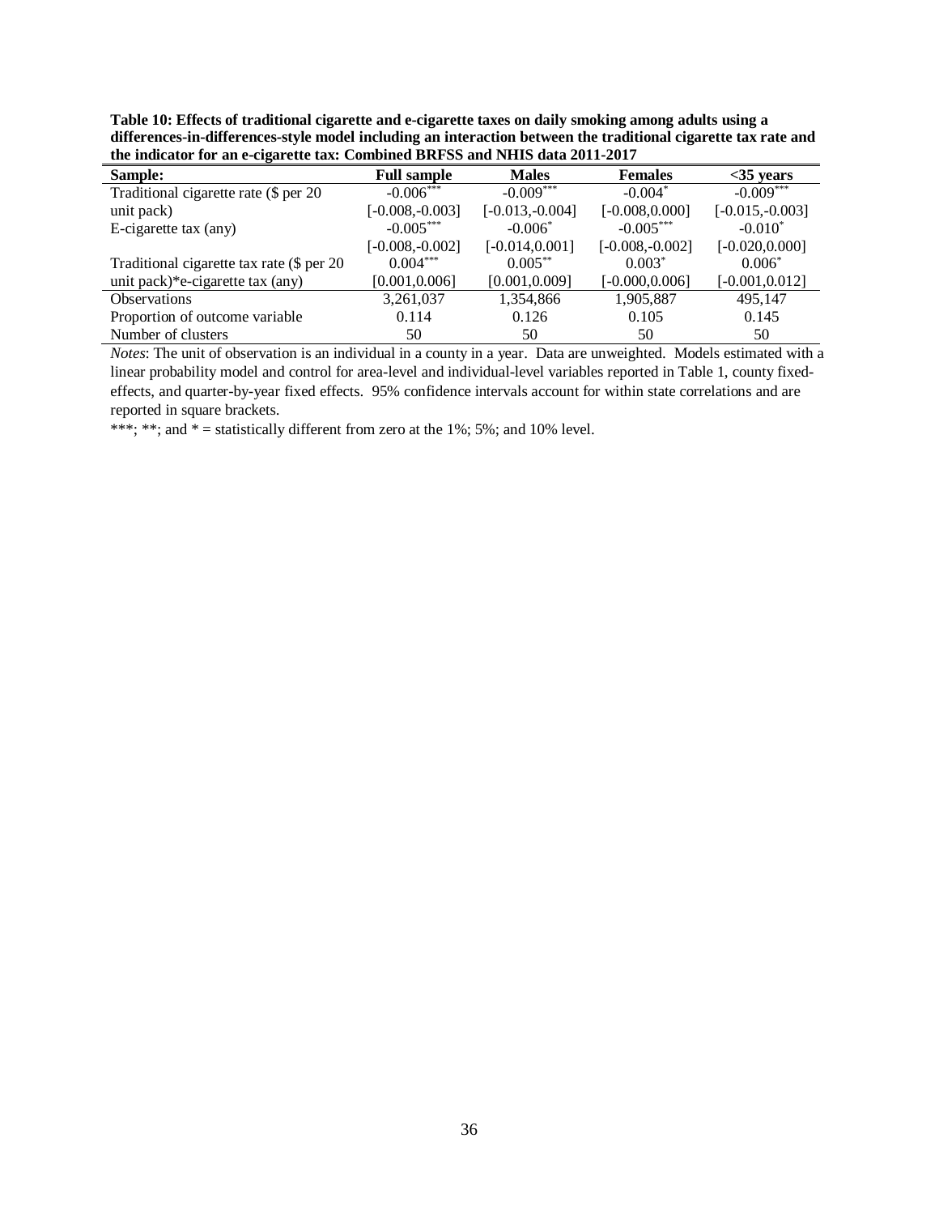**Table 10: Effects of traditional cigarette and e-cigarette taxes on daily smoking among adults using a differences-in-differences-style model including an interaction between the traditional cigarette tax rate and the indicator for an e-cigarette tax: Combined BRFSS and NHIS data 2011-2017**

| Sample: | Full sample | Males | Females | <35 years |
|---|---|---|---|---|
| Traditional cigarette rate ($ per 20 | -0.006*** | -0.009*** | -0.004* | -0.009*** |
| unit pack) | [-0.008,-0.003] | [-0.013,-0.004] | [-0.008,0.000] | [-0.015,-0.003] |
| E-cigarette tax (any) | -0.005*** | -0.006* | -0.005*** | -0.010* |
| | [-0.008,-0.002] | [-0.014,0.001] | [-0.008,-0.002] | [-0.020,0.000] |
| Traditional cigarette tax rate ($ per 20 | 0.004*** | 0.005** | 0.003* | 0.006* |
| unit pack)*e-cigarette tax (any) | [0.001,0.006] | [0.001,0.009] | [-0.000,0.006] | [-0.001,0.012] |
| Observations | 3,261,037 | 1,354,866 | 1,905,887 | 495,147 |
| Proportion of outcome variable | 0.114 | 0.126 | 0.105 | 0.145 |
| Number of clusters | 50 | 50 | 50 | 50 |

*Notes*: The unit of observation is an individual in a county in a year. Data are unweighted. Models estimated with a linear probability model and control for area-level and individual-level variables reported in Table 1, county fixed-effects, and quarter-by-year fixed effects. 95% confidence intervals account for within state correlations and are reported in square brackets.

***; **; and * = statistically different from zero at the 1%; 5%; and 10% level.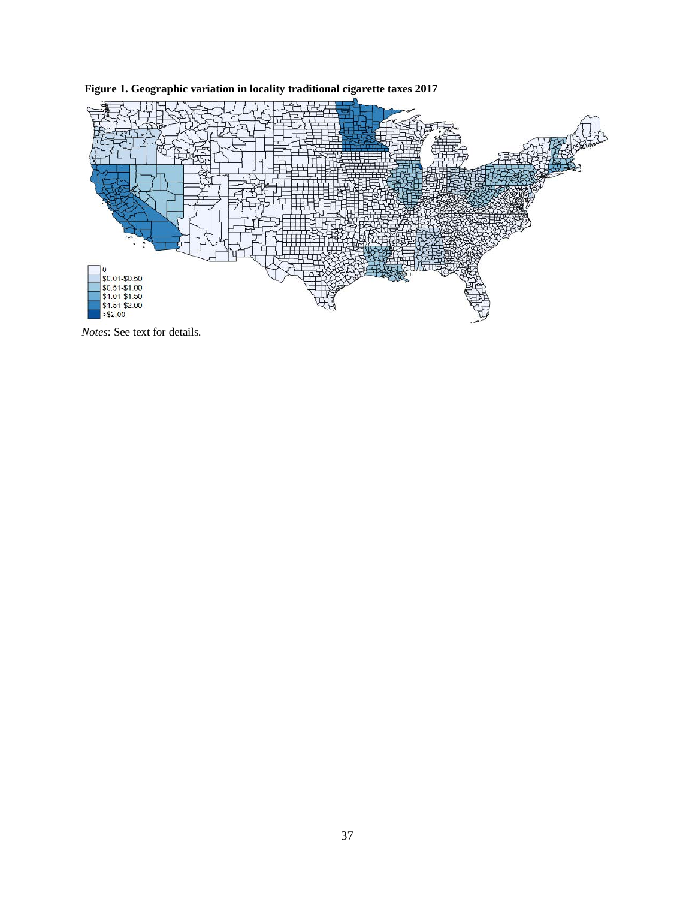**Figure 1. Geographic variation in locality traditional cigarette taxes 2017**

*Notes*: See text for details.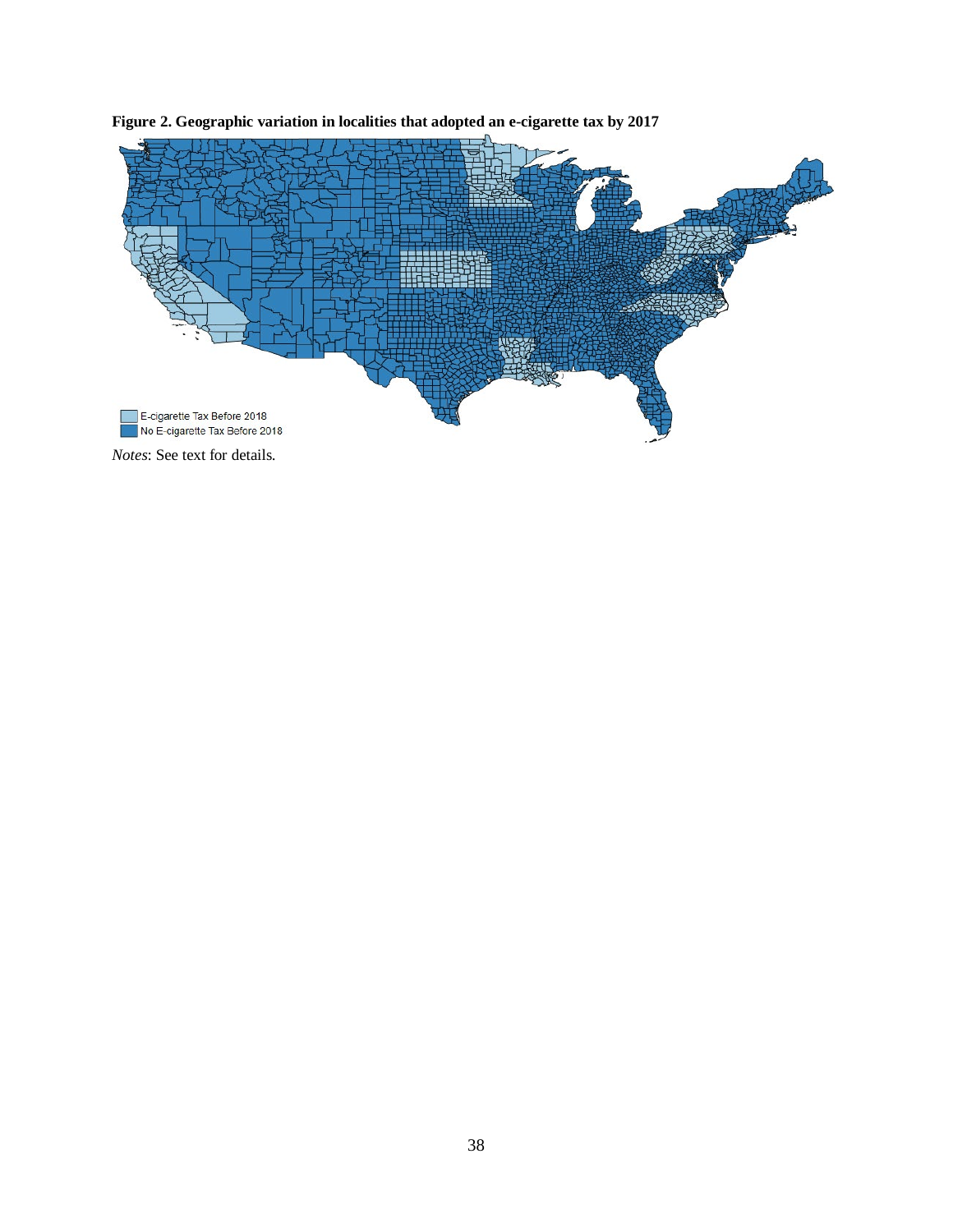**Figure 2. Geographic variation in localities that adopted an e-cigarette tax by 2017**

*Notes*: See text for details.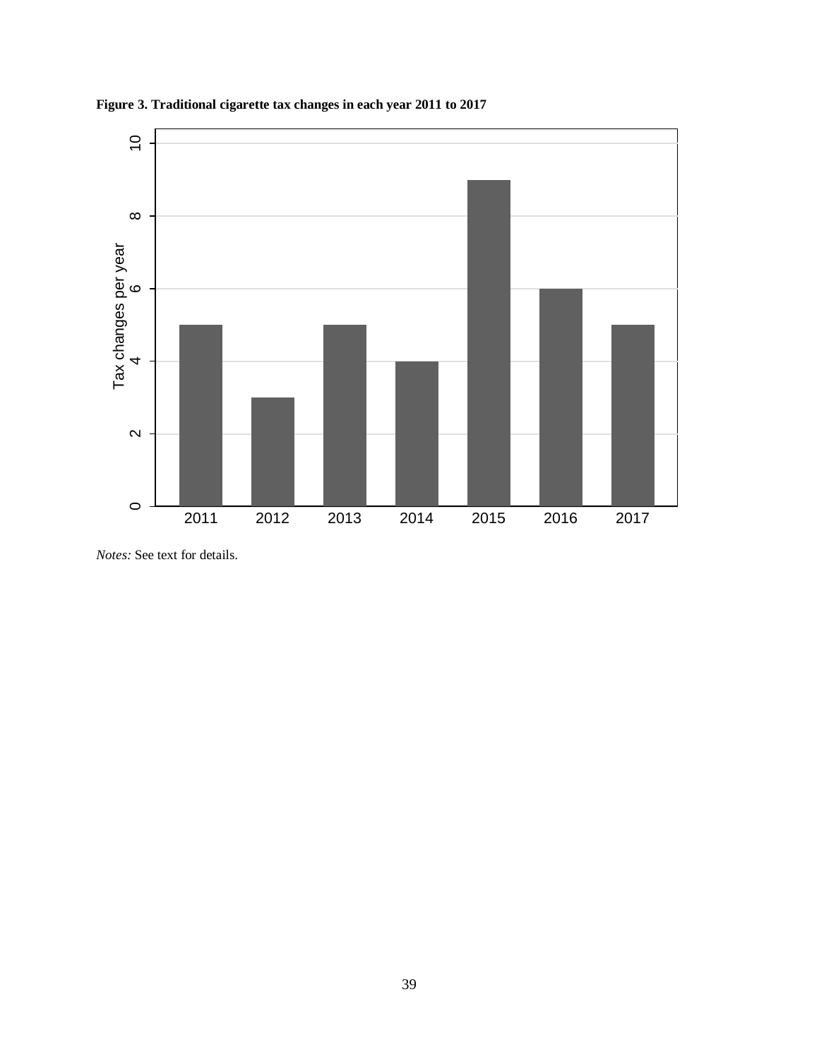**Figure 3. Traditional cigarette tax changes in each year 2011 to 2017**

| Year | Tax changes per year |
|---|---|
| 2011 | 5 |
| 2012 | 3 |
| 2013 | 5 |
| 2014 | 4 |
| 2015 | 9 |
| 2016 | 6 |
| 2017 | 5 |

*Notes:* See text for details.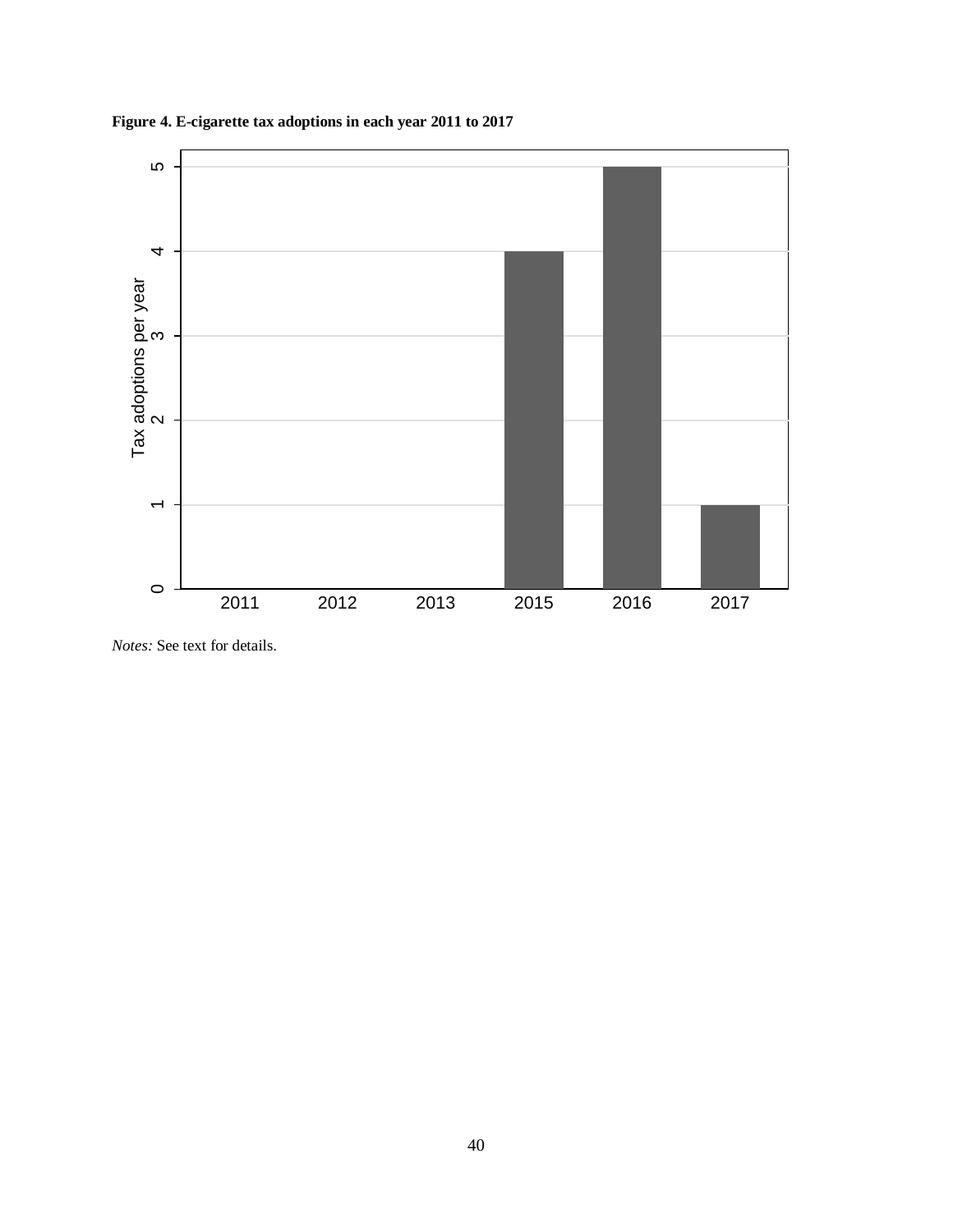**Figure 4. E-cigarette tax adoptions in each year 2011 to 2017**

*Notes:* See text for details.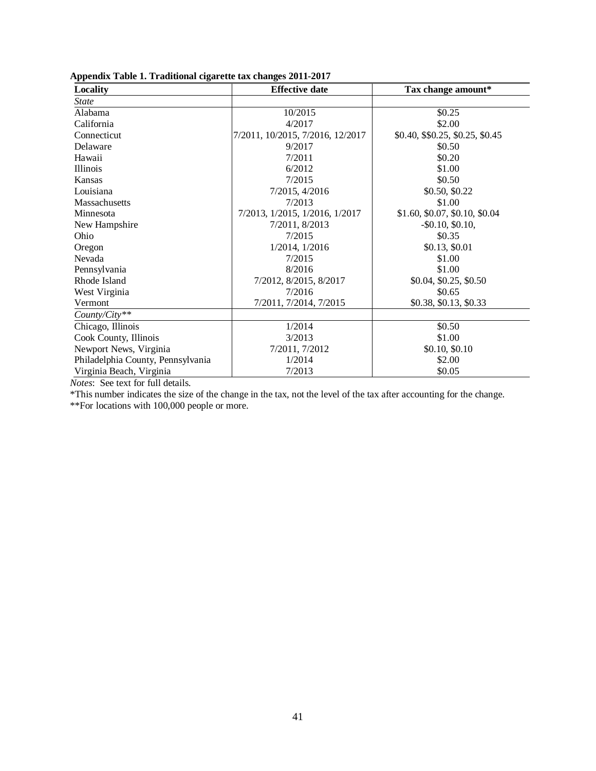**Appendix Table 1. Traditional cigarette tax changes 2011-2017**

| Locality | Effective date | Tax change amount* |
|---|---|---|
| *State* | | |
| Alabama | 10/2015 | $0.25 |
| California | 4/2017 | $2.00 |
| Connecticut | 7/2011, 10/2015, 7/2016, 12/2017 | $0.40, $$0.25, $0.25, $0.45 |
| Delaware | 9/2017 | $0.50 |
| Hawaii | 7/2011 | $0.20 |
| Illinois | 6/2012 | $1.00 |
| Kansas | 7/2015 | $0.50 |
| Louisiana | 7/2015, 4/2016 | $0.50, $0.22 |
| Massachusetts | 7/2013 | $1.00 |
| Minnesota | 7/2013, 1/2015, 1/2016, 1/2017 | $1.60, $0.07, $0.10, $0.04 |
| New Hampshire | 7/2011, 8/2013 | -$0.10, $0.10, |
| Ohio | 7/2015 | $0.35 |
| Oregon | 1/2014, 1/2016 | $0.13, $0.01 |
| Nevada | 7/2015 | $1.00 |
| Pennsylvania | 8/2016 | $1.00 |
| Rhode Island | 7/2012, 8/2015, 8/2017 | $0.04, $0.25, $0.50 |
| West Virginia | 7/2016 | $0.65 |
| Vermont | 7/2011, 7/2014, 7/2015 | $0.38, $0.13, $0.33 |
| *County/City*** | | |
| Chicago, Illinois | 1/2014 | $0.50 |
| Cook County, Illinois | 3/2013 | $1.00 |
| Newport News, Virginia | 7/2011, 7/2012 | $0.10, $0.10 |
| Philadelphia County, Pennsylvania | 1/2014 | $2.00 |
| Virginia Beach, Virginia | 7/2013 | $0.05 |

*Notes*: See text for full details.

*This number indicates the size of the change in the tax, not the level of the tax after accounting for the change.

**For locations with 100,000 people or more.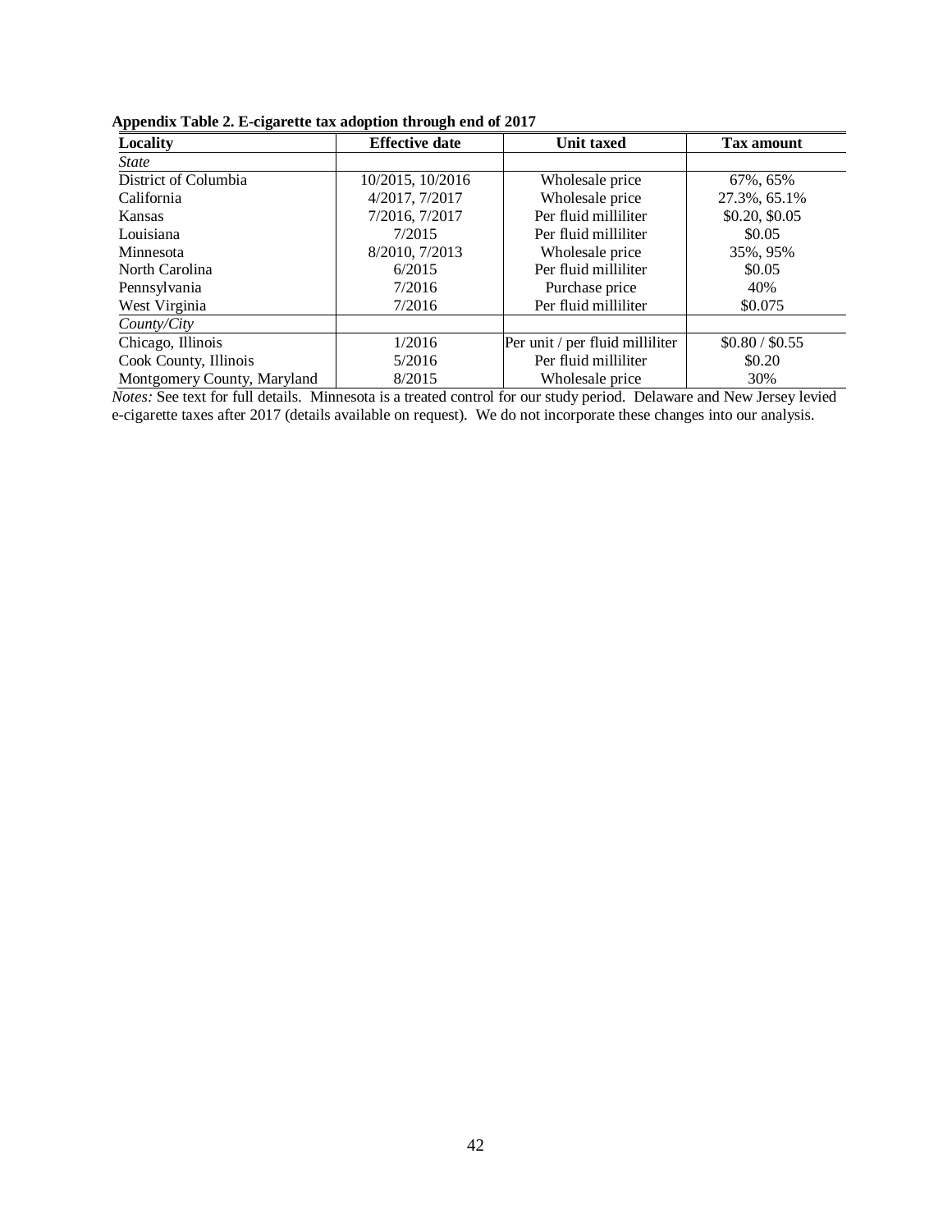**Appendix Table 2. E-cigarette tax adoption through end of 2017**

| Locality | Effective date | Unit taxed | Tax amount |
|---|---|---|---|
| *State* | | | |
| District of Columbia | 10/2015, 10/2016 | Wholesale price | 67%, 65% |
| California | 4/2017, 7/2017 | Wholesale price | 27.3%, 65.1% |
| Kansas | 7/2016, 7/2017 | Per fluid milliliter | $0.20, $0.05 |
| Louisiana | 7/2015 | Per fluid milliliter | $0.05 |
| Minnesota | 8/2010, 7/2013 | Wholesale price | 35%, 95% |
| North Carolina | 6/2015 | Per fluid milliliter | $0.05 |
| Pennsylvania | 7/2016 | Purchase price | 40% |
| West Virginia | 7/2016 | Per fluid milliliter | $0.075 |
| *County/City* | | | |
| Chicago, Illinois | 1/2016 | Per unit / per fluid milliliter | $0.80 / $0.55 |
| Cook County, Illinois | 5/2016 | Per fluid milliliter | $0.20 |
| Montgomery County, Maryland | 8/2015 | Wholesale price | 30% |

*Notes:* See text for full details. Minnesota is a treated control for our study period. Delaware and New Jersey levied e-cigarette taxes after 2017 (details available on request). We do not incorporate these changes into our analysis.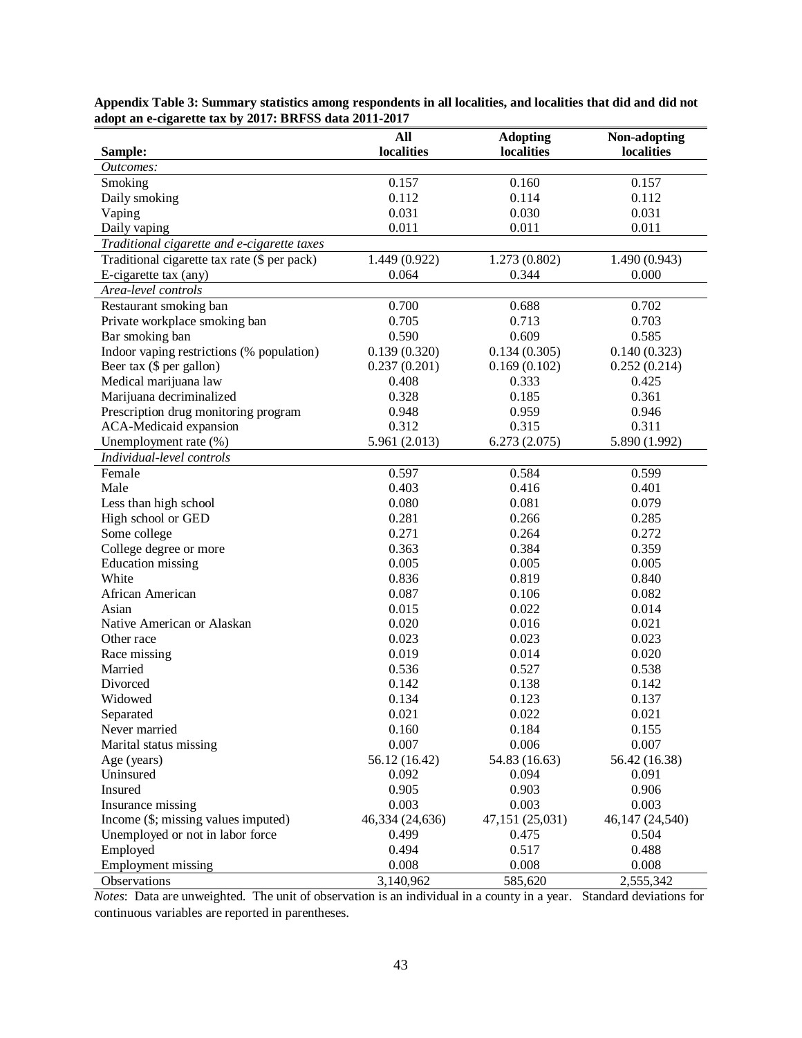**Appendix Table 3: Summary statistics among respondents in all localities, and localities that did and did not adopt an e-cigarette tax by 2017: BRFSS data 2011-2017**

| Sample: | All localities | Adopting localities | Non-adopting localities |
|---|---|---|---|
| *Outcomes:* | | | |
| Smoking | 0.157 | 0.160 | 0.157 |
| Daily smoking | 0.112 | 0.114 | 0.112 |
| Vaping | 0.031 | 0.030 | 0.031 |
| Daily vaping | 0.011 | 0.011 | 0.011 |
| *Traditional cigarette and e-cigarette taxes* | | | |
| Traditional cigarette tax rate ($ per pack) | 1.449 (0.922) | 1.273 (0.802) | 1.490 (0.943) |
| E-cigarette tax (any) | 0.064 | 0.344 | 0.000 |
| *Area-level controls* | | | |
| Restaurant smoking ban | 0.700 | 0.688 | 0.702 |
| Private workplace smoking ban | 0.705 | 0.713 | 0.703 |
| Bar smoking ban | 0.590 | 0.609 | 0.585 |
| Indoor vaping restrictions (% population) | 0.139 (0.320) | 0.134 (0.305) | 0.140 (0.323) |
| Beer tax ($ per gallon) | 0.237 (0.201) | 0.169 (0.102) | 0.252 (0.214) |
| Medical marijuana law | 0.408 | 0.333 | 0.425 |
| Marijuana decriminalized | 0.328 | 0.185 | 0.361 |
| Prescription drug monitoring program | 0.948 | 0.959 | 0.946 |
| ACA-Medicaid expansion | 0.312 | 0.315 | 0.311 |
| Unemployment rate (%) | 5.961 (2.013) | 6.273 (2.075) | 5.890 (1.992) |
| *Individual-level controls* | | | |
| Female | 0.597 | 0.584 | 0.599 |
| Male | 0.403 | 0.416 | 0.401 |
| Less than high school | 0.080 | 0.081 | 0.079 |
| High school or GED | 0.281 | 0.266 | 0.285 |
| Some college | 0.271 | 0.264 | 0.272 |
| College degree or more | 0.363 | 0.384 | 0.359 |
| Education missing | 0.005 | 0.005 | 0.005 |
| White | 0.836 | 0.819 | 0.840 |
| African American | 0.087 | 0.106 | 0.082 |
| Asian | 0.015 | 0.022 | 0.014 |
| Native American or Alaskan | 0.020 | 0.016 | 0.021 |
| Other race | 0.023 | 0.023 | 0.023 |
| Race missing | 0.019 | 0.014 | 0.020 |
| Married | 0.536 | 0.527 | 0.538 |
| Divorced | 0.142 | 0.138 | 0.142 |
| Widowed | 0.134 | 0.123 | 0.137 |
| Separated | 0.021 | 0.022 | 0.021 |
| Never married | 0.160 | 0.184 | 0.155 |
| Marital status missing | 0.007 | 0.006 | 0.007 |
| Age (years) | 56.12 (16.42) | 54.83 (16.63) | 56.42 (16.38) |
| Uninsured | 0.092 | 0.094 | 0.091 |
| Insured | 0.905 | 0.903 | 0.906 |
| Insurance missing | 0.003 | 0.003 | 0.003 |
| Income ($; missing values imputed) | 46,334 (24,636) | 47,151 (25,031) | 46,147 (24,540) |
| Unemployed or not in labor force | 0.499 | 0.475 | 0.504 |
| Employed | 0.494 | 0.517 | 0.488 |
| Employment missing | 0.008 | 0.008 | 0.008 |
| Observations | 3,140,962 | 585,620 | 2,555,342 |

*Notes*: Data are unweighted. The unit of observation is an individual in a county in a year. Standard deviations for continuous variables are reported in parentheses.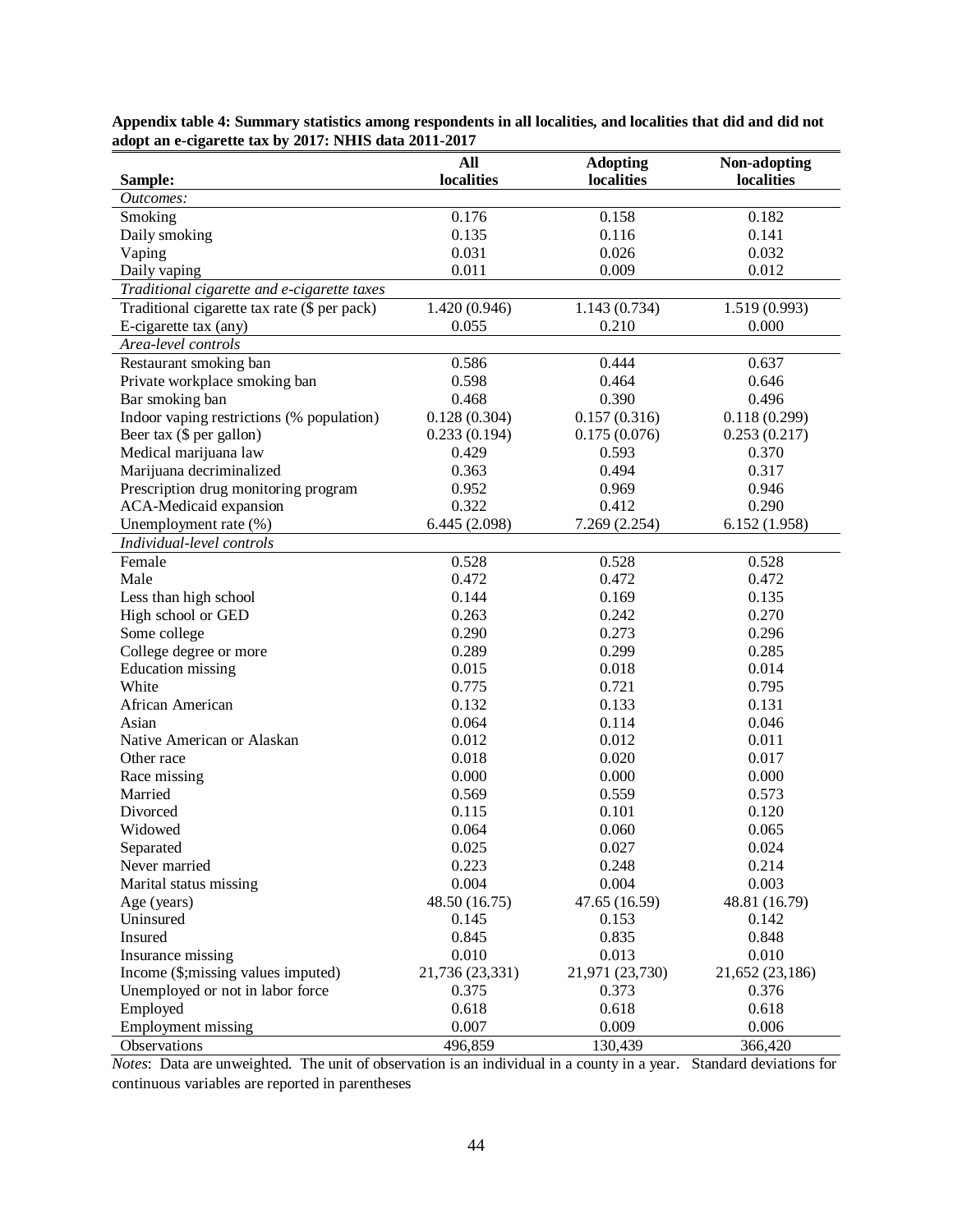**Appendix table 4: Summary statistics among respondents in all localities, and localities that did and did not adopt an e-cigarette tax by 2017: NHIS data 2011-2017**

| Sample: | All localities | Adopting localities | Non-adopting localities |
|---|---|---|---|
| *Outcomes:* | | | |
| Smoking | 0.176 | 0.158 | 0.182 |
| Daily smoking | 0.135 | 0.116 | 0.141 |
| Vaping | 0.031 | 0.026 | 0.032 |
| Daily vaping | 0.011 | 0.009 | 0.012 |
| *Traditional cigarette and e-cigarette taxes* | | | |
| Traditional cigarette tax rate ($ per pack) | 1.420 (0.946) | 1.143 (0.734) | 1.519 (0.993) |
| E-cigarette tax (any) | 0.055 | 0.210 | 0.000 |
| *Area-level controls* | | | |
| Restaurant smoking ban | 0.586 | 0.444 | 0.637 |
| Private workplace smoking ban | 0.598 | 0.464 | 0.646 |
| Bar smoking ban | 0.468 | 0.390 | 0.496 |
| Indoor vaping restrictions (% population) | 0.128 (0.304) | 0.157 (0.316) | 0.118 (0.299) |
| Beer tax ($ per gallon) | 0.233 (0.194) | 0.175 (0.076) | 0.253 (0.217) |
| Medical marijuana law | 0.429 | 0.593 | 0.370 |
| Marijuana decriminalized | 0.363 | 0.494 | 0.317 |
| Prescription drug monitoring program | 0.952 | 0.969 | 0.946 |
| ACA-Medicaid expansion | 0.322 | 0.412 | 0.290 |
| Unemployment rate (%) | 6.445 (2.098) | 7.269 (2.254) | 6.152 (1.958) |
| *Individual-level controls* | | | |
| Female | 0.528 | 0.528 | 0.528 |
| Male | 0.472 | 0.472 | 0.472 |
| Less than high school | 0.144 | 0.169 | 0.135 |
| High school or GED | 0.263 | 0.242 | 0.270 |
| Some college | 0.290 | 0.273 | 0.296 |
| College degree or more | 0.289 | 0.299 | 0.285 |
| Education missing | 0.015 | 0.018 | 0.014 |
| White | 0.775 | 0.721 | 0.795 |
| African American | 0.132 | 0.133 | 0.131 |
| Asian | 0.064 | 0.114 | 0.046 |
| Native American or Alaskan | 0.012 | 0.012 | 0.011 |
| Other race | 0.018 | 0.020 | 0.017 |
| Race missing | 0.000 | 0.000 | 0.000 |
| Married | 0.569 | 0.559 | 0.573 |
| Divorced | 0.115 | 0.101 | 0.120 |
| Widowed | 0.064 | 0.060 | 0.065 |
| Separated | 0.025 | 0.027 | 0.024 |
| Never married | 0.223 | 0.248 | 0.214 |
| Marital status missing | 0.004 | 0.004 | 0.003 |
| Age (years) | 48.50 (16.75) | 47.65 (16.59) | 48.81 (16.79) |
| Uninsured | 0.145 | 0.153 | 0.142 |
| Insured | 0.845 | 0.835 | 0.848 |
| Insurance missing | 0.010 | 0.013 | 0.010 |
| Income ($;missing values imputed) | 21,736 (23,331) | 21,971 (23,730) | 21,652 (23,186) |
| Unemployed or not in labor force | 0.375 | 0.373 | 0.376 |
| Employed | 0.618 | 0.618 | 0.618 |
| Employment missing | 0.007 | 0.009 | 0.006 |
| Observations | 496,859 | 130,439 | 366,420 |

*Notes*: Data are unweighted. The unit of observation is an individual in a county in a year. Standard deviations for continuous variables are reported in parentheses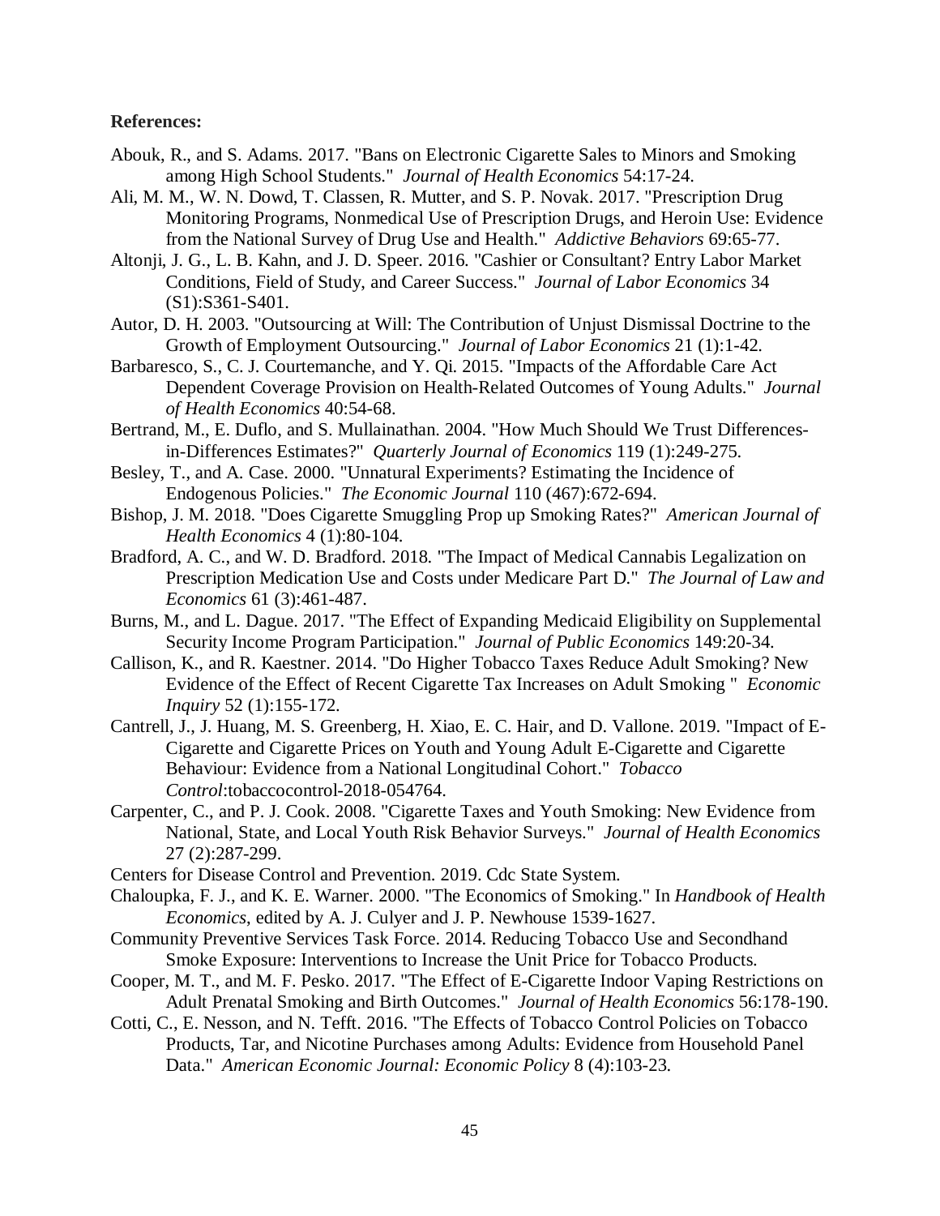**References:**

Abouk, R., and S. Adams. 2017. "Bans on Electronic Cigarette Sales to Minors and Smoking among High School Students." *Journal of Health Economics* 54:17-24.

Ali, M. M., W. N. Dowd, T. Classen, R. Mutter, and S. P. Novak. 2017. "Prescription Drug Monitoring Programs, Nonmedical Use of Prescription Drugs, and Heroin Use: Evidence from the National Survey of Drug Use and Health." *Addictive Behaviors* 69:65-77.

Altonji, J. G., L. B. Kahn, and J. D. Speer. 2016. "Cashier or Consultant? Entry Labor Market Conditions, Field of Study, and Career Success." *Journal of Labor Economics* 34 (S1):S361-S401.

Autor, D. H. 2003. "Outsourcing at Will: The Contribution of Unjust Dismissal Doctrine to the Growth of Employment Outsourcing." *Journal of Labor Economics* 21 (1):1-42.

Barbaresco, S., C. J. Courtemanche, and Y. Qi. 2015. "Impacts of the Affordable Care Act Dependent Coverage Provision on Health-Related Outcomes of Young Adults." *Journal of Health Economics* 40:54-68.

Bertrand, M., E. Duflo, and S. Mullainathan. 2004. "How Much Should We Trust Differences-in-Differences Estimates?" *Quarterly Journal of Economics* 119 (1):249-275.

Besley, T., and A. Case. 2000. "Unnatural Experiments? Estimating the Incidence of Endogenous Policies." *The Economic Journal* 110 (467):672-694.

Bishop, J. M. 2018. "Does Cigarette Smuggling Prop up Smoking Rates?" *American Journal of Health Economics* 4 (1):80-104.

Bradford, A. C., and W. D. Bradford. 2018. "The Impact of Medical Cannabis Legalization on Prescription Medication Use and Costs under Medicare Part D." *The Journal of Law and Economics* 61 (3):461-487.

Burns, M., and L. Dague. 2017. "The Effect of Expanding Medicaid Eligibility on Supplemental Security Income Program Participation." *Journal of Public Economics* 149:20-34.

Callison, K., and R. Kaestner. 2014. "Do Higher Tobacco Taxes Reduce Adult Smoking? New Evidence of the Effect of Recent Cigarette Tax Increases on Adult Smoking " *Economic Inquiry* 52 (1):155-172.

Cantrell, J., J. Huang, M. S. Greenberg, H. Xiao, E. C. Hair, and D. Vallone. 2019. "Impact of E-Cigarette and Cigarette Prices on Youth and Young Adult E-Cigarette and Cigarette Behaviour: Evidence from a National Longitudinal Cohort." *Tobacco Control*:tobaccocontrol-2018-054764.

Carpenter, C., and P. J. Cook. 2008. "Cigarette Taxes and Youth Smoking: New Evidence from National, State, and Local Youth Risk Behavior Surveys." *Journal of Health Economics* 27 (2):287-299.

Centers for Disease Control and Prevention. 2019. Cdc State System.

Chaloupka, F. J., and K. E. Warner. 2000. "The Economics of Smoking." In *Handbook of Health Economics*, edited by A. J. Culyer and J. P. Newhouse 1539-1627.

Community Preventive Services Task Force. 2014. Reducing Tobacco Use and Secondhand Smoke Exposure: Interventions to Increase the Unit Price for Tobacco Products.

Cooper, M. T., and M. F. Pesko. 2017. "The Effect of E-Cigarette Indoor Vaping Restrictions on Adult Prenatal Smoking and Birth Outcomes." *Journal of Health Economics* 56:178-190.

Cotti, C., E. Nesson, and N. Tefft. 2016. "The Effects of Tobacco Control Policies on Tobacco Products, Tar, and Nicotine Purchases among Adults: Evidence from Household Panel Data." *American Economic Journal: Economic Policy* 8 (4):103-23.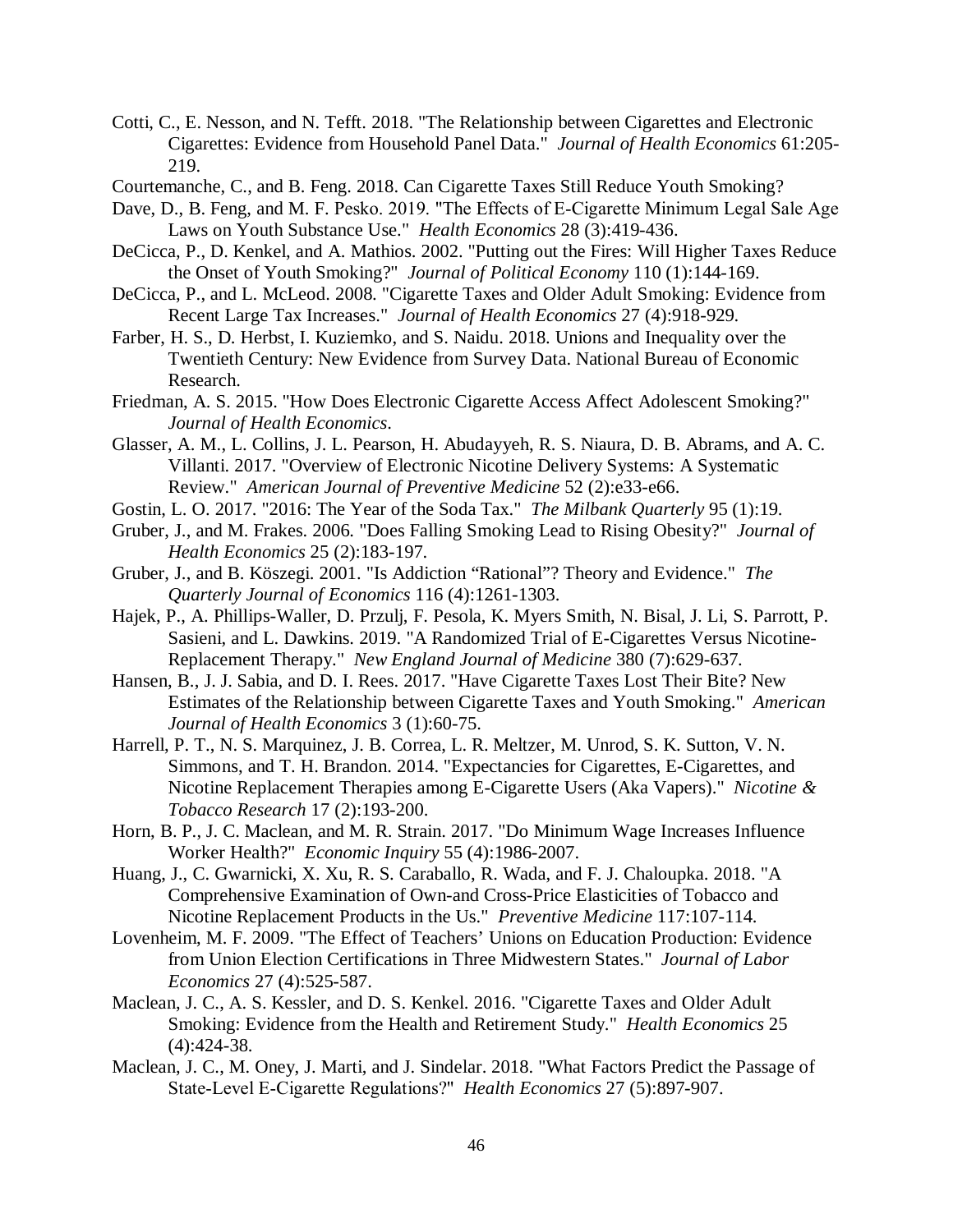Cotti, C., E. Nesson, and N. Tefft. 2018. "The Relationship between Cigarettes and Electronic Cigarettes: Evidence from Household Panel Data." *Journal of Health Economics* 61:205-219.

Courtemanche, C., and B. Feng. 2018. Can Cigarette Taxes Still Reduce Youth Smoking?

Dave, D., B. Feng, and M. F. Pesko. 2019. "The Effects of E-Cigarette Minimum Legal Sale Age Laws on Youth Substance Use." *Health Economics* 28 (3):419-436.

DeCicca, P., D. Kenkel, and A. Mathios. 2002. "Putting out the Fires: Will Higher Taxes Reduce the Onset of Youth Smoking?" *Journal of Political Economy* 110 (1):144-169.

DeCicca, P., and L. McLeod. 2008. "Cigarette Taxes and Older Adult Smoking: Evidence from Recent Large Tax Increases." *Journal of Health Economics* 27 (4):918-929.

Farber, H. S., D. Herbst, I. Kuziemko, and S. Naidu. 2018. Unions and Inequality over the Twentieth Century: New Evidence from Survey Data. National Bureau of Economic Research.

Friedman, A. S. 2015. "How Does Electronic Cigarette Access Affect Adolescent Smoking?" *Journal of Health Economics*.

Glasser, A. M., L. Collins, J. L. Pearson, H. Abudayyeh, R. S. Niaura, D. B. Abrams, and A. C. Villanti. 2017. "Overview of Electronic Nicotine Delivery Systems: A Systematic Review." *American Journal of Preventive Medicine* 52 (2):e33-e66.

Gostin, L. O. 2017. "2016: The Year of the Soda Tax." *The Milbank Quarterly* 95 (1):19.

Gruber, J., and M. Frakes. 2006. "Does Falling Smoking Lead to Rising Obesity?" *Journal of Health Economics* 25 (2):183-197.

Gruber, J., and B. Köszegi. 2001. "Is Addiction "Rational"? Theory and Evidence." *The Quarterly Journal of Economics* 116 (4):1261-1303.

Hajek, P., A. Phillips-Waller, D. Przulj, F. Pesola, K. Myers Smith, N. Bisal, J. Li, S. Parrott, P. Sasieni, and L. Dawkins. 2019. "A Randomized Trial of E-Cigarettes Versus Nicotine-Replacement Therapy." *New England Journal of Medicine* 380 (7):629-637.

Hansen, B., J. J. Sabia, and D. I. Rees. 2017. "Have Cigarette Taxes Lost Their Bite? New Estimates of the Relationship between Cigarette Taxes and Youth Smoking." *American Journal of Health Economics* 3 (1):60-75.

Harrell, P. T., N. S. Marquinez, J. B. Correa, L. R. Meltzer, M. Unrod, S. K. Sutton, V. N. Simmons, and T. H. Brandon. 2014. "Expectancies for Cigarettes, E-Cigarettes, and Nicotine Replacement Therapies among E-Cigarette Users (Aka Vapers)." *Nicotine & Tobacco Research* 17 (2):193-200.

Horn, B. P., J. C. Maclean, and M. R. Strain. 2017. "Do Minimum Wage Increases Influence Worker Health?" *Economic Inquiry* 55 (4):1986-2007.

Huang, J., C. Gwarnicki, X. Xu, R. S. Caraballo, R. Wada, and F. J. Chaloupka. 2018. "A Comprehensive Examination of Own-and Cross-Price Elasticities of Tobacco and Nicotine Replacement Products in the Us." *Preventive Medicine* 117:107-114.

Lovenheim, M. F. 2009. "The Effect of Teachers' Unions on Education Production: Evidence from Union Election Certifications in Three Midwestern States." *Journal of Labor Economics* 27 (4):525-587.

Maclean, J. C., A. S. Kessler, and D. S. Kenkel. 2016. "Cigarette Taxes and Older Adult Smoking: Evidence from the Health and Retirement Study." *Health Economics* 25 (4):424-38.

Maclean, J. C., M. Oney, J. Marti, and J. Sindelar. 2018. "What Factors Predict the Passage of State-Level E-Cigarette Regulations?" *Health Economics* 27 (5):897-907.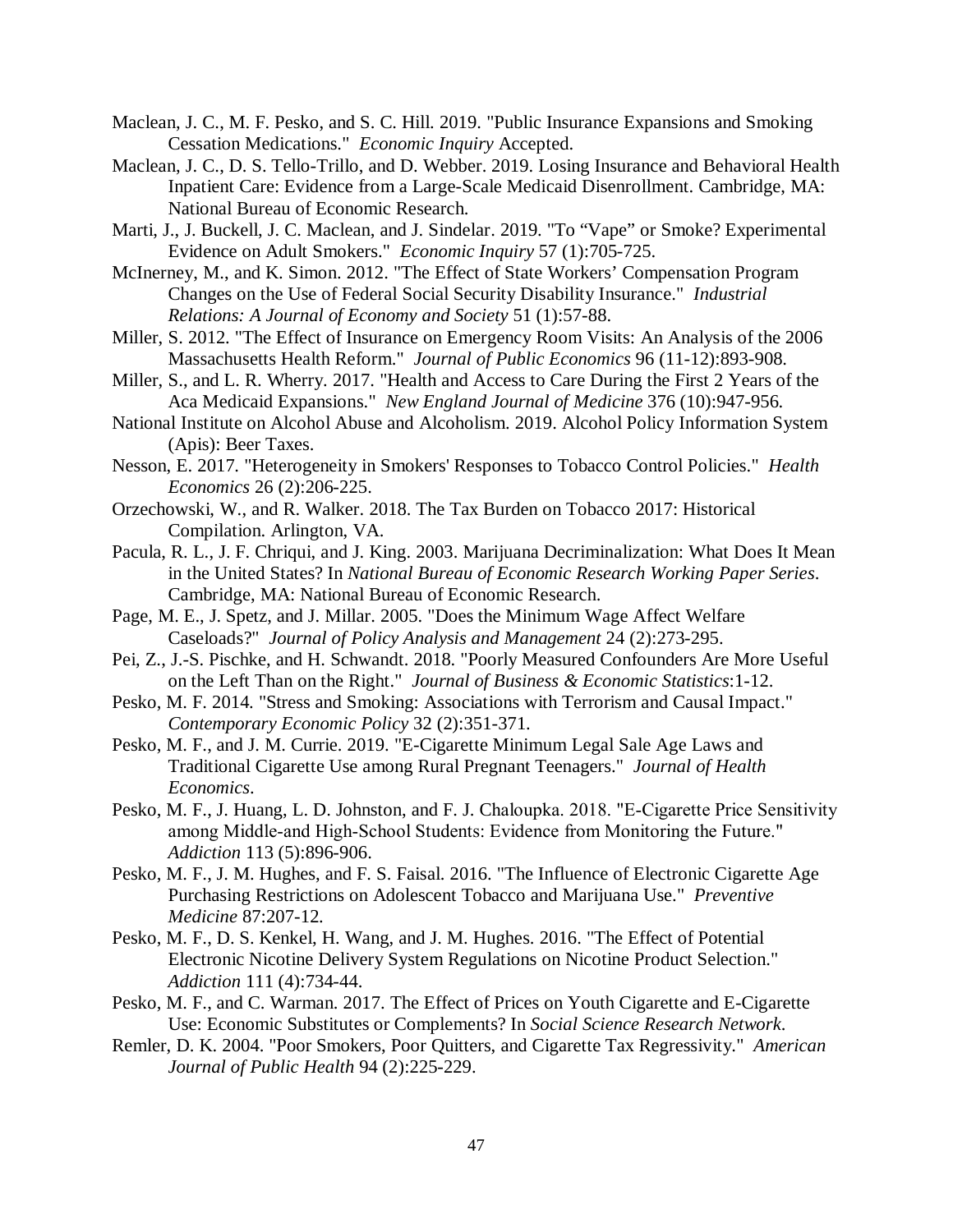Maclean, J. C., M. F. Pesko, and S. C. Hill. 2019. "Public Insurance Expansions and Smoking Cessation Medications." *Economic Inquiry* Accepted.

Maclean, J. C., D. S. Tello-Trillo, and D. Webber. 2019. Losing Insurance and Behavioral Health Inpatient Care: Evidence from a Large-Scale Medicaid Disenrollment. Cambridge, MA: National Bureau of Economic Research.

Marti, J., J. Buckell, J. C. Maclean, and J. Sindelar. 2019. "To "Vape" or Smoke? Experimental Evidence on Adult Smokers." *Economic Inquiry* 57 (1):705-725.

McInerney, M., and K. Simon. 2012. "The Effect of State Workers' Compensation Program Changes on the Use of Federal Social Security Disability Insurance." *Industrial Relations: A Journal of Economy and Society* 51 (1):57-88.

Miller, S. 2012. "The Effect of Insurance on Emergency Room Visits: An Analysis of the 2006 Massachusetts Health Reform." *Journal of Public Economics* 96 (11-12):893-908.

Miller, S., and L. R. Wherry. 2017. "Health and Access to Care During the First 2 Years of the Aca Medicaid Expansions." *New England Journal of Medicine* 376 (10):947-956.

National Institute on Alcohol Abuse and Alcoholism. 2019. Alcohol Policy Information System (Apis): Beer Taxes.

Nesson, E. 2017. "Heterogeneity in Smokers' Responses to Tobacco Control Policies." *Health Economics* 26 (2):206-225.

Orzechowski, W., and R. Walker. 2018. The Tax Burden on Tobacco 2017: Historical Compilation. Arlington, VA.

Pacula, R. L., J. F. Chriqui, and J. King. 2003. Marijuana Decriminalization: What Does It Mean in the United States? In *National Bureau of Economic Research Working Paper Series*. Cambridge, MA: National Bureau of Economic Research.

Page, M. E., J. Spetz, and J. Millar. 2005. "Does the Minimum Wage Affect Welfare Caseloads?" *Journal of Policy Analysis and Management* 24 (2):273-295.

Pei, Z., J.-S. Pischke, and H. Schwandt. 2018. "Poorly Measured Confounders Are More Useful on the Left Than on the Right." *Journal of Business & Economic Statistics*:1-12.

Pesko, M. F. 2014. "Stress and Smoking: Associations with Terrorism and Causal Impact." *Contemporary Economic Policy* 32 (2):351-371.

Pesko, M. F., and J. M. Currie. 2019. "E-Cigarette Minimum Legal Sale Age Laws and Traditional Cigarette Use among Rural Pregnant Teenagers." *Journal of Health Economics*.

Pesko, M. F., J. Huang, L. D. Johnston, and F. J. Chaloupka. 2018. "E-Cigarette Price Sensitivity among Middle-and High-School Students: Evidence from Monitoring the Future." *Addiction* 113 (5):896-906.

Pesko, M. F., J. M. Hughes, and F. S. Faisal. 2016. "The Influence of Electronic Cigarette Age Purchasing Restrictions on Adolescent Tobacco and Marijuana Use." *Preventive Medicine* 87:207-12.

Pesko, M. F., D. S. Kenkel, H. Wang, and J. M. Hughes. 2016. "The Effect of Potential Electronic Nicotine Delivery System Regulations on Nicotine Product Selection." *Addiction* 111 (4):734-44.

Pesko, M. F., and C. Warman. 2017. The Effect of Prices on Youth Cigarette and E-Cigarette Use: Economic Substitutes or Complements? In *Social Science Research Network*.

Remler, D. K. 2004. "Poor Smokers, Poor Quitters, and Cigarette Tax Regressivity." *American Journal of Public Health* 94 (2):225-229.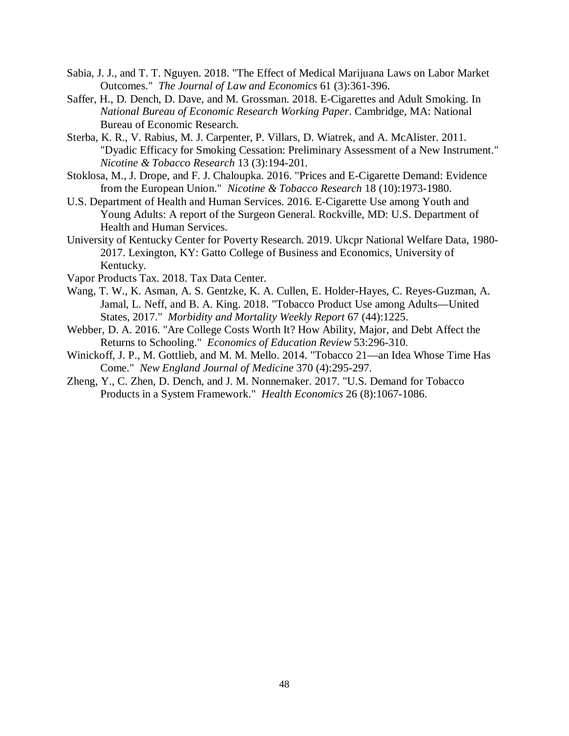Sabia, J. J., and T. T. Nguyen. 2018. "The Effect of Medical Marijuana Laws on Labor Market Outcomes." *The Journal of Law and Economics* 61 (3):361-396.

Saffer, H., D. Dench, D. Dave, and M. Grossman. 2018. E-Cigarettes and Adult Smoking. In *National Bureau of Economic Research Working Paper*. Cambridge, MA: National Bureau of Economic Research.

Sterba, K. R., V. Rabius, M. J. Carpenter, P. Villars, D. Wiatrek, and A. McAlister. 2011. "Dyadic Efficacy for Smoking Cessation: Preliminary Assessment of a New Instrument." *Nicotine & Tobacco Research* 13 (3):194-201.

Stoklosa, M., J. Drope, and F. J. Chaloupka. 2016. "Prices and E-Cigarette Demand: Evidence from the European Union." *Nicotine & Tobacco Research* 18 (10):1973-1980.

U.S. Department of Health and Human Services. 2016. E-Cigarette Use among Youth and Young Adults: A report of the Surgeon General. Rockville, MD: U.S. Department of Health and Human Services.

University of Kentucky Center for Poverty Research. 2019. Ukcpr National Welfare Data, 1980-2017. Lexington, KY: Gatto College of Business and Economics, University of Kentucky.

Vapor Products Tax. 2018. Tax Data Center.

Wang, T. W., K. Asman, A. S. Gentzke, K. A. Cullen, E. Holder-Hayes, C. Reyes-Guzman, A. Jamal, L. Neff, and B. A. King. 2018. "Tobacco Product Use among Adults—United States, 2017." *Morbidity and Mortality Weekly Report* 67 (44):1225.

Webber, D. A. 2016. "Are College Costs Worth It? How Ability, Major, and Debt Affect the Returns to Schooling." *Economics of Education Review* 53:296-310.

Winickoff, J. P., M. Gottlieb, and M. M. Mello. 2014. "Tobacco 21—an Idea Whose Time Has Come." *New England Journal of Medicine* 370 (4):295-297.

Zheng, Y., C. Zhen, D. Dench, and J. M. Nonnemaker. 2017. "U.S. Demand for Tobacco Products in a System Framework." *Health Economics* 26 (8):1067-1086.